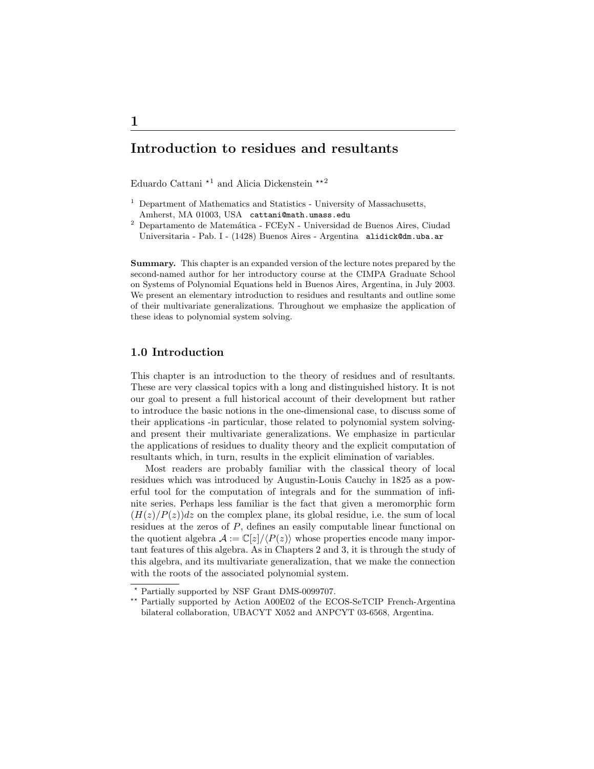# 1

# Introduction to residues and resultants

Eduardo Cattani [*1] and Alicia Dickenstein [**2]

[1] Department of Mathematics and Statistics - University of Massachusetts, Amherst, MA 01003, USA cattani@math.umass.edu

[2] Departamento de Matemática - FCEyN - Universidad de Buenos Aires, Ciudad Universitaria - Pab. I - (1428) Buenos Aires - Argentina alidick@dm.uba.ar

**Summary.** This chapter is an expanded version of the lecture notes prepared by the second-named author for her introductory course at the CIMPA Graduate School on Systems of Polynomial Equations held in Buenos Aires, Argentina, in July 2003. We present an elementary introduction to residues and resultants and outline some of their multivariate generalizations. Throughout we emphasize the application of these ideas to polynomial system solving.

## 1.0 Introduction

This chapter is an introduction to the theory of residues and of resultants. These are very classical topics with a long and distinguished history. It is not our goal to present a full historical account of their development but rather to introduce the basic notions in the one-dimensional case, to discuss some of their applications -in particular, those related to polynomial system solving- and present their multivariate generalizations. We emphasize in particular the applications of residues to duality theory and the explicit computation of resultants which, in turn, results in the explicit elimination of variables.

Most readers are probably familiar with the classical theory of local residues which was introduced by Augustin-Louis Cauchy in 1825 as a powerful tool for the computation of integrals and for the summation of infinite series. Perhaps less familiar is the fact that given a meromorphic form $(H(z)/P(z))dz$ on the complex plane, its global residue, i.e. the sum of local residues at the zeros of $P$, defines an easily computable linear functional on the quotient algebra $\mathcal{A} := \mathbb{C}[z]/\langle P(z)\rangle$ whose properties encode many important features of this algebra. As in Chapters 2 and 3, it is through the study of this algebra, and its multivariate generalization, that we make the connection with the roots of the associated polynomial system.

[*] Partially supported by NSF Grant DMS-0099707.

[**] Partially supported by Action A00E02 of the ECOS-SeTCIP French-Argentina bilateral collaboration, UBACYT X052 and ANPCYT 03-6568, Argentina.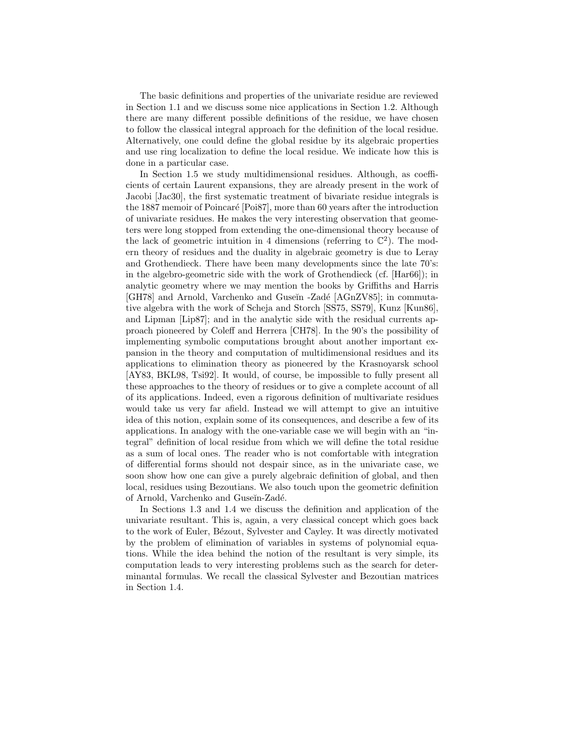The basic definitions and properties of the univariate residue are reviewed in Section 1.1 and we discuss some nice applications in Section 1.2. Although there are many different possible definitions of the residue, we have chosen to follow the classical integral approach for the definition of the local residue. Alternatively, one could define the global residue by its algebraic properties and use ring localization to define the local residue. We indicate how this is done in a particular case.

In Section 1.5 we study multidimensional residues. Although, as coefficients of certain Laurent expansions, they are already present in the work of Jacobi [Jac30], the first systematic treatment of bivariate residue integrals is the 1887 memoir of Poincaré [Poi87], more than 60 years after the introduction of univariate residues. He makes the very interesting observation that geometers were long stopped from extending the one-dimensional theory because of the lack of geometric intuition in 4 dimensions (referring to $\mathbb{C}^2$). The modern theory of residues and the duality in algebraic geometry is due to Leray and Grothendieck. There have been many developments since the late 70's: in the algebro-geometric side with the work of Grothendieck (cf. [Har66]); in analytic geometry where we may mention the books by Griffiths and Harris [GH78] and Arnold, Varchenko and Guseĭn -Zadé [AGnZV85]; in commutative algebra with the work of Scheja and Storch [SS75, SS79], Kunz [Kun86], and Lipman [Lip87]; and in the analytic side with the residual currents approach pioneered by Coleff and Herrera [CH78]. In the 90's the possibility of implementing symbolic computations brought about another important expansion in the theory and computation of multidimensional residues and its applications to elimination theory as pioneered by the Krasnoyarsk school [AY83, BKL98, Tsi92]. It would, of course, be impossible to fully present all these approaches to the theory of residues or to give a complete account of all of its applications. Indeed, even a rigorous definition of multivariate residues would take us very far afield. Instead we will attempt to give an intuitive idea of this notion, explain some of its consequences, and describe a few of its applications. In analogy with the one-variable case we will begin with an "integral" definition of local residue from which we will define the total residue as a sum of local ones. The reader who is not comfortable with integration of differential forms should not despair since, as in the univariate case, we soon show how one can give a purely algebraic definition of global, and then local, residues using Bezoutians. We also touch upon the geometric definition of Arnold, Varchenko and Guseĭn-Zadé.

In Sections 1.3 and 1.4 we discuss the definition and application of the univariate resultant. This is, again, a very classical concept which goes back to the work of Euler, Bézout, Sylvester and Cayley. It was directly motivated by the problem of elimination of variables in systems of polynomial equations. While the idea behind the notion of the resultant is very simple, its computation leads to very interesting problems such as the search for determinantal formulas. We recall the classical Sylvester and Bezoutian matrices in Section 1.4.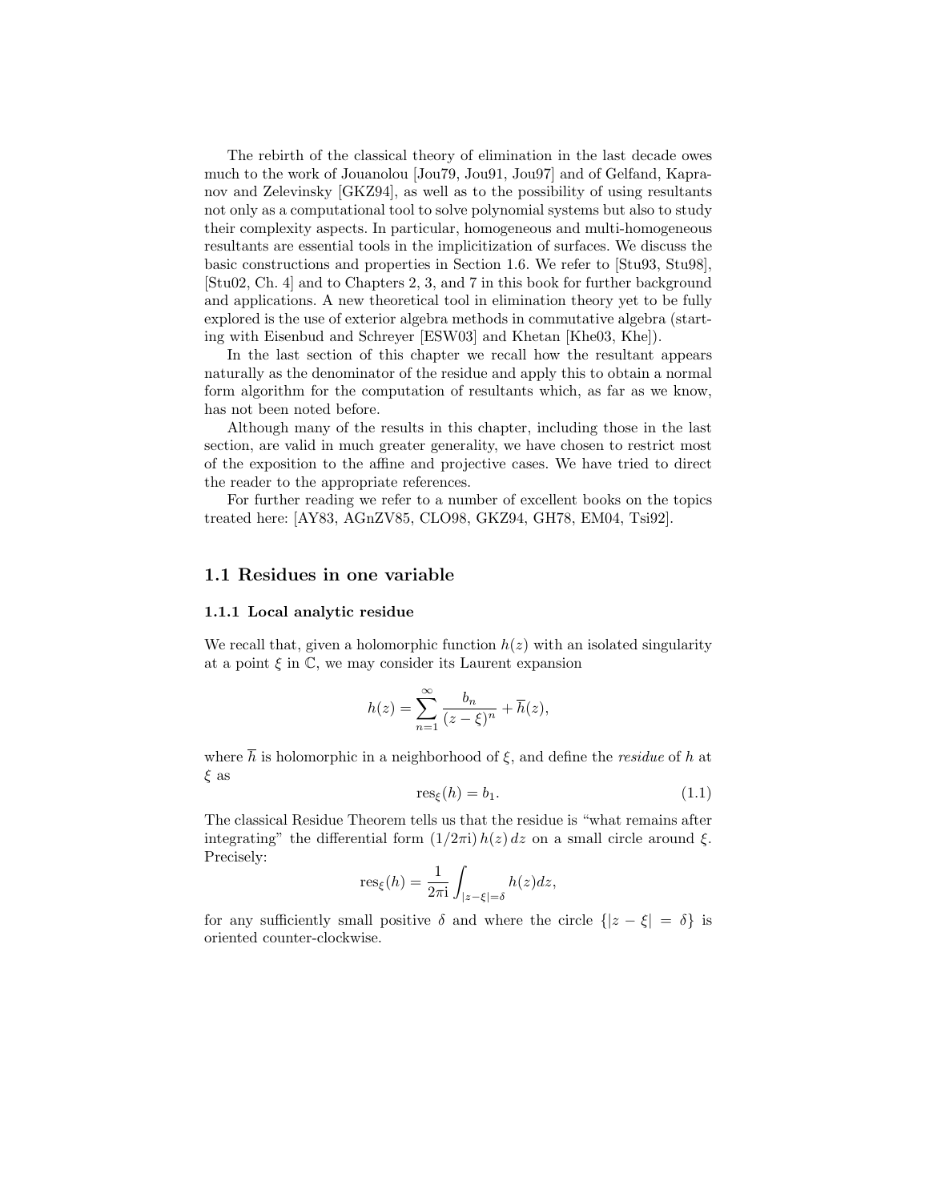The rebirth of the classical theory of elimination in the last decade owes much to the work of Jouanolou [Jou79, Jou91, Jou97] and of Gelfand, Kapranov and Zelevinsky [GKZ94], as well as to the possibility of using resultants not only as a computational tool to solve polynomial systems but also to study their complexity aspects. In particular, homogeneous and multi-homogeneous resultants are essential tools in the implicitization of surfaces. We discuss the basic constructions and properties in Section 1.6. We refer to [Stu93, Stu98], [Stu02, Ch. 4] and to Chapters 2, 3, and 7 in this book for further background and applications. A new theoretical tool in elimination theory yet to be fully explored is the use of exterior algebra methods in commutative algebra (starting with Eisenbud and Schreyer [ESW03] and Khetan [Khe03, Khe]).

In the last section of this chapter we recall how the resultant appears naturally as the denominator of the residue and apply this to obtain a normal form algorithm for the computation of resultants which, as far as we know, has not been noted before.

Although many of the results in this chapter, including those in the last section, are valid in much greater generality, we have chosen to restrict most of the exposition to the affine and projective cases. We have tried to direct the reader to the appropriate references.

For further reading we refer to a number of excellent books on the topics treated here: [AY83, AGnZV85, CLO98, GKZ94, GH78, EM04, Tsi92].

## 1.1 Residues in one variable

### 1.1.1 Local analytic residue

We recall that, given a holomorphic function $h(z)$ with an isolated singularity at a point $\xi$ in $\mathbb{C}$, we may consider its Laurent expansion

$$h(z) = \sum_{n=1}^{\infty} \frac{b_n}{(z-\xi)^n} + \overline{h}(z),$$

where $\overline{h}$ is holomorphic in a neighborhood of $\xi$, and define the *residue* of $h$ at $\xi$ as

$$\operatorname{res}_{\xi}(h) = b_1. \tag{1.1}$$

The classical Residue Theorem tells us that the residue is "what remains after integrating" the differential form $(1/2\pi \mathrm{i})\, h(z)\, dz$ on a small circle around $\xi$. Precisely:

$$\operatorname{res}_{\xi}(h) = \frac{1}{2\pi \mathrm{i}} \int_{|z-\xi|=\delta} h(z) dz,$$

for any sufficiently small positive $\delta$ and where the circle $\{|z - \xi| = \delta\}$ is oriented counter-clockwise.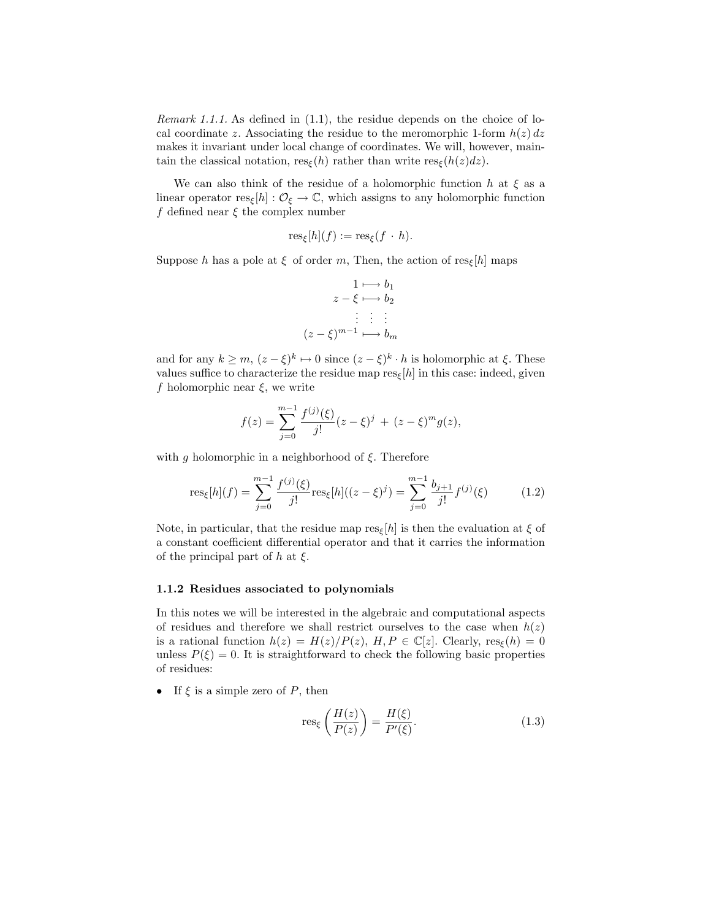*Remark 1.1.1.* As defined in (1.1), the residue depends on the choice of local coordinate $z$. Associating the residue to the meromorphic 1-form $h(z)\,dz$ makes it invariant under local change of coordinates. We will, however, maintain the classical notation, $\mathrm{res}_\xi(h)$ rather than write $\mathrm{res}_\xi(h(z)dz)$.

We can also think of the residue of a holomorphic function $h$ at $\xi$ as a linear operator $\mathrm{res}_\xi[h] : \mathcal{O}_\xi \to \mathbb{C}$, which assigns to any holomorphic function $f$ defined near $\xi$ the complex number

$$\mathrm{res}_\xi[h](f) := \mathrm{res}_\xi(f \cdot h).$$

Suppose $h$ has a pole at $\xi$ of order $m$, Then, the action of $\mathrm{res}_\xi[h]$ maps

$$\begin{aligned} 1 &\longmapsto b_1 \\ z-\xi &\longmapsto b_2 \\ \vdots \;\; &\;\vdots\;\; \vdots \\ (z-\xi)^{m-1} &\longmapsto b_m \end{aligned}$$

and for any $k \geq m$, $(z-\xi)^k \mapsto 0$ since $(z-\xi)^k \cdot h$ is holomorphic at $\xi$. These values suffice to characterize the residue map $\mathrm{res}_\xi[h]$ in this case: indeed, given $f$ holomorphic near $\xi$, we write

$$f(z) = \sum_{j=0}^{m-1} \frac{f^{(j)}(\xi)}{j!}(z-\xi)^j \;+\; (z-\xi)^m g(z),$$

with $g$ holomorphic in a neighborhood of $\xi$. Therefore

$$\mathrm{res}_\xi[h](f) = \sum_{j=0}^{m-1} \frac{f^{(j)}(\xi)}{j!}\mathrm{res}_\xi[h]((z-\xi)^j) = \sum_{j=0}^{m-1} \frac{b_{j+1}}{j!} f^{(j)}(\xi) \tag{1.2}$$

Note, in particular, that the residue map $\mathrm{res}_\xi[h]$ is then the evaluation at $\xi$ of a constant coefficient differential operator and that it carries the information of the principal part of $h$ at $\xi$.

### 1.1.2 Residues associated to polynomials

In this notes we will be interested in the algebraic and computational aspects of residues and therefore we shall restrict ourselves to the case when $h(z)$ is a rational function $h(z) = H(z)/P(z)$, $H, P \in \mathbb{C}[z]$. Clearly, $\mathrm{res}_\xi(h) = 0$ unless $P(\xi) = 0$. It is straightforward to check the following basic properties of residues:

- If $\xi$ is a simple zero of $P$, then

$$\mathrm{res}_\xi\left(\frac{H(z)}{P(z)}\right) = \frac{H(\xi)}{P'(\xi)}. \tag{1.3}$$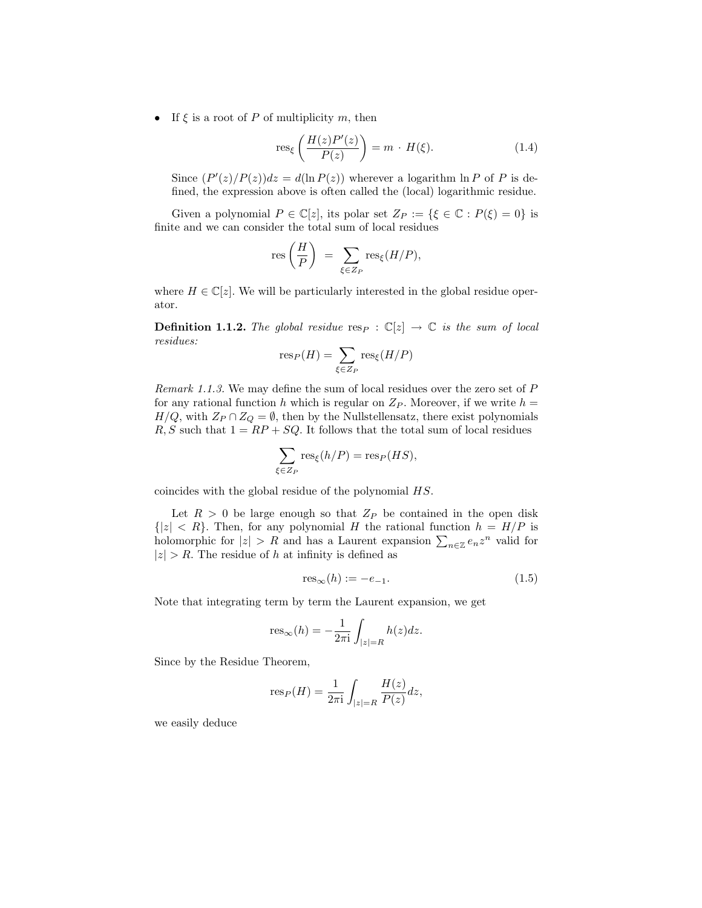- If $\xi$ is a root of $P$ of multiplicity $m$, then

$$\operatorname{res}_\xi\left(\frac{H(z)P'(z)}{P(z)}\right) = m \cdot H(\xi). \tag{1.4}$$

  Since $(P'(z)/P(z))dz = d(\ln P(z))$ wherever a logarithm $\ln P$ of $P$ is defined, the expression above is often called the (local) logarithmic residue.

Given a polynomial $P \in \mathbb{C}[z]$, its polar set $Z_P := \{\xi \in \mathbb{C} : P(\xi) = 0\}$ is finite and we can consider the total sum of local residues

$$\operatorname{res}\left(\frac{H}{P}\right) = \sum_{\xi \in Z_P} \operatorname{res}_\xi(H/P),$$

where $H \in \mathbb{C}[z]$. We will be particularly interested in the global residue operator.

**Definition 1.1.2.** *The global residue* $\operatorname{res}_P : \mathbb{C}[z] \to \mathbb{C}$ *is the sum of local residues:*

$$\operatorname{res}_P(H) = \sum_{\xi \in Z_P} \operatorname{res}_\xi(H/P)$$

*Remark 1.1.3.* We may define the sum of local residues over the zero set of $P$ for any rational function $h$ which is regular on $Z_P$. Moreover, if we write $h = H/Q$, with $Z_P \cap Z_Q = \emptyset$, then by the Nullstellensatz, there exist polynomials $R, S$ such that $1 = RP + SQ$. It follows that the total sum of local residues

$$\sum_{\xi \in Z_P} \operatorname{res}_\xi(h/P) = \operatorname{res}_P(HS),$$

coincides with the global residue of the polynomial $HS$.

Let $R > 0$ be large enough so that $Z_P$ be contained in the open disk $\{|z| < R\}$. Then, for any polynomial $H$ the rational function $h = H/P$ is holomorphic for $|z| > R$ and has a Laurent expansion $\sum_{n\in\mathbb{Z}} e_n z^n$ valid for $|z| > R$. The residue of $h$ at infinity is defined as

$$\operatorname{res}_\infty(h) := -e_{-1}. \tag{1.5}$$

Note that integrating term by term the Laurent expansion, we get

$$\operatorname{res}_\infty(h) = -\frac{1}{2\pi \mathrm{i}} \int_{|z|=R} h(z)dz.$$

Since by the Residue Theorem,

$$\operatorname{res}_P(H) = \frac{1}{2\pi \mathrm{i}} \int_{|z|=R} \frac{H(z)}{P(z)} dz,$$

we easily deduce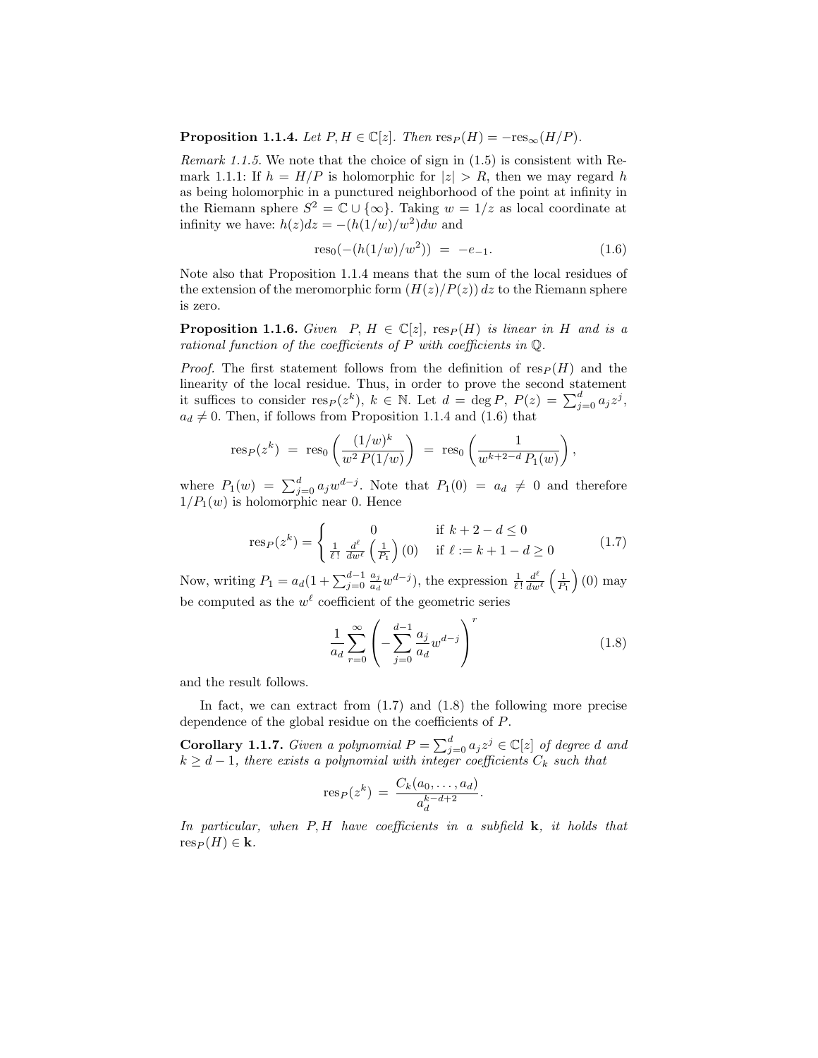**Proposition 1.1.4.** *Let $P, H \in \mathbb{C}[z]$. Then* $\mathrm{res}_P(H) = -\mathrm{res}_\infty(H/P)$.

*Remark 1.1.5.* We note that the choice of sign in (1.5) is consistent with Remark 1.1.1: If $h = H/P$ is holomorphic for $|z| > R$, then we may regard $h$ as being holomorphic in a punctured neighborhood of the point at infinity in the Riemann sphere $S^2 = \mathbb{C} \cup \{\infty\}$. Taking $w = 1/z$ as local coordinate at infinity we have: $h(z)dz = -(h(1/w)/w^2)dw$ and

$$\mathrm{res}_0(-(h(1/w)/w^2)) \;=\; -e_{-1}. \tag{1.6}$$

Note also that Proposition 1.1.4 means that the sum of the local residues of the extension of the meromorphic form $(H(z)/P(z))\,dz$ to the Riemann sphere is zero.

**Proposition 1.1.6.** *Given* $P, H \in \mathbb{C}[z]$, $\mathrm{res}_P(H)$ *is linear in* $H$ *and is a rational function of the coefficients of* $P$ *with coefficients in* $\mathbb{Q}$.

*Proof.* The first statement follows from the definition of $\mathrm{res}_P(H)$ and the linearity of the local residue. Thus, in order to prove the second statement it suffices to consider $\mathrm{res}_P(z^k)$, $k \in \mathbb{N}$. Let $d = \deg P$, $P(z) = \sum_{j=0}^{d} a_j z^j$, $a_d \neq 0$. Then, if follows from Proposition 1.1.4 and (1.6) that

$$\mathrm{res}_P(z^k) \;=\; \mathrm{res}_0\left(\frac{(1/w)^k}{w^2\,P(1/w)}\right) \;=\; \mathrm{res}_0\left(\frac{1}{w^{k+2-d}\,P_1(w)}\right),$$

where $P_1(w) = \sum_{j=0}^{d} a_j w^{d-j}$. Note that $P_1(0) = a_d \neq 0$ and therefore $1/P_1(w)$ is holomorphic near 0. Hence

$$\mathrm{res}_P(z^k) = \begin{cases} 0 & \text{if } k+2-d \leq 0 \\ \frac{1}{\ell!}\,\frac{d^\ell}{dw^\ell}\left(\frac{1}{P_1}\right)(0) & \text{if } \ell := k+1-d \geq 0 \end{cases} \tag{1.7}$$

Now, writing $P_1 = a_d(1 + \sum_{j=0}^{d-1} \frac{a_j}{a_d} w^{d-j})$, the expression $\frac{1}{\ell!}\frac{d^\ell}{dw^\ell}\left(\frac{1}{P_1}\right)(0)$ may be computed as the $w^\ell$ coefficient of the geometric series

$$\frac{1}{a_d}\sum_{r=0}^{\infty}\left(-\sum_{j=0}^{d-1}\frac{a_j}{a_d}w^{d-j}\right)^r \tag{1.8}$$

and the result follows.

In fact, we can extract from (1.7) and (1.8) the following more precise dependence of the global residue on the coefficients of $P$.

**Corollary 1.1.7.** *Given a polynomial $P = \sum_{j=0}^{d} a_j z^j \in \mathbb{C}[z]$ of degree $d$ and $k \geq d-1$, there exists a polynomial with integer coefficients $C_k$ such that*

$$\mathrm{res}_P(z^k) \;=\; \frac{C_k(a_0, \ldots, a_d)}{a_d^{k-d+2}}.$$

*In particular, when $P, H$ have coefficients in a subfield $\mathbf{k}$, it holds that $\mathrm{res}_P(H) \in \mathbf{k}$.*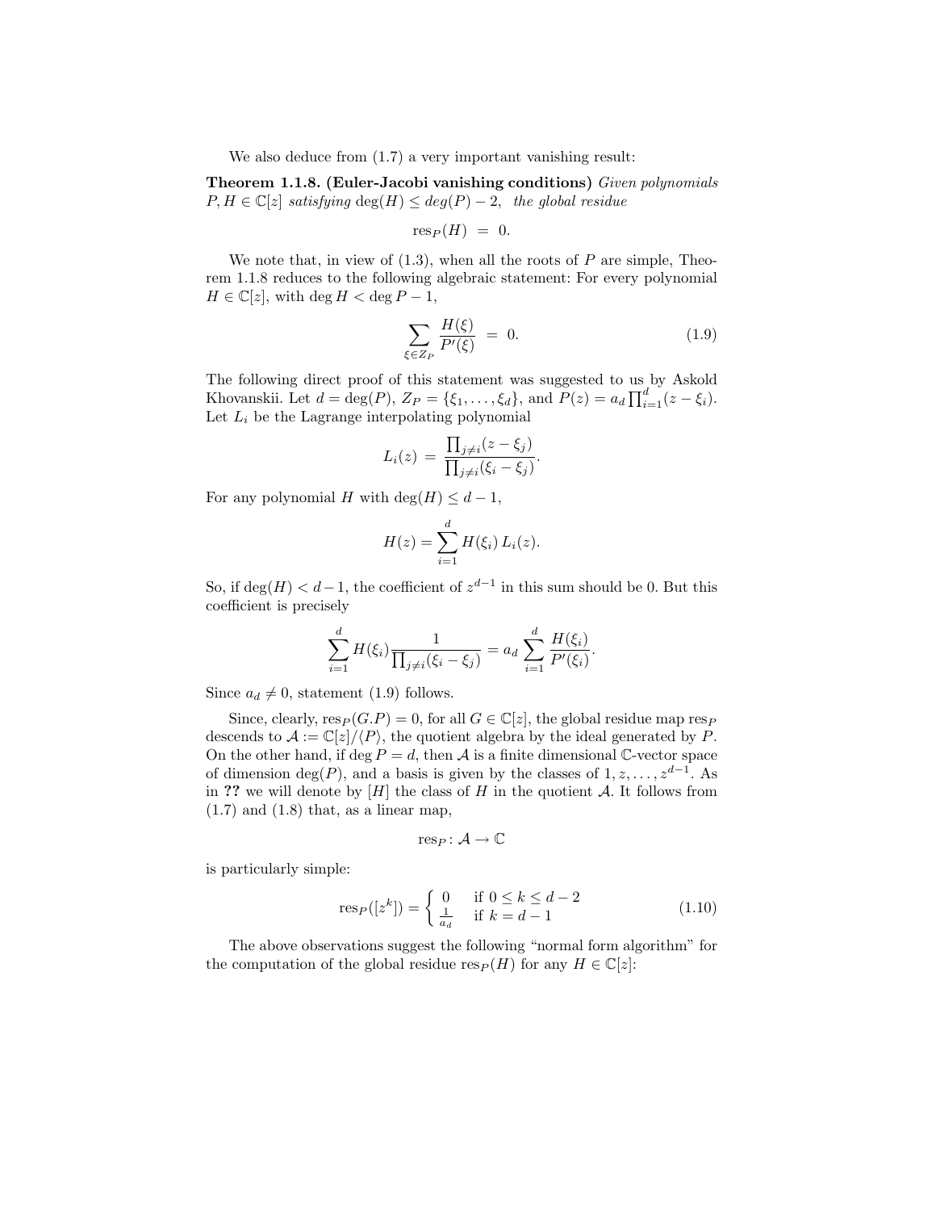We also deduce from (1.7) a very important vanishing result:

**Theorem 1.1.8. (Euler-Jacobi vanishing conditions)** *Given polynomials $P, H \in \mathbb{C}[z]$ satisfying $\deg(H) \leq deg(P) - 2$, the global residue*

$$\operatorname{res}_P(H) \;=\; 0.$$

We note that, in view of (1.3), when all the roots of $P$ are simple, Theorem 1.1.8 reduces to the following algebraic statement: For every polynomial $H \in \mathbb{C}[z]$, with $\deg H < \deg P - 1$,

$$\sum_{\xi \in Z_P} \frac{H(\xi)}{P'(\xi)} \;=\; 0. \tag{1.9}$$

The following direct proof of this statement was suggested to us by Askold Khovanskii. Let $d = \deg(P)$, $Z_P = \{\xi_1, \ldots, \xi_d\}$, and $P(z) = a_d \prod_{i=1}^d (z - \xi_i)$. Let $L_i$ be the Lagrange interpolating polynomial

$$L_i(z) \;=\; \frac{\prod_{j \neq i}(z - \xi_j)}{\prod_{j \neq i}(\xi_i - \xi_j)}.$$

For any polynomial $H$ with $\deg(H) \leq d - 1$,

$$H(z) = \sum_{i=1}^{d} H(\xi_i)\, L_i(z).$$

So, if $\deg(H) < d-1$, the coefficient of $z^{d-1}$ in this sum should be 0. But this coefficient is precisely

$$\sum_{i=1}^{d} H(\xi_i) \frac{1}{\prod_{j \neq i}(\xi_i - \xi_j)} = a_d \sum_{i=1}^{d} \frac{H(\xi_i)}{P'(\xi_i)}.$$

Since $a_d \neq 0$, statement (1.9) follows.

Since, clearly, $\operatorname{res}_P(G.P) = 0$, for all $G \in \mathbb{C}[z]$, the global residue map $\operatorname{res}_P$ descends to $\mathcal{A} := \mathbb{C}[z]/\langle P \rangle$, the quotient algebra by the ideal generated by $P$. On the other hand, if $\deg P = d$, then $\mathcal{A}$ is a finite dimensional $\mathbb{C}$-vector space of dimension $\deg(P)$, and a basis is given by the classes of $1, z, \ldots, z^{d-1}$. As in **??** we will denote by $[H]$ the class of $H$ in the quotient $\mathcal{A}$. It follows from (1.7) and (1.8) that, as a linear map,

$$\operatorname{res}_P \colon \mathcal{A} \to \mathbb{C}$$

is particularly simple:

$$\operatorname{res}_P([z^k]) = \begin{cases} 0 & \text{if } 0 \leq k \leq d-2 \\ \frac{1}{a_d} & \text{if } k = d-1 \end{cases} \tag{1.10}$$

The above observations suggest the following "normal form algorithm" for the computation of the global residue $\operatorname{res}_P(H)$ for any $H \in \mathbb{C}[z]$: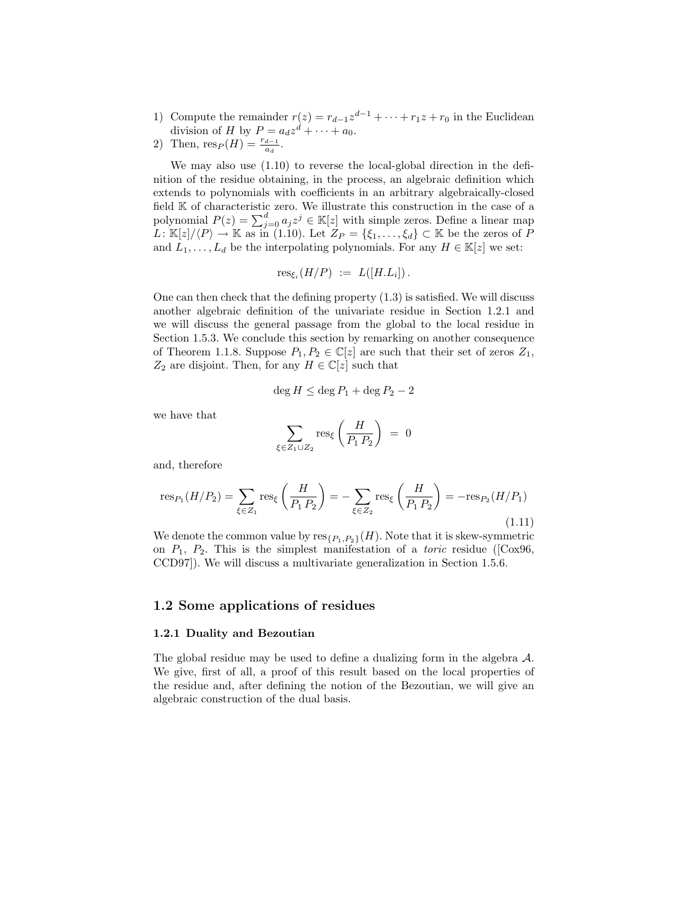1) Compute the remainder $r(z) = r_{d-1}z^{d-1} + \cdots + r_1 z + r_0$ in the Euclidean division of $H$ by $P = a_d z^d + \cdots + a_0$.
2) Then, $\mathrm{res}_P(H) = \frac{r_{d-1}}{a_d}$.

We may also use (1.10) to reverse the local-global direction in the definition of the residue obtaining, in the process, an algebraic definition which extends to polynomials with coefficients in an arbitrary algebraically-closed field $\mathbb{K}$ of characteristic zero. We illustrate this construction in the case of a polynomial $P(z) = \sum_{j=0}^{d} a_j z^j \in \mathbb{K}[z]$ with simple zeros. Define a linear map $L\colon \mathbb{K}[z]/\langle P\rangle \to \mathbb{K}$ as in (1.10). Let $Z_P = \{\xi_1, \ldots, \xi_d\} \subset \mathbb{K}$ be the zeros of $P$ and $L_1, \ldots, L_d$ be the interpolating polynomials. For any $H \in \mathbb{K}[z]$ we set:

$$\mathrm{res}_{\xi_i}(H/P) \;:=\; L([H.L_i])\,.$$

One can then check that the defining property (1.3) is satisfied. We will discuss another algebraic definition of the univariate residue in Section 1.2.1 and we will discuss the general passage from the global to the local residue in Section 1.5.3. We conclude this section by remarking on another consequence of Theorem 1.1.8. Suppose $P_1, P_2 \in \mathbb{C}[z]$ are such that their set of zeros $Z_1$, $Z_2$ are disjoint. Then, for any $H \in \mathbb{C}[z]$ such that

$$\deg H \leq \deg P_1 + \deg P_2 - 2$$

we have that

$$\sum_{\xi \in Z_1 \cup Z_2} \mathrm{res}_\xi\left(\frac{H}{P_1\, P_2}\right) \;=\; 0$$

and, therefore

$$\mathrm{res}_{P_1}(H/P_2) = \sum_{\xi \in Z_1} \mathrm{res}_\xi\left(\frac{H}{P_1\, P_2}\right) = -\sum_{\xi \in Z_2} \mathrm{res}_\xi\left(\frac{H}{P_1\, P_2}\right) = -\mathrm{res}_{P_2}(H/P_1) \tag{1.11}$$

We denote the common value by $\mathrm{res}_{\{P_1,P_2\}}(H)$. Note that it is skew-symmetric on $P_1$, $P_2$. This is the simplest manifestation of a *toric* residue ([Cox96, CCD97]). We will discuss a multivariate generalization in Section 1.5.6.

## 1.2 Some applications of residues

### 1.2.1 Duality and Bezoutian

The global residue may be used to define a dualizing form in the algebra $\mathcal{A}$. We give, first of all, a proof of this result based on the local properties of the residue and, after defining the notion of the Bezoutian, we will give an algebraic construction of the dual basis.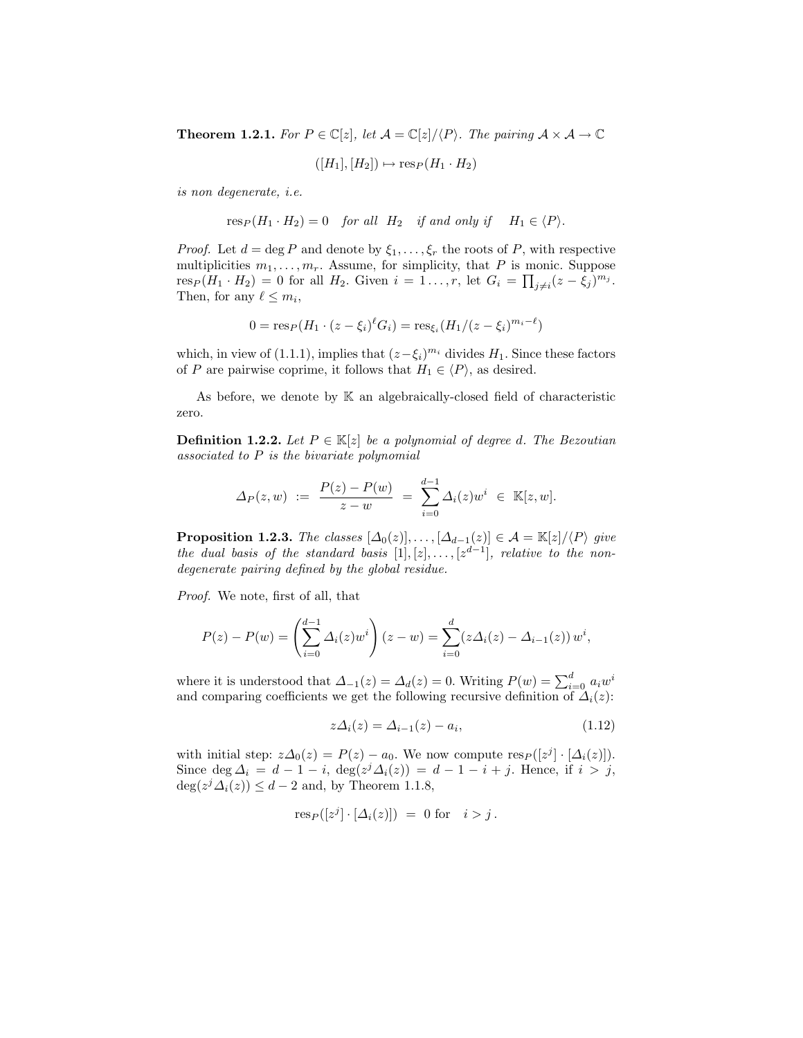**Theorem 1.2.1.** *For $P \in \mathbb{C}[z]$, let $\mathcal{A} = \mathbb{C}[z]/\langle P \rangle$. The pairing $\mathcal{A} \times \mathcal{A} \to \mathbb{C}$*

$$([H_1], [H_2]) \mapsto \operatorname{res}_P(H_1 \cdot H_2)$$

*is non degenerate, i.e.*

$$\operatorname{res}_P(H_1 \cdot H_2) = 0 \quad \textit{for all } H_2 \quad \textit{if and only if} \quad H_1 \in \langle P \rangle.$$

*Proof.* Let $d = \deg P$ and denote by $\xi_1, \ldots, \xi_r$ the roots of $P$, with respective multiplicities $m_1, \ldots, m_r$. Assume, for simplicity, that $P$ is monic. Suppose $\operatorname{res}_P(H_1 \cdot H_2) = 0$ for all $H_2$. Given $i = 1 \ldots, r$, let $G_i = \prod_{j \neq i} (z - \xi_j)^{m_j}$. Then, for any $\ell \leq m_i$,

$$0 = \operatorname{res}_P(H_1 \cdot (z - \xi_i)^{\ell} G_i) = \operatorname{res}_{\xi_i}(H_1/(z - \xi_i)^{m_i - \ell})$$

which, in view of (1.1.1), implies that $(z - \xi_i)^{m_i}$ divides $H_1$. Since these factors of $P$ are pairwise coprime, it follows that $H_1 \in \langle P \rangle$, as desired.

As before, we denote by $\mathbb{K}$ an algebraically-closed field of characteristic zero.

**Definition 1.2.2.** *Let $P \in \mathbb{K}[z]$ be a polynomial of degree $d$. The Bezoutian associated to $P$ is the bivariate polynomial*

$$\Delta_P(z, w) \ := \ \frac{P(z) - P(w)}{z - w} \ = \ \sum_{i=0}^{d-1} \Delta_i(z) w^i \ \in \ \mathbb{K}[z, w].$$

**Proposition 1.2.3.** *The classes $[\Delta_0(z)], \ldots, [\Delta_{d-1}(z)] \in \mathcal{A} = \mathbb{K}[z]/\langle P \rangle$ give the dual basis of the standard basis $[1], [z], \ldots, [z^{d-1}]$, relative to the non-degenerate pairing defined by the global residue.*

*Proof.* We note, first of all, that

$$P(z) - P(w) = \left( \sum_{i=0}^{d-1} \Delta_i(z) w^i \right) (z - w) = \sum_{i=0}^{d} (z \Delta_i(z) - \Delta_{i-1}(z))\, w^i,$$

where it is understood that $\Delta_{-1}(z) = \Delta_d(z) = 0$. Writing $P(w) = \sum_{i=0}^{d} a_i w^i$ and comparing coefficients we get the following recursive definition of $\Delta_i(z)$:

$$z \Delta_i(z) = \Delta_{i-1}(z) - a_i, \tag{1.12}$$

with initial step: $z \Delta_0(z) = P(z) - a_0$. We now compute $\operatorname{res}_P([z^j] \cdot [\Delta_i(z)])$. Since $\deg \Delta_i = d - 1 - i$, $\deg(z^j \Delta_i(z)) = d - 1 - i + j$. Hence, if $i > j$, $\deg(z^j \Delta_i(z)) \leq d - 2$ and, by Theorem 1.1.8,

$$\operatorname{res}_P([z^j] \cdot [\Delta_i(z)]) \ = \ 0 \text{ for } \quad i > j\,.$$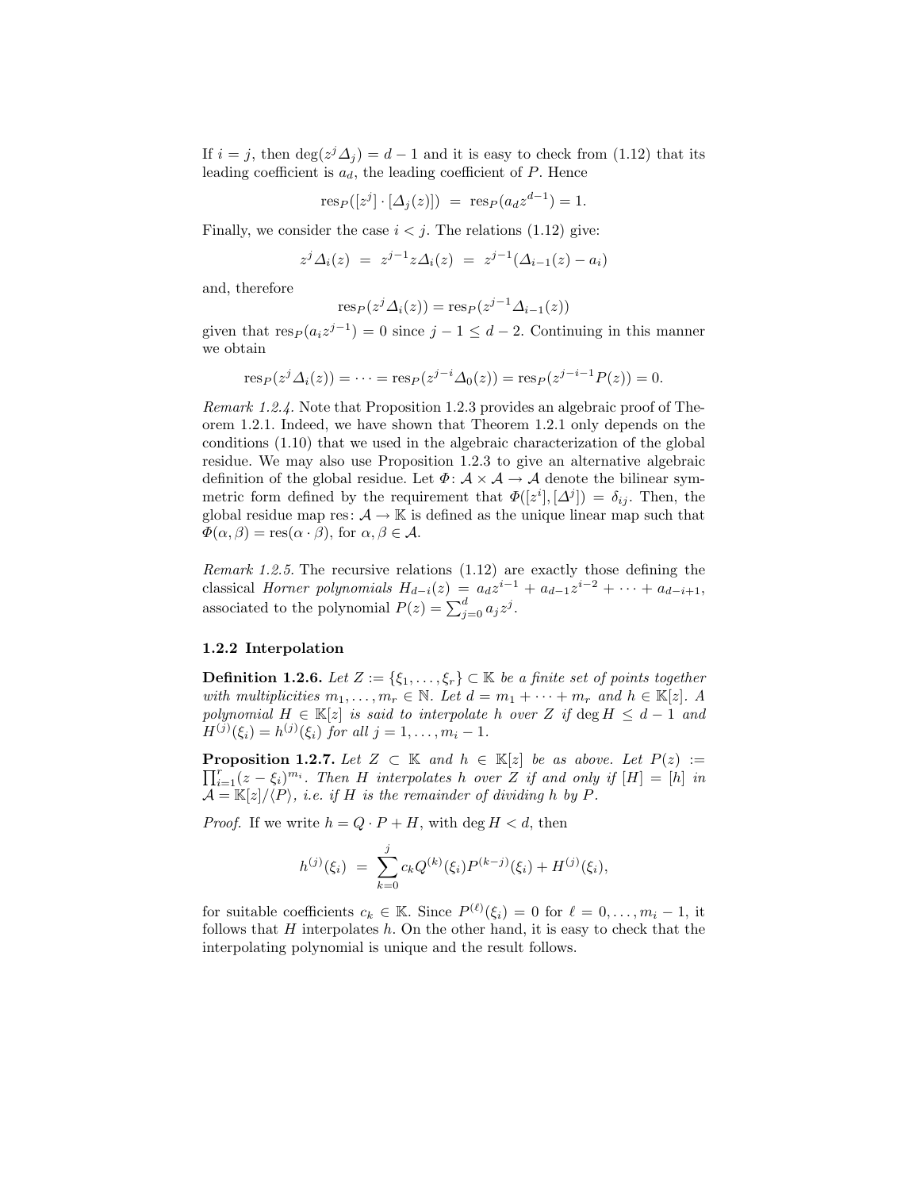If $i = j$, then $\deg(z^j \Delta_j) = d-1$ and it is easy to check from (1.12) that its leading coefficient is $a_d$, the leading coefficient of $P$. Hence

$$\mathrm{res}_P([z^j] \cdot [\Delta_j(z)]) \;=\; \mathrm{res}_P(a_d z^{d-1}) = 1.$$

Finally, we consider the case $i < j$. The relations (1.12) give:

$$z^j \Delta_i(z) \;=\; z^{j-1} z \Delta_i(z) \;=\; z^{j-1}(\Delta_{i-1}(z) - a_i)$$

and, therefore

$$\mathrm{res}_P(z^j \Delta_i(z)) = \mathrm{res}_P(z^{j-1}\Delta_{i-1}(z))$$

given that $\mathrm{res}_P(a_i z^{j-1}) = 0$ since $j - 1 \leq d - 2$. Continuing in this manner we obtain

$$\mathrm{res}_P(z^j \Delta_i(z)) = \cdots = \mathrm{res}_P(z^{j-i}\Delta_0(z)) = \mathrm{res}_P(z^{j-i-1}P(z)) = 0.$$

*Remark 1.2.4.* Note that Proposition 1.2.3 provides an algebraic proof of Theorem 1.2.1. Indeed, we have shown that Theorem 1.2.1 only depends on the conditions (1.10) that we used in the algebraic characterization of the global residue. We may also use Proposition 1.2.3 to give an alternative algebraic definition of the global residue. Let $\Phi\colon \mathcal{A} \times \mathcal{A} \to \mathcal{A}$ denote the bilinear symmetric form defined by the requirement that $\Phi([z^i], [\Delta^j]) = \delta_{ij}$. Then, the global residue map $\mathrm{res}\colon \mathcal{A} \to \mathbb{K}$ is defined as the unique linear map such that $\Phi(\alpha, \beta) = \mathrm{res}(\alpha \cdot \beta)$, for $\alpha, \beta \in \mathcal{A}$.

*Remark 1.2.5.* The recursive relations (1.12) are exactly those defining the classical *Horner polynomials* $H_{d-i}(z) = a_d z^{i-1} + a_{d-1} z^{i-2} + \cdots + a_{d-i+1}$, associated to the polynomial $P(z) = \sum_{j=0}^{d} a_j z^j$.

### 1.2.2 Interpolation

**Definition 1.2.6.** *Let $Z := \{\xi_1, \ldots, \xi_r\} \subset \mathbb{K}$ be a finite set of points together with multiplicities $m_1, \ldots, m_r \in \mathbb{N}$. Let $d = m_1 + \cdots + m_r$ and $h \in \mathbb{K}[z]$. A polynomial $H \in \mathbb{K}[z]$ is said to interpolate $h$ over $Z$ if $\deg H \leq d-1$ and $H^{(j)}(\xi_i) = h^{(j)}(\xi_i)$ for all $j = 1, \ldots, m_i - 1$.*

**Proposition 1.2.7.** *Let $Z \subset \mathbb{K}$ and $h \in \mathbb{K}[z]$ be as above. Let $P(z) := \prod_{i=1}^{r}(z - \xi_i)^{m_i}$. Then $H$ interpolates $h$ over $Z$ if and only if $[H] = [h]$ in $\mathcal{A} = \mathbb{K}[z]/\langle P \rangle$, i.e. if $H$ is the remainder of dividing $h$ by $P$.*

*Proof.* If we write $h = Q \cdot P + H$, with $\deg H < d$, then

$$h^{(j)}(\xi_i) \;=\; \sum_{k=0}^{j} c_k Q^{(k)}(\xi_i) P^{(k-j)}(\xi_i) + H^{(j)}(\xi_i),$$

for suitable coefficients $c_k \in \mathbb{K}$. Since $P^{(\ell)}(\xi_i) = 0$ for $\ell = 0, \ldots, m_i - 1$, it follows that $H$ interpolates $h$. On the other hand, it is easy to check that the interpolating polynomial is unique and the result follows.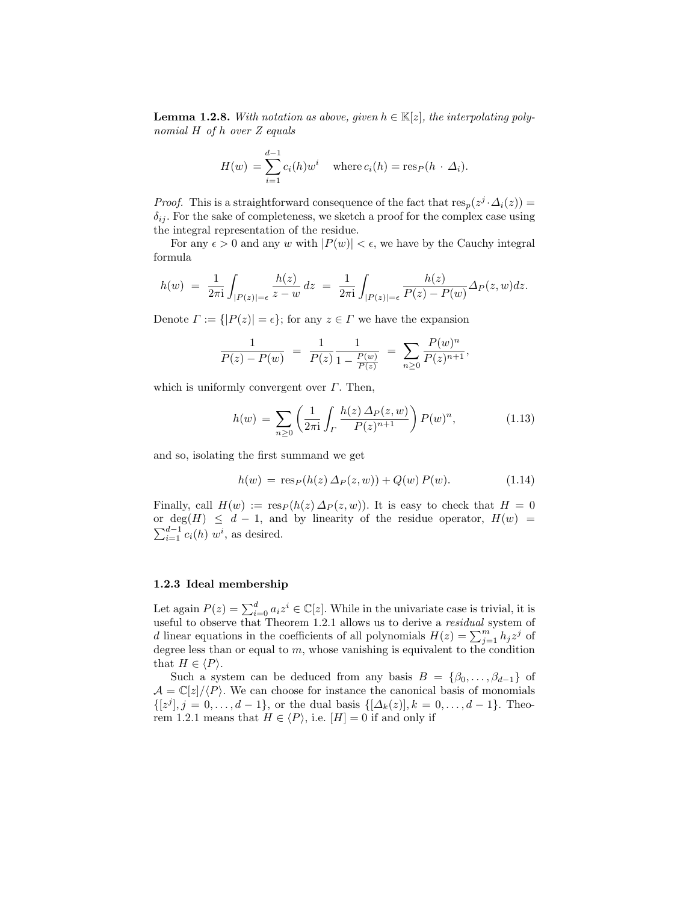**Lemma 1.2.8.** *With notation as above, given $h \in \mathbb{K}[z]$, the interpolating polynomial $H$ of $h$ over $Z$ equals*

$$H(w) = \sum_{i=1}^{d-1} c_i(h) w^i \quad \text{where } c_i(h) = \operatorname{res}_P(h \cdot \Delta_i).$$

*Proof.* This is a straightforward consequence of the fact that $\operatorname{res}_p(z^j \cdot \Delta_i(z)) = \delta_{ij}$. For the sake of completeness, we sketch a proof for the complex case using the integral representation of the residue.

For any $\epsilon > 0$ and any $w$ with $|P(w)| < \epsilon$, we have by the Cauchy integral formula

$$h(w) = \frac{1}{2\pi \mathrm{i}} \int_{|P(z)|=\epsilon} \frac{h(z)}{z-w}\, dz = \frac{1}{2\pi \mathrm{i}} \int_{|P(z)|=\epsilon} \frac{h(z)}{P(z)-P(w)} \Delta_P(z,w) dz.$$

Denote $\Gamma := \{|P(z)| = \epsilon\}$; for any $z \in \Gamma$ we have the expansion

$$\frac{1}{P(z)-P(w)} = \frac{1}{P(z)} \frac{1}{1 - \frac{P(w)}{P(z)}} = \sum_{n \geq 0} \frac{P(w)^n}{P(z)^{n+1}},$$

which is uniformly convergent over $\Gamma$. Then,

$$h(w) = \sum_{n \geq 0} \left( \frac{1}{2\pi \mathrm{i}} \int_\Gamma \frac{h(z)\, \Delta_P(z,w)}{P(z)^{n+1}} \right) P(w)^n, \tag{1.13}$$

and so, isolating the first summand we get

$$h(w) = \operatorname{res}_P(h(z)\, \Delta_P(z,w)) + Q(w)\, P(w). \tag{1.14}$$

Finally, call $H(w) := \operatorname{res}_P(h(z)\, \Delta_P(z,w))$. It is easy to check that $H = 0$ or $\deg(H) \leq d-1$, and by linearity of the residue operator, $H(w) = \sum_{i=1}^{d-1} c_i(h)\, w^i$, as desired.

### 1.2.3 Ideal membership

Let again $P(z) = \sum_{i=0}^{d} a_i z^i \in \mathbb{C}[z]$. While in the univariate case is trivial, it is useful to observe that Theorem 1.2.1 allows us to derive a *residual* system of $d$ linear equations in the coefficients of all polynomials $H(z) = \sum_{j=1}^{m} h_j z^j$ of degree less than or equal to $m$, whose vanishing is equivalent to the condition that $H \in \langle P \rangle$.

Such a system can be deduced from any basis $B = \{\beta_0, \ldots, \beta_{d-1}\}$ of $\mathcal{A} = \mathbb{C}[z]/\langle P \rangle$. We can choose for instance the canonical basis of monomials $\{[z^j], j = 0, \ldots, d-1\}$, or the dual basis $\{[\Delta_k(z)], k = 0, \ldots, d-1\}$. Theorem 1.2.1 means that $H \in \langle P \rangle$, i.e. $[H] = 0$ if and only if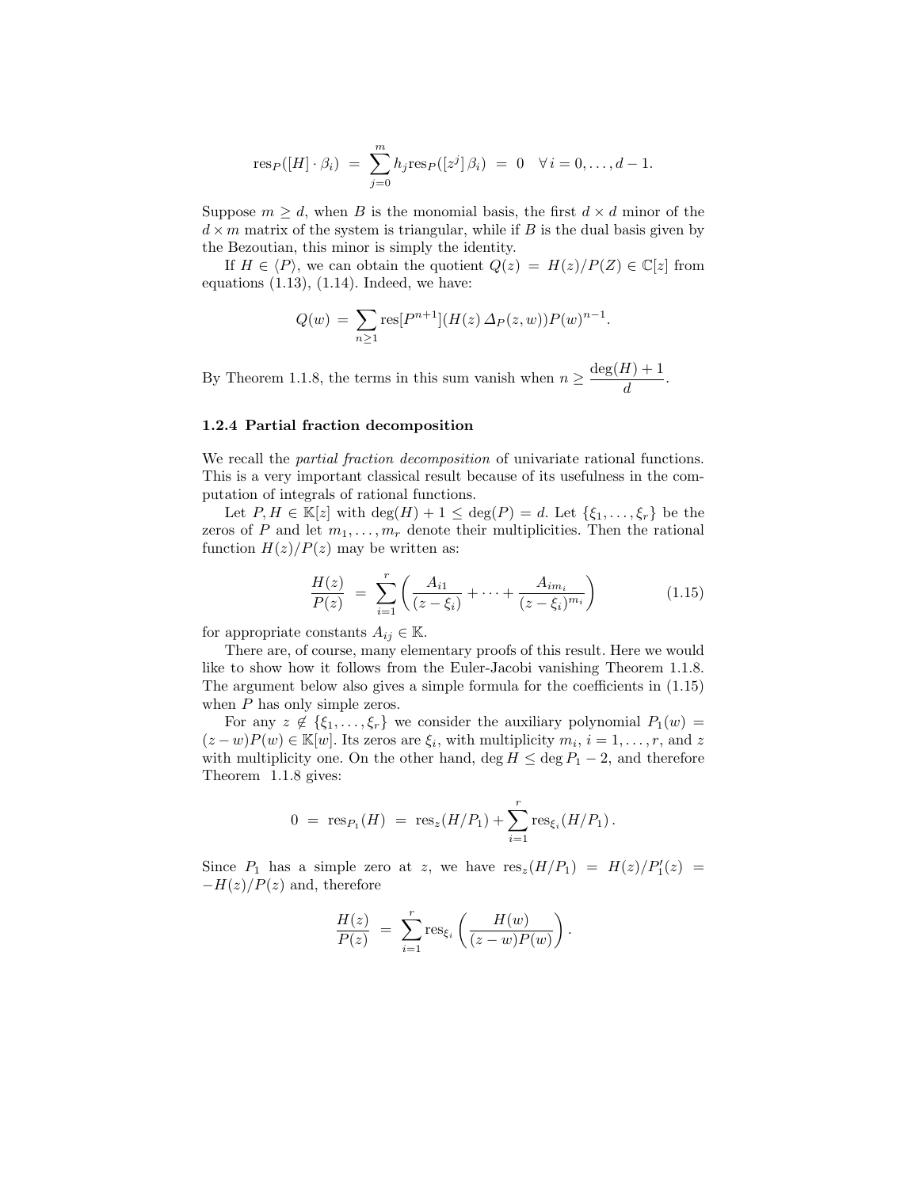$$\mathrm{res}_P([H]\cdot\beta_i) \;=\; \sum_{j=0}^{m} h_j \mathrm{res}_P([z^j]\,\beta_i) \;=\; 0 \quad \forall\, i = 0,\ldots,d-1.$$

Suppose $m \geq d$, when $B$ is the monomial basis, the first $d \times d$ minor of the $d \times m$ matrix of the system is triangular, while if $B$ is the dual basis given by the Bezoutian, this minor is simply the identity.

If $H \in \langle P \rangle$, we can obtain the quotient $Q(z) = H(z)/P(Z) \in \mathbb{C}[z]$ from equations (1.13), (1.14). Indeed, we have:

$$Q(w) \;=\; \sum_{n\geq 1} \mathrm{res}[P^{n+1}](H(z)\,\Delta_P(z,w))P(w)^{n-1}.$$

By Theorem 1.1.8, the terms in this sum vanish when $n \geq \dfrac{\deg(H)+1}{d}$.

### 1.2.4 Partial fraction decomposition

We recall the *partial fraction decomposition* of univariate rational functions. This is a very important classical result because of its usefulness in the computation of integrals of rational functions.

Let $P, H \in \mathbb{K}[z]$ with $\deg(H) + 1 \leq \deg(P) = d$. Let $\{\xi_1, \ldots, \xi_r\}$ be the zeros of $P$ and let $m_1, \ldots, m_r$ denote their multiplicities. Then the rational function $H(z)/P(z)$ may be written as:

$$\frac{H(z)}{P(z)} \;=\; \sum_{i=1}^{r} \left( \frac{A_{i1}}{(z-\xi_i)} + \cdots + \frac{A_{im_i}}{(z-\xi_i)^{m_i}} \right) \tag{1.15}$$

for appropriate constants $A_{ij} \in \mathbb{K}$.

There are, of course, many elementary proofs of this result. Here we would like to show how it follows from the Euler-Jacobi vanishing Theorem 1.1.8. The argument below also gives a simple formula for the coefficients in (1.15) when $P$ has only simple zeros.

For any $z \notin \{\xi_1, \ldots, \xi_r\}$ we consider the auxiliary polynomial $P_1(w) = (z-w)P(w) \in \mathbb{K}[w]$. Its zeros are $\xi_i$, with multiplicity $m_i$, $i = 1, \ldots, r$, and $z$ with multiplicity one. On the other hand, $\deg H \leq \deg P_1 - 2$, and therefore Theorem 1.1.8 gives:

$$0 \;=\; \mathrm{res}_{P_1}(H) \;=\; \mathrm{res}_z(H/P_1) + \sum_{i=1}^{r} \mathrm{res}_{\xi_i}(H/P_1)\,.$$

Since $P_1$ has a simple zero at $z$, we have $\mathrm{res}_z(H/P_1) = H(z)/P_1'(z) = -H(z)/P(z)$ and, therefore

$$\frac{H(z)}{P(z)} \;=\; \sum_{i=1}^{r} \mathrm{res}_{\xi_i}\left(\frac{H(w)}{(z-w)P(w)}\right).$$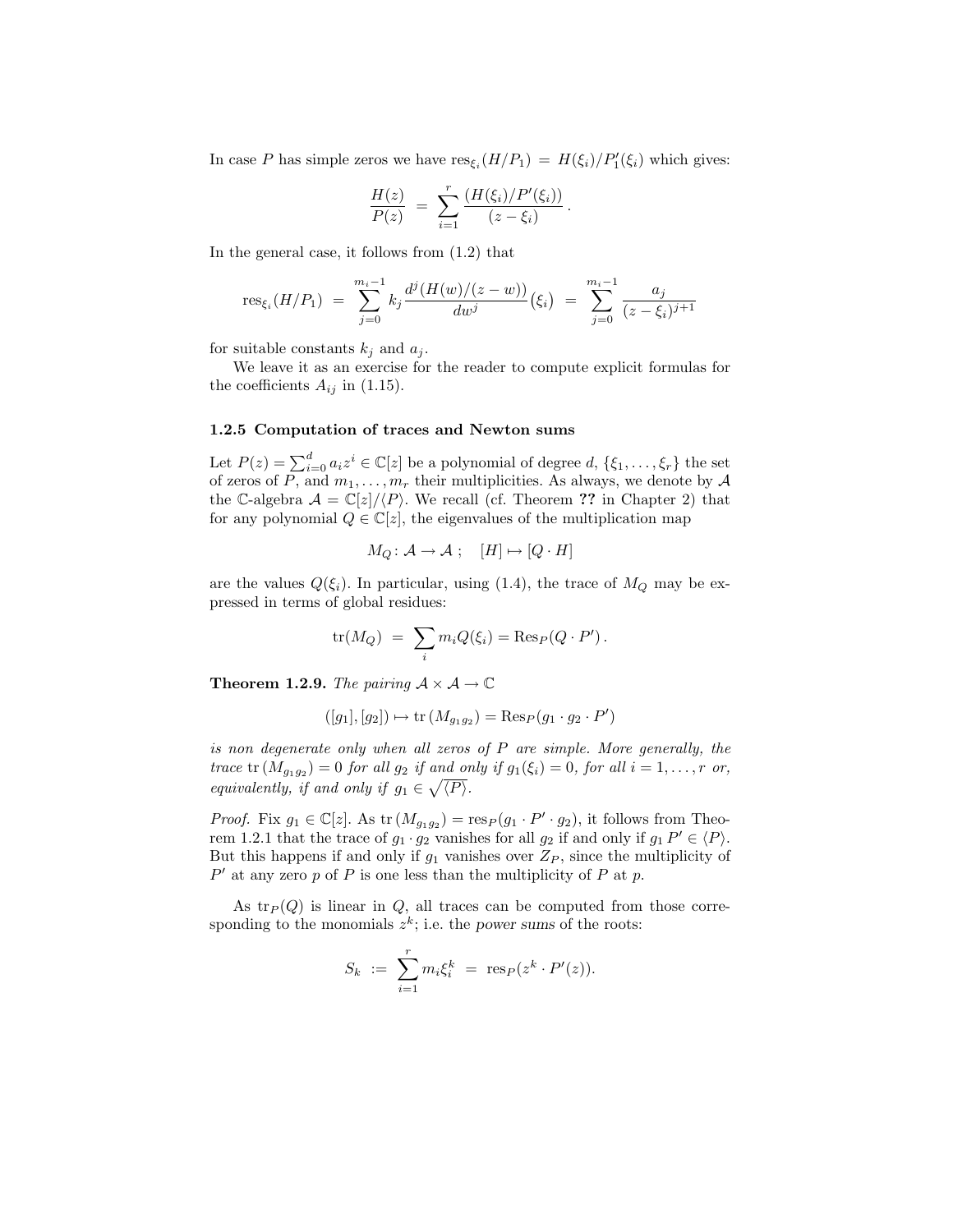In case $P$ has simple zeros we have $\mathrm{res}_{\xi_i}(H/P_1) = H(\xi_i)/P_1'(\xi_i)$ which gives:

$$\frac{H(z)}{P(z)} \;=\; \sum_{i=1}^{r} \frac{(H(\xi_i)/P'(\xi_i))}{(z-\xi_i)}\,.$$

In the general case, it follows from (1.2) that

$$\mathrm{res}_{\xi_i}(H/P_1) \;=\; \sum_{j=0}^{m_i-1} k_j \frac{d^j(H(w)/(z-w))}{dw^j}(\xi_i) \;=\; \sum_{j=0}^{m_i-1} \frac{a_j}{(z-\xi_i)^{j+1}}$$

for suitable constants $k_j$ and $a_j$.

We leave it as an exercise for the reader to compute explicit formulas for the coefficients $A_{ij}$ in (1.15).

### 1.2.5 Computation of traces and Newton sums

Let $P(z) = \sum_{i=0}^{d} a_i z^i \in \mathbb{C}[z]$ be a polynomial of degree $d$, $\{\xi_1, \ldots, \xi_r\}$ the set of zeros of $P$, and $m_1, \ldots, m_r$ their multiplicities. As always, we denote by $\mathcal{A}$ the $\mathbb{C}$-algebra $\mathcal{A} = \mathbb{C}[z]/\langle P\rangle$. We recall (cf. Theorem **??** in Chapter 2) that for any polynomial $Q \in \mathbb{C}[z]$, the eigenvalues of the multiplication map

$$M_Q\colon \mathcal{A} \to \mathcal{A}\,; \quad [H] \mapsto [Q \cdot H]$$

are the values $Q(\xi_i)$. In particular, using (1.4), the trace of $M_Q$ may be expressed in terms of global residues:

$$\mathrm{tr}(M_Q) \;=\; \sum_i m_i Q(\xi_i) = \mathrm{Res}_P(Q \cdot P')\,.$$

**Theorem 1.2.9.** *The pairing $\mathcal{A} \times \mathcal{A} \to \mathbb{C}$*

$$([g_1],[g_2]) \mapsto \mathrm{tr}\,(M_{g_1 g_2}) = \mathrm{Res}_P(g_1 \cdot g_2 \cdot P')$$

*is non degenerate only when all zeros of $P$ are simple. More generally, the trace $\mathrm{tr}\,(M_{g_1 g_2}) = 0$ for all $g_2$ if and only if $g_1(\xi_i) = 0$, for all $i = 1, \ldots, r$ or, equivalently, if and only if $g_1 \in \sqrt{\langle P\rangle}$.*

*Proof.* Fix $g_1 \in \mathbb{C}[z]$. As $\mathrm{tr}\,(M_{g_1 g_2}) = \mathrm{res}_P(g_1 \cdot P' \cdot g_2)$, it follows from Theorem 1.2.1 that the trace of $g_1 \cdot g_2$ vanishes for all $g_2$ if and only if $g_1\, P' \in \langle P\rangle$. But this happens if and only if $g_1$ vanishes over $Z_P$, since the multiplicity of $P'$ at any zero $p$ of $P$ is one less than the multiplicity of $P$ at $p$.

As $\mathrm{tr}_P(Q)$ is linear in $Q$, all traces can be computed from those corresponding to the monomials $z^k$; i.e. the *power sums* of the roots:

$$S_k \;:=\; \sum_{i=1}^{r} m_i \xi_i^k \;=\; \mathrm{res}_P(z^k \cdot P'(z)).$$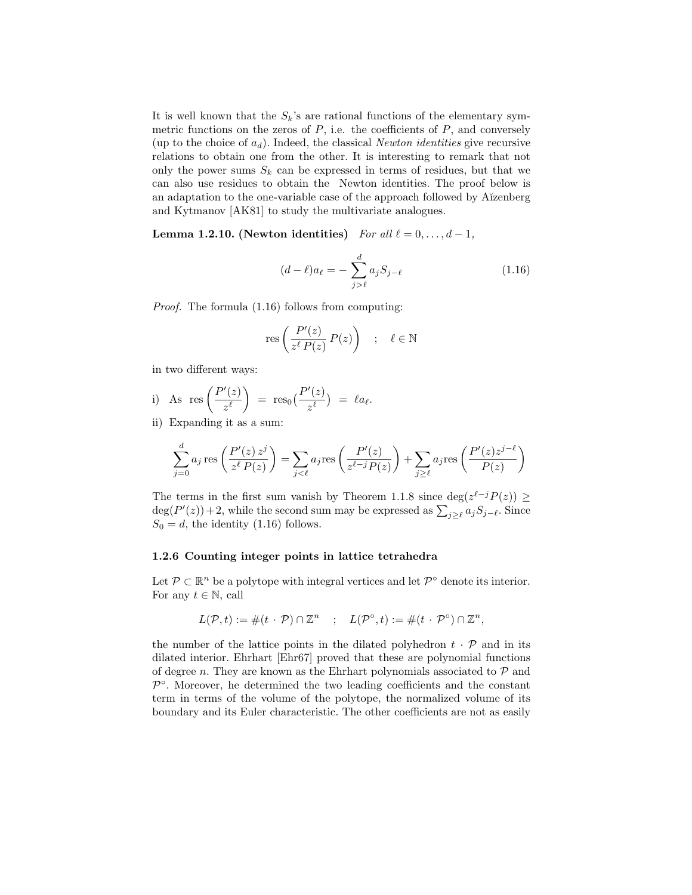It is well known that the $S_k$'s are rational functions of the elementary symmetric functions on the zeros of $P$, i.e. the coefficients of $P$, and conversely (up to the choice of $a_d$). Indeed, the classical *Newton identities* give recursive relations to obtain one from the other. It is interesting to remark that not only the power sums $S_k$ can be expressed in terms of residues, but that we can also use residues to obtain the Newton identities. The proof below is an adaptation to the one-variable case of the approach followed by Aĭzenberg and Kytmanov [AK81] to study the multivariate analogues.

**Lemma 1.2.10. (Newton identities)** *For all $\ell = 0, \ldots, d-1$,*

$$(d-\ell)a_\ell = -\sum_{j>\ell}^{d} a_j S_{j-\ell} \tag{1.16}$$

*Proof.* The formula (1.16) follows from computing:

$$\mathrm{res}\left(\frac{P'(z)}{z^\ell\, P(z)}\, P(z)\right) \quad ; \quad \ell \in \mathbb{N}$$

in two different ways:

i) As $\mathrm{res}\left(\dfrac{P'(z)}{z^\ell}\right) = \mathrm{res}_0\left(\dfrac{P'(z)}{z^\ell}\right) = \ell a_\ell$.

ii) Expanding it as a sum:

$$\sum_{j=0}^{d} a_j\,\mathrm{res}\left(\frac{P'(z)\, z^j}{z^\ell\, P(z)}\right) = \sum_{j<\ell} a_j \mathrm{res}\left(\frac{P'(z)}{z^{\ell-j} P(z)}\right) + \sum_{j\geq \ell} a_j \mathrm{res}\left(\frac{P'(z) z^{j-\ell}}{P(z)}\right)$$

The terms in the first sum vanish by Theorem 1.1.8 since $\deg(z^{\ell-j}P(z)) \geq \deg(P'(z))+2$, while the second sum may be expressed as $\sum_{j\geq\ell} a_j S_{j-\ell}$. Since $S_0 = d$, the identity (1.16) follows.

### 1.2.6 Counting integer points in lattice tetrahedra

Let $\mathcal{P} \subset \mathbb{R}^n$ be a polytope with integral vertices and let $\mathcal{P}^\circ$ denote its interior. For any $t \in \mathbb{N}$, call

$$L(\mathcal{P}, t) := \#(t \cdot \mathcal{P}) \cap \mathbb{Z}^n \quad ; \quad L(\mathcal{P}^\circ, t) := \#(t \cdot \mathcal{P}^\circ) \cap \mathbb{Z}^n,$$

the number of the lattice points in the dilated polyhedron $t \cdot \mathcal{P}$ and in its dilated interior. Ehrhart [Ehr67] proved that these are polynomial functions of degree $n$. They are known as the Ehrhart polynomials associated to $\mathcal{P}$ and $\mathcal{P}^\circ$. Moreover, he determined the two leading coefficients and the constant term in terms of the volume of the polytope, the normalized volume of its boundary and its Euler characteristic. The other coefficients are not as easily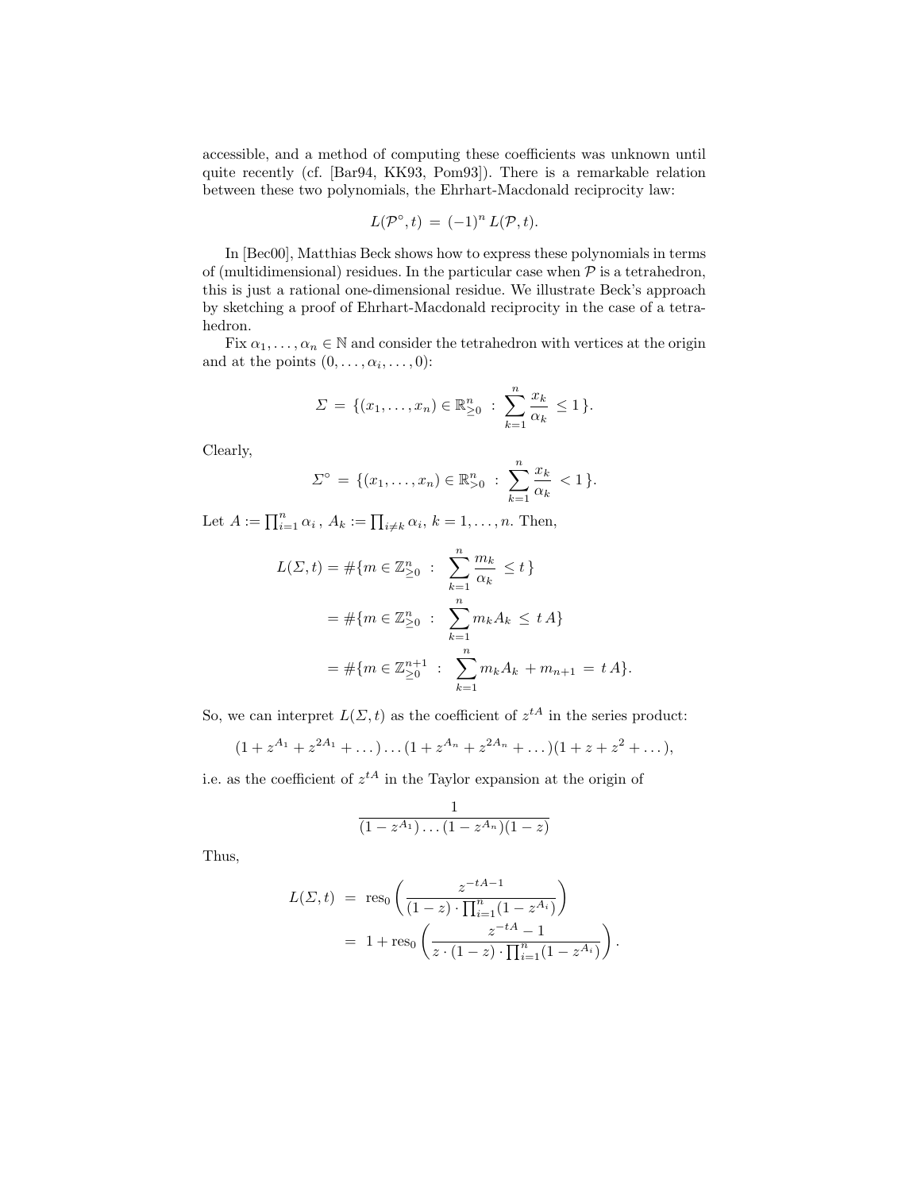accessible, and a method of computing these coefficients was unknown until quite recently (cf. [Bar94, KK93, Pom93]). There is a remarkable relation between these two polynomials, the Ehrhart-Macdonald reciprocity law:

$$L(\mathcal{P}^\circ, t) \;=\; (-1)^n \, L(\mathcal{P}, t).$$

In [Bec00], Matthias Beck shows how to express these polynomials in terms of (multidimensional) residues. In the particular case when $\mathcal{P}$ is a tetrahedron, this is just a rational one-dimensional residue. We illustrate Beck's approach by sketching a proof of Ehrhart-Macdonald reciprocity in the case of a tetrahedron.

Fix $\alpha_1, \ldots, \alpha_n \in \mathbb{N}$ and consider the tetrahedron with vertices at the origin and at the points $(0, \ldots, \alpha_i, \ldots, 0)$:

$$\Sigma \;=\; \{(x_1, \ldots, x_n) \in \mathbb{R}^n_{\geq 0} \;:\; \sum_{k=1}^{n} \frac{x_k}{\alpha_k} \;\leq 1\,\}.$$

Clearly,

$$\Sigma^\circ \;=\; \{(x_1, \ldots, x_n) \in \mathbb{R}^n_{> 0} \;:\; \sum_{k=1}^{n} \frac{x_k}{\alpha_k} \;< 1\,\}.$$

Let $A := \prod_{i=1}^{n} \alpha_i$ , $A_k := \prod_{i \neq k} \alpha_i$, $k = 1, \ldots, n$. Then,

$$\begin{aligned}
L(\Sigma, t) &= \#\{m \in \mathbb{Z}^n_{\geq 0} \;:\; \sum_{k=1}^{n} \frac{m_k}{\alpha_k} \;\leq t\,\} \\
&= \#\{m \in \mathbb{Z}^n_{\geq 0} \;:\; \sum_{k=1}^{n} m_k A_k \;\leq\; t\,A\} \\
&= \#\{m \in \mathbb{Z}^{n+1}_{\geq 0} \;:\; \sum_{k=1}^{n} m_k A_k + m_{n+1} \;=\; t\,A\}.
\end{aligned}$$

So, we can interpret $L(\Sigma, t)$ as the coefficient of $z^{tA}$ in the series product:

$$(1 + z^{A_1} + z^{2A_1} + \ldots) \ldots (1 + z^{A_n} + z^{2A_n} + \ldots)(1 + z + z^2 + \ldots),$$

i.e. as the coefficient of $z^{tA}$ in the Taylor expansion at the origin of

$$\frac{1}{(1 - z^{A_1}) \ldots (1 - z^{A_n})(1 - z)}$$

Thus,

$$\begin{aligned}
L(\Sigma, t) \;&=\; \operatorname{res}_0 \left( \frac{z^{-tA-1}}{(1 - z) \cdot \prod_{i=1}^{n} (1 - z^{A_i})} \right) \\
&=\; 1 + \operatorname{res}_0 \left( \frac{z^{-tA} - 1}{z \cdot (1 - z) \cdot \prod_{i=1}^{n} (1 - z^{A_i})} \right).
\end{aligned}$$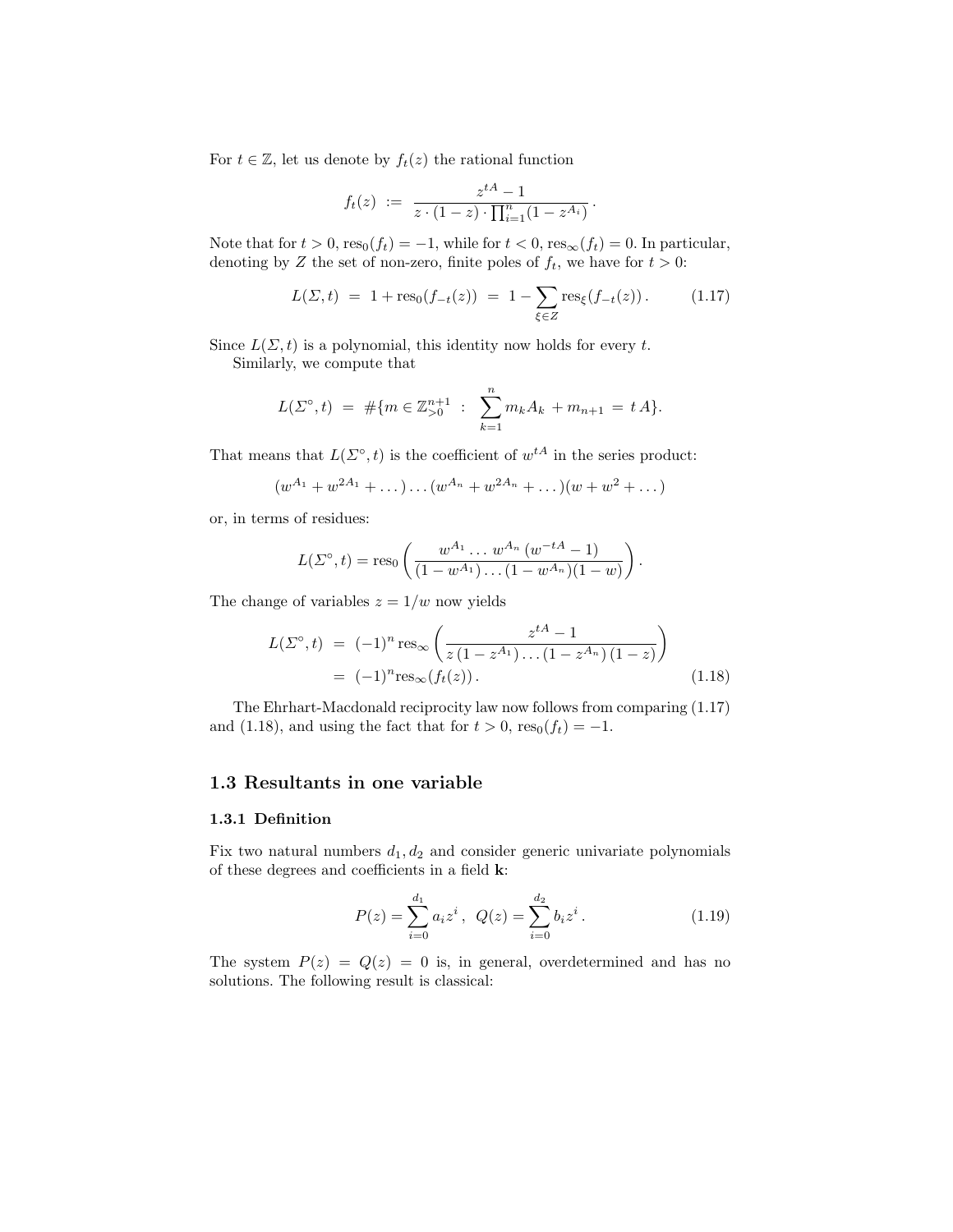For $t \in \mathbb{Z}$, let us denote by $f_t(z)$ the rational function

$$f_t(z) \;:=\; \frac{z^{tA} - 1}{z \cdot (1-z) \cdot \prod_{i=1}^{n} (1 - z^{A_i})} \,.$$

Note that for $t > 0$, $\mathrm{res}_0(f_t) = -1$, while for $t < 0$, $\mathrm{res}_\infty(f_t) = 0$. In particular, denoting by $Z$ the set of non-zero, finite poles of $f_t$, we have for $t > 0$:

$$L(\Sigma, t) \;=\; 1 + \mathrm{res}_0(f_{-t}(z)) \;=\; 1 - \sum_{\xi \in Z} \mathrm{res}_\xi(f_{-t}(z)) \,. \tag{1.17}$$

Since $L(\Sigma, t)$ is a polynomial, this identity now holds for every $t$.

Similarly, we compute that

$$L(\Sigma^\circ, t) \;=\; \#\{m \in \mathbb{Z}_{>0}^{n+1} \;:\; \sum_{k=1}^{n} m_k A_k + m_{n+1} \;=\; t\,A\}.$$

That means that $L(\Sigma^\circ, t)$ is the coefficient of $w^{tA}$ in the series product:

$$(w^{A_1} + w^{2A_1} + \dots) \dots (w^{A_n} + w^{2A_n} + \dots)(w + w^2 + \dots)$$

or, in terms of residues:

$$L(\Sigma^\circ, t) = \mathrm{res}_0 \left( \frac{w^{A_1} \dots w^{A_n} \, (w^{-tA} - 1)}{(1 - w^{A_1}) \dots (1 - w^{A_n})(1 - w)} \right).$$

The change of variables $z = 1/w$ now yields

$$\begin{aligned} L(\Sigma^\circ, t) \;&=\; (-1)^n \, \mathrm{res}_\infty \left( \frac{z^{tA} - 1}{z\,(1 - z^{A_1}) \dots (1 - z^{A_n})\,(1 - z)} \right) \\ &=\; (-1)^n \mathrm{res}_\infty(f_t(z)) \,. \end{aligned} \tag{1.18}$$

The Ehrhart-Macdonald reciprocity law now follows from comparing (1.17) and (1.18), and using the fact that for $t > 0$, $\mathrm{res}_0(f_t) = -1$.

## 1.3 Resultants in one variable

### 1.3.1 Definition

Fix two natural numbers $d_1, d_2$ and consider generic univariate polynomials of these degrees and coefficients in a field $\mathbf{k}$:

$$P(z) = \sum_{i=0}^{d_1} a_i z^i \,, \;\; Q(z) = \sum_{i=0}^{d_2} b_i z^i \,. \tag{1.19}$$

The system $P(z) = Q(z) = 0$ is, in general, overdetermined and has no solutions. The following result is classical: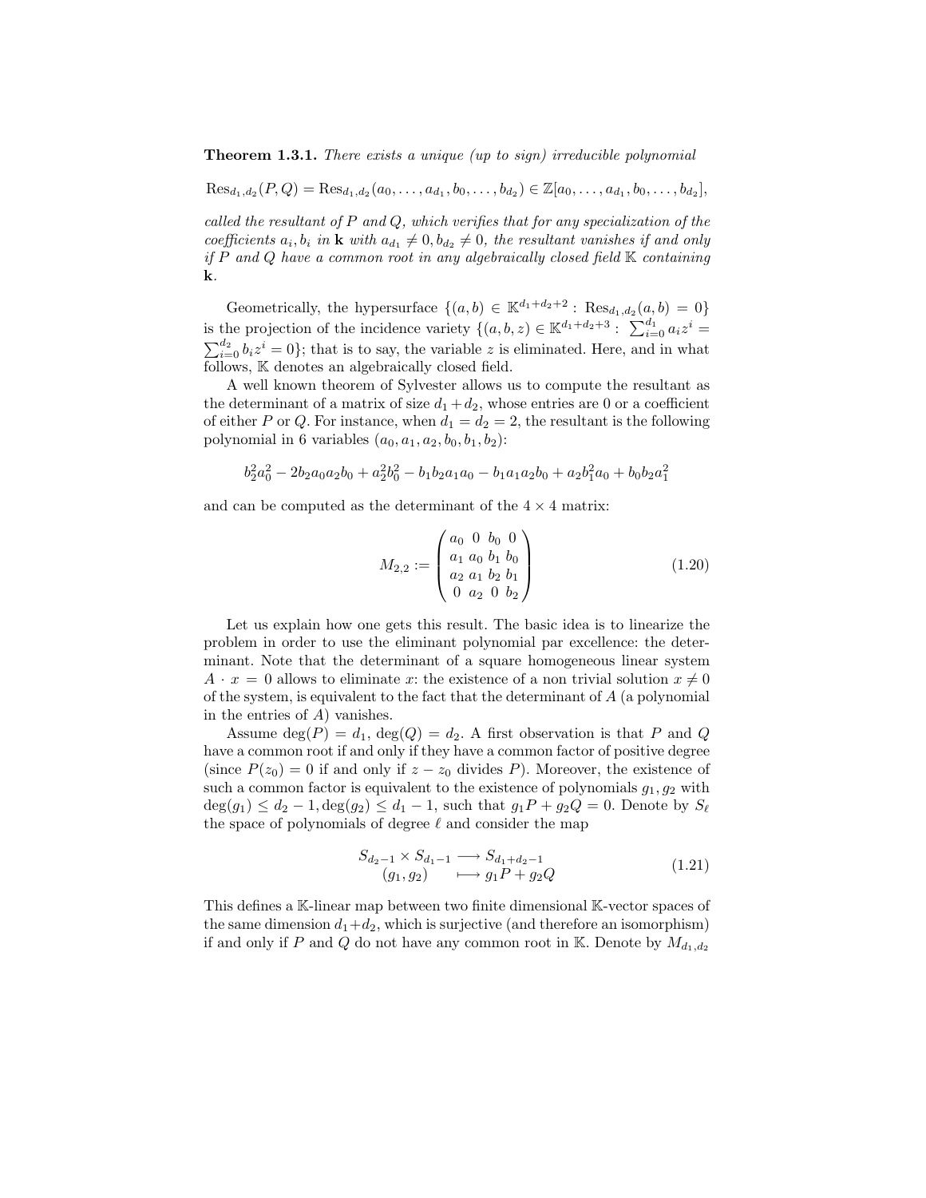**Theorem 1.3.1.** *There exists a unique (up to sign) irreducible polynomial*

$$\mathrm{Res}_{d_1,d_2}(P,Q) = \mathrm{Res}_{d_1,d_2}(a_0,\dots,a_{d_1},b_0,\dots,b_{d_2}) \in \mathbb{Z}[a_0,\dots,a_{d_1},b_0,\dots,b_{d_2}],$$

*called the resultant of $P$ and $Q$, which verifies that for any specialization of the coefficients $a_i, b_i$ in* **k** *with $a_{d_1} \neq 0, b_{d_2} \neq 0$, the resultant vanishes if and only if $P$ and $Q$ have a common root in any algebraically closed field $\mathbb{K}$ containing* **k**.

Geometrically, the hypersurface $\{(a,b) \in \mathbb{K}^{d_1+d_2+2} : \mathrm{Res}_{d_1,d_2}(a,b) = 0\}$ is the projection of the incidence variety $\{(a,b,z) \in \mathbb{K}^{d_1+d_2+3} : \sum_{i=0}^{d_1} a_i z^i = \sum_{i=0}^{d_2} b_i z^i = 0\}$; that is to say, the variable $z$ is eliminated. Here, and in what follows, $\mathbb{K}$ denotes an algebraically closed field.

A well known theorem of Sylvester allows us to compute the resultant as the determinant of a matrix of size $d_1+d_2$, whose entries are 0 or a coefficient of either $P$ or $Q$. For instance, when $d_1 = d_2 = 2$, the resultant is the following polynomial in 6 variables $(a_0, a_1, a_2, b_0, b_1, b_2)$:

$$b_2^2 a_0^2 - 2b_2 a_0 a_2 b_0 + a_2^2 b_0^2 - b_1 b_2 a_1 a_0 - b_1 a_1 a_2 b_0 + a_2 b_1^2 a_0 + b_0 b_2 a_1^2$$

and can be computed as the determinant of the $4 \times 4$ matrix:

$$M_{2,2} := \begin{pmatrix} a_0 & 0 & b_0 & 0 \\ a_1 & a_0 & b_1 & b_0 \\ a_2 & a_1 & b_2 & b_1 \\ 0 & a_2 & 0 & b_2 \end{pmatrix} \tag{1.20}$$

Let us explain how one gets this result. The basic idea is to linearize the problem in order to use the eliminant polynomial par excellence: the determinant. Note that the determinant of a square homogeneous linear system $A \cdot x = 0$ allows to eliminate $x$: the existence of a non trivial solution $x \neq 0$ of the system, is equivalent to the fact that the determinant of $A$ (a polynomial in the entries of $A$) vanishes.

Assume $\deg(P) = d_1$, $\deg(Q) = d_2$. A first observation is that $P$ and $Q$ have a common root if and only if they have a common factor of positive degree (since $P(z_0) = 0$ if and only if $z - z_0$ divides $P$). Moreover, the existence of such a common factor is equivalent to the existence of polynomials $g_1, g_2$ with $\deg(g_1) \leq d_2 - 1, \deg(g_2) \leq d_1 - 1$, such that $g_1 P + g_2 Q = 0$. Denote by $S_\ell$ the space of polynomials of degree $\ell$ and consider the map

$$\begin{array}{ccc} S_{d_2-1} \times S_{d_1-1} & \longrightarrow & S_{d_1+d_2-1} \\ (g_1, g_2) & \longmapsto & g_1 P + g_2 Q \end{array} \tag{1.21}$$

This defines a $\mathbb{K}$-linear map between two finite dimensional $\mathbb{K}$-vector spaces of the same dimension $d_1+d_2$, which is surjective (and therefore an isomorphism) if and only if $P$ and $Q$ do not have any common root in $\mathbb{K}$. Denote by $M_{d_1,d_2}$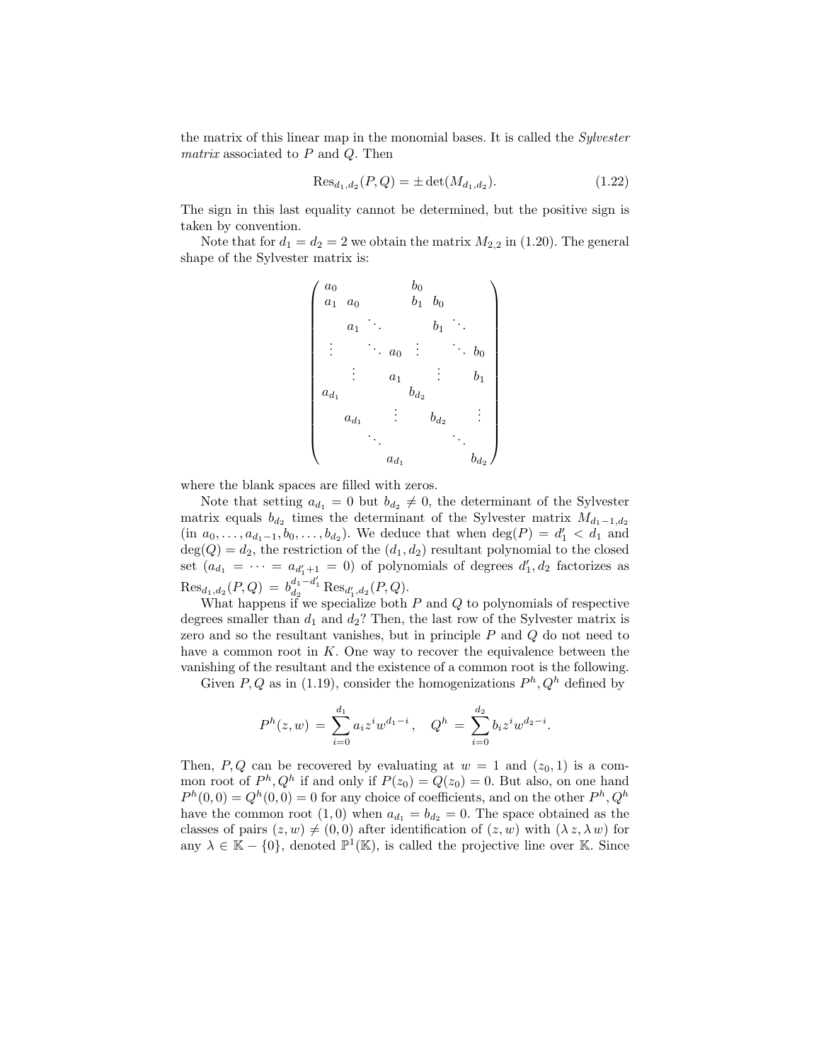the matrix of this linear map in the monomial bases. It is called the *Sylvester matrix* associated to $P$ and $Q$. Then

$$\operatorname{Res}_{d_1,d_2}(P,Q) = \pm \det(M_{d_1,d_2}). \tag{1.22}$$

The sign in this last equality cannot be determined, but the positive sign is taken by convention.

Note that for $d_1 = d_2 = 2$ we obtain the matrix $M_{2,2}$ in (1.20). The general shape of the Sylvester matrix is:

$$\begin{pmatrix}
a_0 & & & b_0 & & \\
a_1 & a_0 & & b_1 & b_0 & \\
 & a_1 & \ddots & & b_1 & \ddots \\
\vdots & & \ddots \; a_0 & \vdots & & \ddots \; b_0 \\
 & \vdots & a_1 & & \vdots & b_1 \\
a_{d_1} & & & b_{d_2} & & \\
 & a_{d_1} & \vdots & & b_{d_2} & \vdots \\
 & & \ddots & & & \ddots \\
 & & a_{d_1} & & & b_{d_2}
\end{pmatrix}$$

where the blank spaces are filled with zeros.

Note that setting $a_{d_1} = 0$ but $b_{d_2} \neq 0$, the determinant of the Sylvester matrix equals $b_{d_2}$ times the determinant of the Sylvester matrix $M_{d_1-1,d_2}$ (in $a_0, \dots, a_{d_1-1}, b_0, \dots, b_{d_2}$). We deduce that when $\deg(P) = d_1' < d_1$ and $\deg(Q) = d_2$, the restriction of the $(d_1, d_2)$ resultant polynomial to the closed set $(a_{d_1} = \cdots = a_{d_1'+1} = 0)$ of polynomials of degrees $d_1', d_2$ factorizes as $\operatorname{Res}_{d_1,d_2}(P,Q) = b_{d_2}^{d_1-d_1'} \operatorname{Res}_{d_1',d_2}(P,Q)$.

What happens if we specialize both $P$ and $Q$ to polynomials of respective degrees smaller than $d_1$ and $d_2$? Then, the last row of the Sylvester matrix is zero and so the resultant vanishes, but in principle $P$ and $Q$ do not need to have a common root in $K$. One way to recover the equivalence between the vanishing of the resultant and the existence of a common root is the following.

Given $P, Q$ as in (1.19), consider the homogenizations $P^h, Q^h$ defined by

$$P^h(z,w) = \sum_{i=0}^{d_1} a_i z^i w^{d_1-i}, \quad Q^h = \sum_{i=0}^{d_2} b_i z^i w^{d_2-i}.$$

Then, $P, Q$ can be recovered by evaluating at $w = 1$ and $(z_0, 1)$ is a common root of $P^h, Q^h$ if and only if $P(z_0) = Q(z_0) = 0$. But also, on one hand $P^h(0,0) = Q^h(0,0) = 0$ for any choice of coefficients, and on the other $P^h, Q^h$ have the common root $(1,0)$ when $a_{d_1} = b_{d_2} = 0$. The space obtained as the classes of pairs $(z,w) \neq (0,0)$ after identification of $(z,w)$ with $(\lambda z, \lambda w)$ for any $\lambda \in \mathbb{K} - \{0\}$, denoted $\mathbb{P}^1(\mathbb{K})$, is called the projective line over $\mathbb{K}$. Since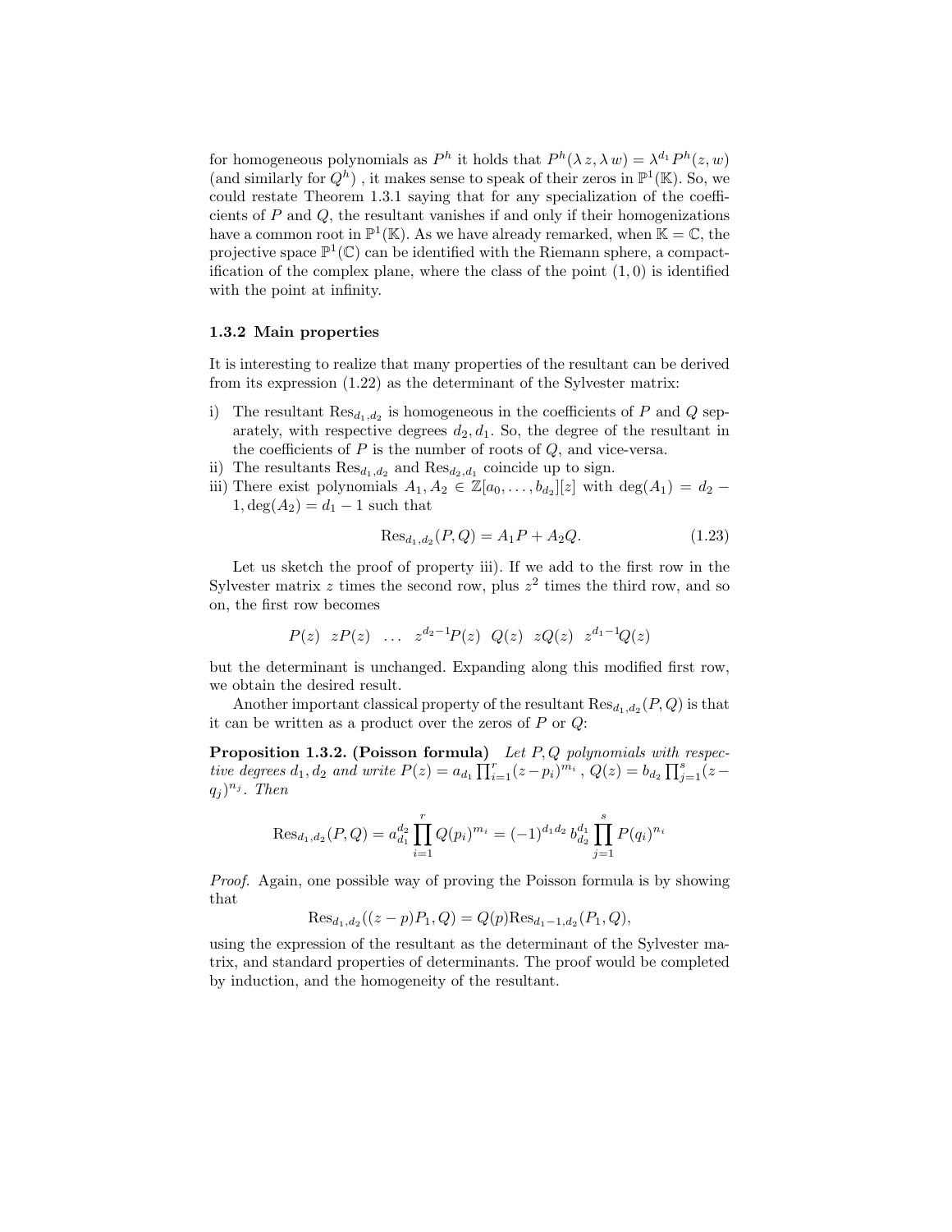for homogeneous polynomials as $P^h$ it holds that $P^h(\lambda z, \lambda w) = \lambda^{d_1} P^h(z, w)$ (and similarly for $Q^h$) , it makes sense to speak of their zeros in $\mathbb{P}^1(\mathbb{K})$. So, we could restate Theorem 1.3.1 saying that for any specialization of the coefficients of $P$ and $Q$, the resultant vanishes if and only if their homogenizations have a common root in $\mathbb{P}^1(\mathbb{K})$. As we have already remarked, when $\mathbb{K} = \mathbb{C}$, the projective space $\mathbb{P}^1(\mathbb{C})$ can be identified with the Riemann sphere, a compactification of the complex plane, where the class of the point $(1, 0)$ is identified with the point at infinity.

### 1.3.2 Main properties

It is interesting to realize that many properties of the resultant can be derived from its expression (1.22) as the determinant of the Sylvester matrix:

i) The resultant $\mathrm{Res}_{d_1,d_2}$ is homogeneous in the coefficients of $P$ and $Q$ separately, with respective degrees $d_2, d_1$. So, the degree of the resultant in the coefficients of $P$ is the number of roots of $Q$, and vice-versa.
ii) The resultants $\mathrm{Res}_{d_1,d_2}$ and $\mathrm{Res}_{d_2,d_1}$ coincide up to sign.
iii) There exist polynomials $A_1, A_2 \in \mathbb{Z}[a_0, \ldots, b_{d_2}][z]$ with $\deg(A_1) = d_2 - 1, \deg(A_2) = d_1 - 1$ such that

$$\mathrm{Res}_{d_1,d_2}(P, Q) = A_1 P + A_2 Q. \tag{1.23}$$

Let us sketch the proof of property iii). If we add to the first row in the Sylvester matrix $z$ times the second row, plus $z^2$ times the third row, and so on, the first row becomes

$$P(z) \quad zP(z) \quad \ldots \quad z^{d_2-1}P(z) \quad Q(z) \quad zQ(z) \quad z^{d_1-1}Q(z)$$

but the determinant is unchanged. Expanding along this modified first row, we obtain the desired result.

Another important classical property of the resultant $\mathrm{Res}_{d_1,d_2}(P, Q)$ is that it can be written as a product over the zeros of $P$ or $Q$:

**Proposition 1.3.2. (Poisson formula)** *Let $P, Q$ polynomials with respective degrees $d_1, d_2$ and write $P(z) = a_{d_1} \prod_{i=1}^{r} (z - p_i)^{m_i}$, $Q(z) = b_{d_2} \prod_{j=1}^{s} (z - q_j)^{n_j}$. Then*

$$\mathrm{Res}_{d_1,d_2}(P, Q) = a_{d_1}^{d_2} \prod_{i=1}^{r} Q(p_i)^{m_i} = (-1)^{d_1 d_2}\, b_{d_2}^{d_1} \prod_{j=1}^{s} P(q_i)^{n_i}$$

*Proof.* Again, one possible way of proving the Poisson formula is by showing that

$$\mathrm{Res}_{d_1,d_2}((z - p)P_1, Q) = Q(p)\mathrm{Res}_{d_1-1,d_2}(P_1, Q),$$

using the expression of the resultant as the determinant of the Sylvester matrix, and standard properties of determinants. The proof would be completed by induction, and the homogeneity of the resultant.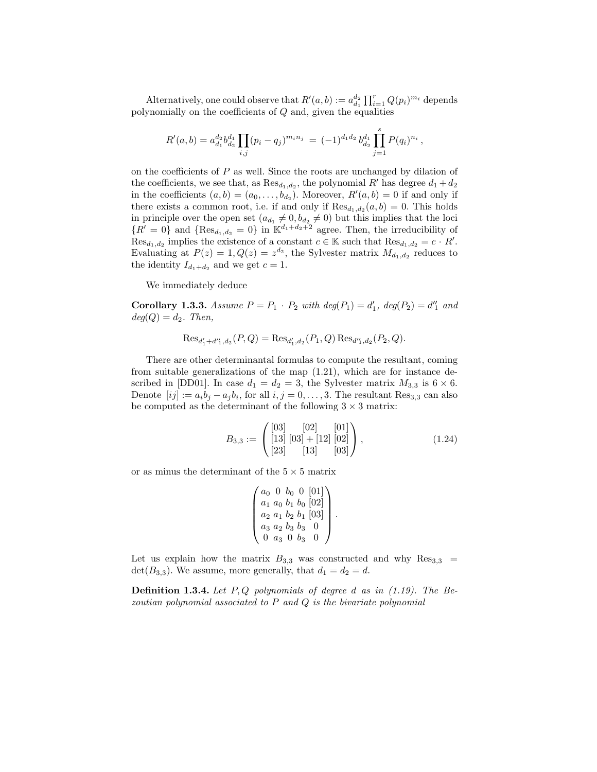Alternatively, one could observe that $R'(a,b) := a_{d_1}^{d_2} \prod_{i=1}^{r} Q(p_i)^{m_i}$ depends polynomially on the coefficients of $Q$ and, given the equalities

$$R'(a,b) = a_{d_1}^{d_2} b_{d_2}^{d_1} \prod_{i,j} (p_i - q_j)^{m_i n_j} \;=\; (-1)^{d_1 d_2}\, b_{d_2}^{d_1} \prod_{j=1}^{s} P(q_i)^{n_i}\,,$$

on the coefficients of $P$ as well. Since the roots are unchanged by dilation of the coefficients, we see that, as $\mathrm{Res}_{d_1,d_2}$, the polynomial $R'$ has degree $d_1 + d_2$ in the coefficients $(a,b) = (a_0, \ldots, b_{d_2})$. Moreover, $R'(a,b) = 0$ if and only if there exists a common root, i.e. if and only if $\mathrm{Res}_{d_1,d_2}(a,b) = 0$. This holds in principle over the open set $(a_{d_1} \neq 0, b_{d_2} \neq 0)$ but this implies that the loci $\{R' = 0\}$ and $\{\mathrm{Res}_{d_1,d_2} = 0\}$ in $\mathbb{K}^{d_1+d_2+2}$ agree. Then, the irreducibility of $\mathrm{Res}_{d_1,d_2}$ implies the existence of a constant $c \in \mathbb{K}$ such that $\mathrm{Res}_{d_1,d_2} = c \cdot R'$. Evaluating at $P(z) = 1, Q(z) = z^{d_2}$, the Sylvester matrix $M_{d_1,d_2}$ reduces to the identity $I_{d_1+d_2}$ and we get $c = 1$.

We immediately deduce

**Corollary 1.3.3.** *Assume $P = P_1 \cdot P_2$ with $deg(P_1) = d_1'$, $deg(P_2) = d_1''$ and $deg(Q) = d_2$. Then,*

$$\mathrm{Res}_{d_1'+d_1'',d_2}(P,Q) = \mathrm{Res}_{d_1',d_2}(P_1,Q)\,\mathrm{Res}_{d_1'',d_2}(P_2,Q).$$

There are other determinantal formulas to compute the resultant, coming from suitable generalizations of the map (1.21), which are for instance described in [DD01]. In case $d_1 = d_2 = 3$, the Sylvester matrix $M_{3,3}$ is $6 \times 6$. Denote $[ij] := a_i b_j - a_j b_i$, for all $i,j = 0, \ldots, 3$. The resultant $\mathrm{Res}_{3,3}$ can also be computed as the determinant of the following $3 \times 3$ matrix:

$$B_{3,3} := \begin{pmatrix} [03] & [02] & [01] \\ [13] & [03]+[12] & [02] \\ [23] & [13] & [03] \end{pmatrix}, \tag{1.24}$$

or as minus the determinant of the $5 \times 5$ matrix

$$\begin{pmatrix} a_0 & 0 & b_0 & 0 & [01] \\ a_1 & a_0 & b_1 & b_0 & [02] \\ a_2 & a_1 & b_2 & b_1 & [03] \\ a_3 & a_2 & b_3 & b_3 & 0 \\ 0 & a_3 & 0 & b_3 & 0 \end{pmatrix}.$$

Let us explain how the matrix $B_{3,3}$ was constructed and why $\mathrm{Res}_{3,3} = \det(B_{3,3})$. We assume, more generally, that $d_1 = d_2 = d$.

**Definition 1.3.4.** *Let $P, Q$ polynomials of degree $d$ as in (1.19). The Bezoutian polynomial associated to $P$ and $Q$ is the bivariate polynomial*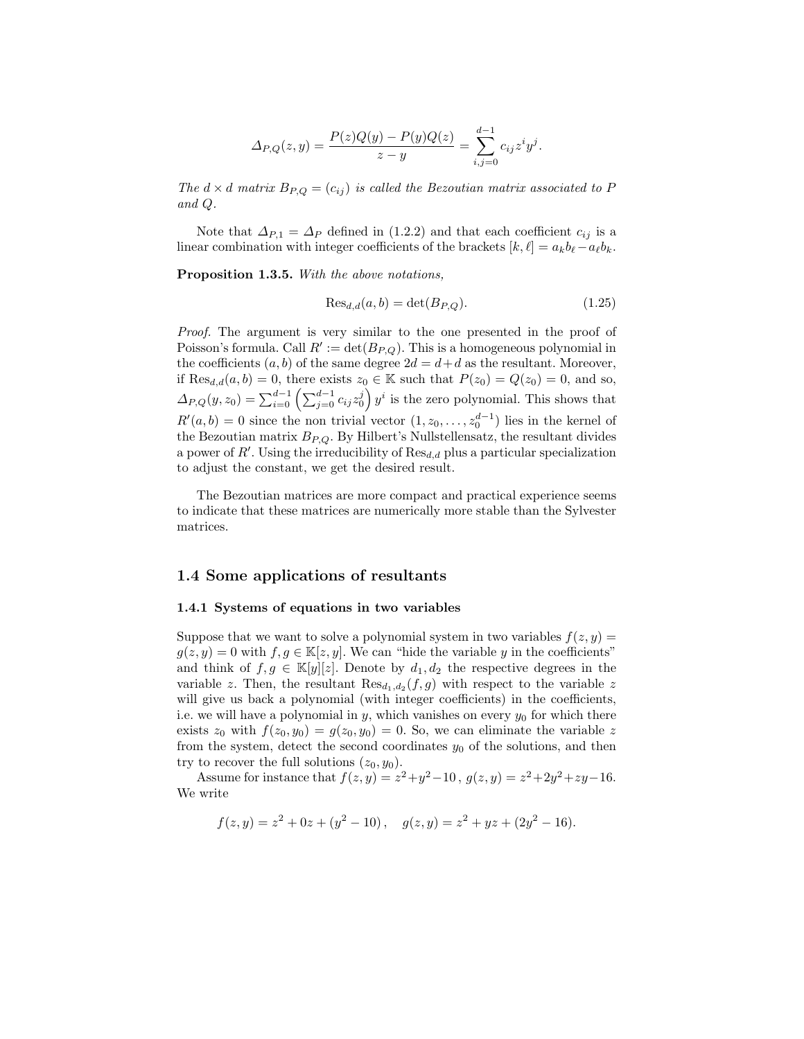$$\Delta_{P,Q}(z,y) = \frac{P(z)Q(y) - P(y)Q(z)}{z-y} = \sum_{i,j=0}^{d-1} c_{ij} z^i y^j.$$

*The $d \times d$ matrix $B_{P,Q} = (c_{ij})$ is called the Bezoutian matrix associated to $P$ and $Q$.*

Note that $\Delta_{P,1} = \Delta_P$ defined in (1.2.2) and that each coefficient $c_{ij}$ is a linear combination with integer coefficients of the brackets $[k,\ell] = a_k b_\ell - a_\ell b_k$.

**Proposition 1.3.5.** *With the above notations,*

$$\mathrm{Res}_{d,d}(a,b) = \det(B_{P,Q}). \tag{1.25}$$

*Proof.* The argument is very similar to the one presented in the proof of Poisson's formula. Call $R' := \det(B_{P,Q})$. This is a homogeneous polynomial in the coefficients $(a,b)$ of the same degree $2d = d + d$ as the resultant. Moreover, if $\mathrm{Res}_{d,d}(a,b) = 0$, there exists $z_0 \in \mathbb{K}$ such that $P(z_0) = Q(z_0) = 0$, and so, $\Delta_{P,Q}(y, z_0) = \sum_{i=0}^{d-1} \left( \sum_{j=0}^{d-1} c_{ij} z_0^j \right) y^i$ is the zero polynomial. This shows that $R'(a,b) = 0$ since the non trivial vector $(1, z_0, \ldots, z_0^{d-1})$ lies in the kernel of the Bezoutian matrix $B_{P,Q}$. By Hilbert's Nullstellensatz, the resultant divides a power of $R'$. Using the irreducibility of $\mathrm{Res}_{d,d}$ plus a particular specialization to adjust the constant, we get the desired result.

The Bezoutian matrices are more compact and practical experience seems to indicate that these matrices are numerically more stable than the Sylvester matrices.

## 1.4 Some applications of resultants

### 1.4.1 Systems of equations in two variables

Suppose that we want to solve a polynomial system in two variables $f(z,y) = g(z,y) = 0$ with $f, g \in \mathbb{K}[z,y]$. We can "hide the variable $y$ in the coefficients" and think of $f, g \in \mathbb{K}[y][z]$. Denote by $d_1, d_2$ the respective degrees in the variable $z$. Then, the resultant $\mathrm{Res}_{d_1,d_2}(f,g)$ with respect to the variable $z$ will give us back a polynomial (with integer coefficients) in the coefficients, i.e. we will have a polynomial in $y$, which vanishes on every $y_0$ for which there exists $z_0$ with $f(z_0, y_0) = g(z_0, y_0) = 0$. So, we can eliminate the variable $z$ from the system, detect the second coordinates $y_0$ of the solutions, and then try to recover the full solutions $(z_0, y_0)$.

Assume for instance that $f(z,y) = z^2 + y^2 - 10$, $g(z,y) = z^2 + 2y^2 + zy - 16$. We write

$$f(z,y) = z^2 + 0z + (y^2 - 10), \quad g(z,y) = z^2 + yz + (2y^2 - 16).$$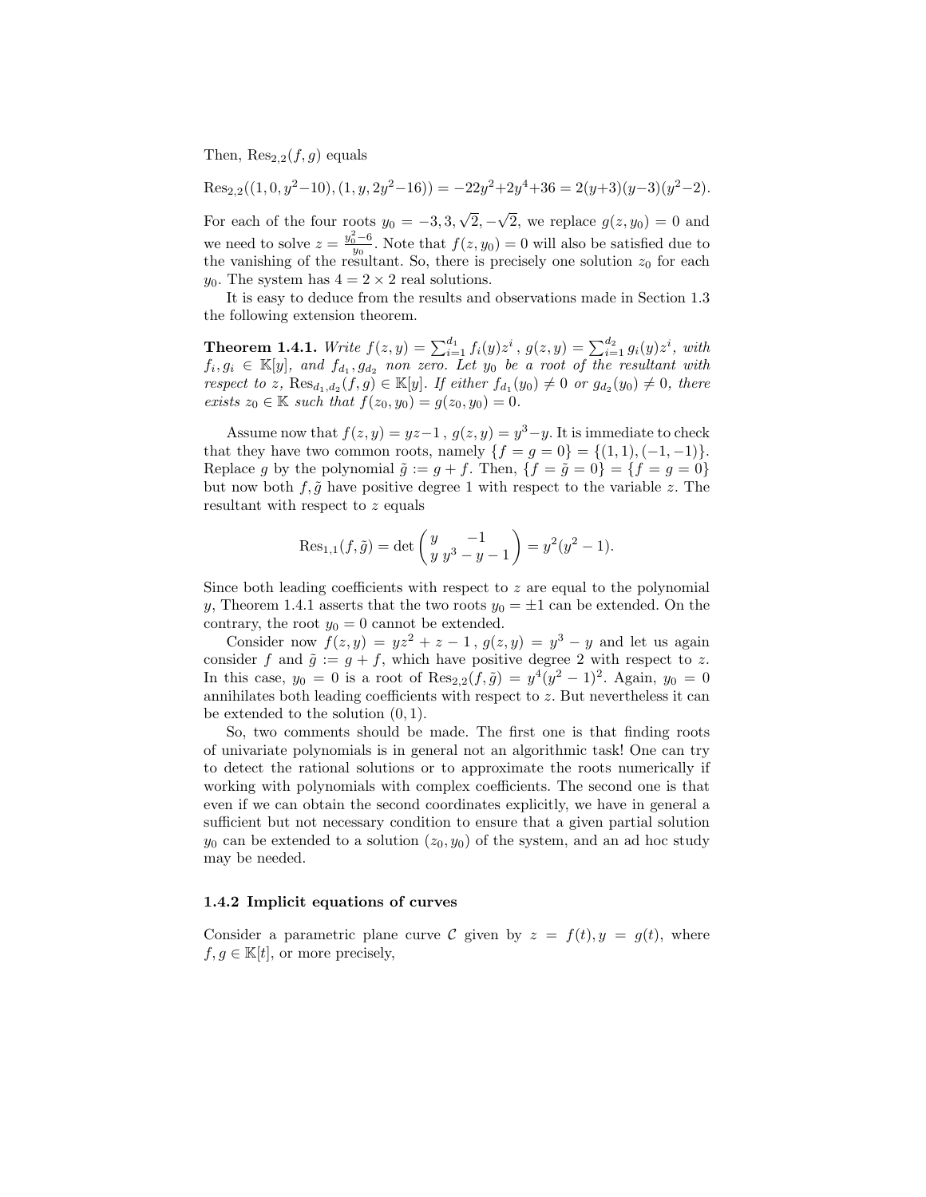Then, $\mathrm{Res}_{2,2}(f,g)$ equals

$$\mathrm{Res}_{2,2}((1,0,y^2-10),(1,y,2y^2-16)) = -22y^2+2y^4+36 = 2(y+3)(y-3)(y^2-2).$$

For each of the four roots $y_0 = -3, 3, \sqrt{2}, -\sqrt{2}$, we replace $g(z,y_0)=0$ and we need to solve $z = \frac{y_0^2-6}{y_0}$. Note that $f(z,y_0)=0$ will also be satisfied due to the vanishing of the resultant. So, there is precisely one solution $z_0$ for each $y_0$. The system has $4 = 2\times 2$ real solutions.

It is easy to deduce from the results and observations made in Section 1.3 the following extension theorem.

**Theorem 1.4.1.** *Write $f(z,y) = \sum_{i=1}^{d_1} f_i(y)z^i$, $g(z,y) = \sum_{i=1}^{d_2} g_i(y)z^i$, with $f_i, g_i \in \mathbb{K}[y]$, and $f_{d_1}, g_{d_2}$ non zero. Let $y_0$ be a root of the resultant with respect to $z$, $\mathrm{Res}_{d_1,d_2}(f,g) \in \mathbb{K}[y]$. If either $f_{d_1}(y_0) \neq 0$ or $g_{d_2}(y_0) \neq 0$, there exists $z_0 \in \mathbb{K}$ such that $f(z_0,y_0) = g(z_0,y_0) = 0$.*

Assume now that $f(z,y) = yz-1$, $g(z,y) = y^3-y$. It is immediate to check that they have two common roots, namely $\{f=g=0\} = \{(1,1),(-1,-1)\}$. Replace $g$ by the polynomial $\tilde{g} := g+f$. Then, $\{f=\tilde{g}=0\} = \{f=g=0\}$ but now both $f,\tilde{g}$ have positive degree 1 with respect to the variable $z$. The resultant with respect to $z$ equals

$$\mathrm{Res}_{1,1}(f,\tilde{g}) = \det\begin{pmatrix} y & -1 \\ y & y^3-y-1 \end{pmatrix} = y^2(y^2-1).$$

Since both leading coefficients with respect to $z$ are equal to the polynomial $y$, Theorem 1.4.1 asserts that the two roots $y_0 = \pm 1$ can be extended. On the contrary, the root $y_0 = 0$ cannot be extended.

Consider now $f(z,y) = yz^2+z-1$, $g(z,y) = y^3-y$ and let us again consider $f$ and $\tilde{g} := g+f$, which have positive degree 2 with respect to $z$. In this case, $y_0 = 0$ is a root of $\mathrm{Res}_{2,2}(f,\tilde{g}) = y^4(y^2-1)^2$. Again, $y_0 = 0$ annihilates both leading coefficients with respect to $z$. But nevertheless it can be extended to the solution $(0,1)$.

So, two comments should be made. The first one is that finding roots of univariate polynomials is in general not an algorithmic task! One can try to detect the rational solutions or to approximate the roots numerically if working with polynomials with complex coefficients. The second one is that even if we can obtain the second coordinates explicitly, we have in general a sufficient but not necessary condition to ensure that a given partial solution $y_0$ can be extended to a solution $(z_0,y_0)$ of the system, and an ad hoc study may be needed.

### 1.4.2 Implicit equations of curves

Consider a parametric plane curve $\mathcal{C}$ given by $z = f(t), y = g(t)$, where $f, g \in \mathbb{K}[t]$, or more precisely,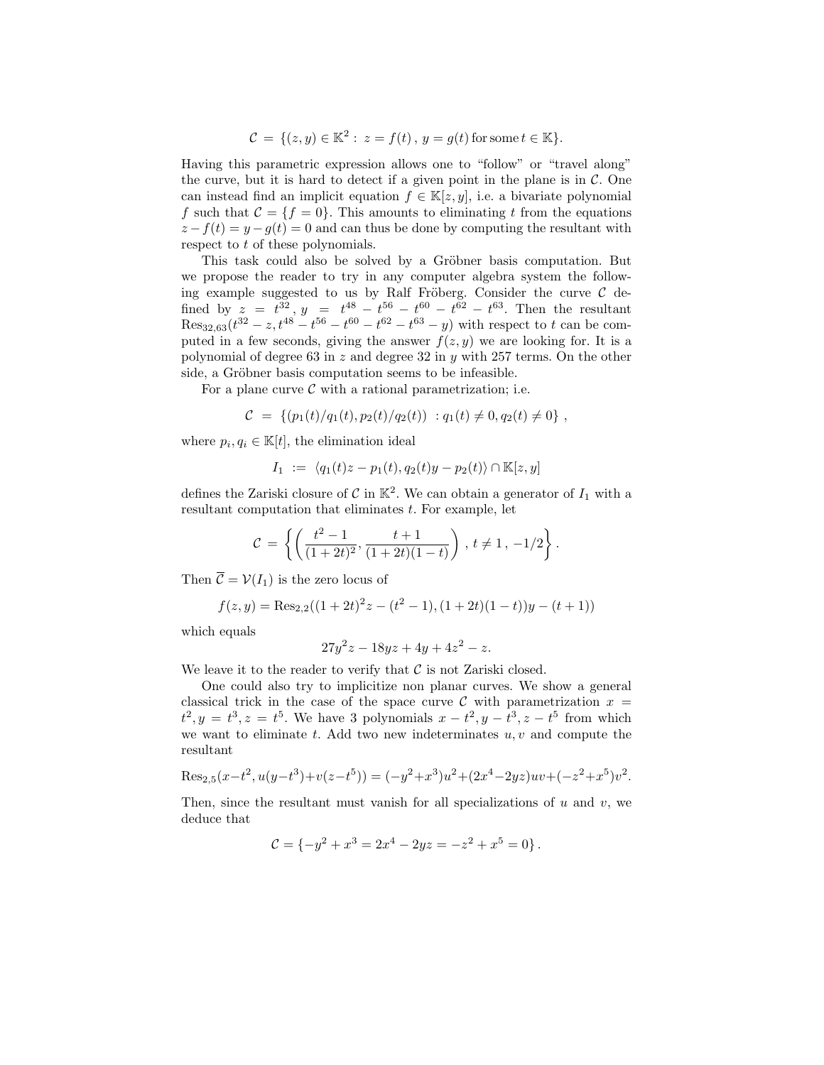$$\mathcal{C} \;=\; \{(z, y) \in \mathbb{K}^2 :\; z = f(t)\,,\; y = g(t)\,\text{for some}\, t \in \mathbb{K}\}.$$

Having this parametric expression allows one to "follow" or "travel along" the curve, but it is hard to detect if a given point in the plane is in $\mathcal{C}$. One can instead find an implicit equation $f \in \mathbb{K}[z, y]$, i.e. a bivariate polynomial $f$ such that $\mathcal{C} = \{f = 0\}$. This amounts to eliminating $t$ from the equations $z - f(t) = y - g(t) = 0$ and can thus be done by computing the resultant with respect to $t$ of these polynomials.

This task could also be solved by a Gröbner basis computation. But we propose the reader to try in any computer algebra system the following example suggested to us by Ralf Fröberg. Consider the curve $\mathcal{C}$ defined by $z = t^{32}$, $y = t^{48} - t^{56} - t^{60} - t^{62} - t^{63}$. Then the resultant $\mathrm{Res}_{32,63}(t^{32} - z, t^{48} - t^{56} - t^{60} - t^{62} - t^{63} - y)$ with respect to $t$ can be computed in a few seconds, giving the answer $f(z, y)$ we are looking for. It is a polynomial of degree 63 in $z$ and degree 32 in $y$ with 257 terms. On the other side, a Gröbner basis computation seems to be infeasible.

For a plane curve $\mathcal{C}$ with a rational parametrization; i.e.

$$\mathcal{C} \;=\; \{(p_1(t)/q_1(t), p_2(t)/q_2(t)) \;: q_1(t) \neq 0, q_2(t) \neq 0\}\;,$$

where $p_i, q_i \in \mathbb{K}[t]$, the elimination ideal

$$I_1 \;:=\; \langle q_1(t)z - p_1(t), q_2(t)y - p_2(t)\rangle \cap \mathbb{K}[z, y]$$

defines the Zariski closure of $\mathcal{C}$ in $\mathbb{K}^2$. We can obtain a generator of $I_1$ with a resultant computation that eliminates $t$. For example, let

$$\mathcal{C} \;=\; \left\{ \left( \frac{t^2 - 1}{(1 + 2t)^2}, \frac{t + 1}{(1 + 2t)(1 - t)} \right)\,,\, t \neq 1\,,\, -1/2 \right\}.$$

Then $\overline{\mathcal{C}} = \mathcal{V}(I_1)$ is the zero locus of

$$f(z, y) = \mathrm{Res}_{2,2}((1 + 2t)^2 z - (t^2 - 1), (1 + 2t)(1 - t))y - (t + 1))$$

which equals

$$27y^2 z - 18yz + 4y + 4z^2 - z.$$

We leave it to the reader to verify that $\mathcal{C}$ is not Zariski closed.

One could also try to implicitize non planar curves. We show a general classical trick in the case of the space curve $\mathcal{C}$ with parametrization $x = t^2, y = t^3, z = t^5$. We have 3 polynomials $x - t^2, y - t^3, z - t^5$ from which we want to eliminate $t$. Add two new indeterminates $u, v$ and compute the resultant

$$\mathrm{Res}_{2,5}(x - t^2, u(y - t^3) + v(z - t^5)) = (-y^2 + x^3)u^2 + (2x^4 - 2yz)uv + (-z^2 + x^5)v^2.$$

Then, since the resultant must vanish for all specializations of $u$ and $v$, we deduce that

$$\mathcal{C} = \{-y^2 + x^3 = 2x^4 - 2yz = -z^2 + x^5 = 0\}\,.$$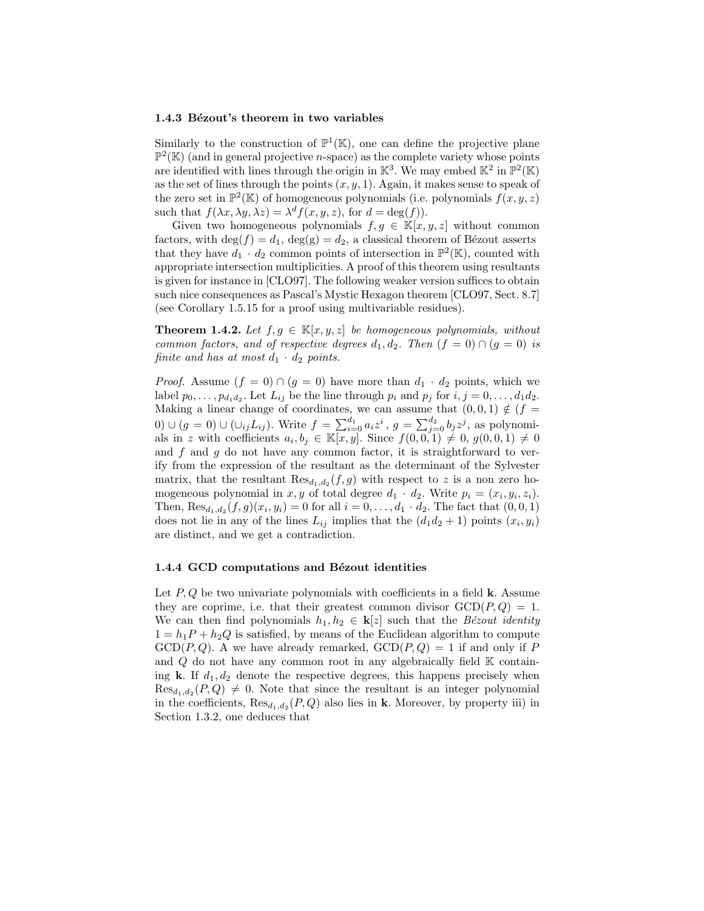### 1.4.3 Bézout's theorem in two variables

Similarly to the construction of $\mathbb{P}^1(\mathbb{K})$, one can define the projective plane $\mathbb{P}^2(\mathbb{K})$ (and in general projective $n$-space) as the complete variety whose points are identified with lines through the origin in $\mathbb{K}^3$. We may embed $\mathbb{K}^2$ in $\mathbb{P}^2(\mathbb{K})$ as the set of lines through the points $(x, y, 1)$. Again, it makes sense to speak of the zero set in $\mathbb{P}^2(\mathbb{K})$ of homogeneous polynomials (i.e. polynomials $f(x, y, z)$ such that $f(\lambda x, \lambda y, \lambda z) = \lambda^d f(x, y, z)$, for $d = \deg(f)$).

Given two homogeneous polynomials $f, g \in \mathbb{K}[x, y, z]$ without common factors, with $\deg(f) = d_1$, $\deg(g) = d_2$, a classical theorem of Bézout asserts that they have $d_1 \cdot d_2$ common points of intersection in $\mathbb{P}^2(\mathbb{K})$, counted with appropriate intersection multiplicities. A proof of this theorem using resultants is given for instance in [CLO97]. The following weaker version suffices to obtain such nice consequences as Pascal's Mystic Hexagon theorem [CLO97, Sect. 8.7] (see Corollary 1.5.15 for a proof using multivariable residues).

**Theorem 1.4.2.** *Let $f, g \in \mathbb{K}[x, y, z]$ be homogeneous polynomials, without common factors, and of respective degrees $d_1, d_2$. Then $(f = 0) \cap (g = 0)$ is finite and has at most $d_1 \cdot d_2$ points.*

*Proof.* Assume $(f = 0) \cap (g = 0)$ have more than $d_1 \cdot d_2$ points, which we label $p_0, \ldots, p_{d_1 d_2}$. Let $L_{ij}$ be the line through $p_i$ and $p_j$ for $i, j = 0, \ldots, d_1 d_2$. Making a linear change of coordinates, we can assume that $(0, 0, 1) \notin (f = 0) \cup (g = 0) \cup (\cup_{ij} L_{ij})$. Write $f = \sum_{i=0}^{d_1} a_i z^i$, $g = \sum_{j=0}^{d_2} b_j z^j$, as polynomials in $z$ with coefficients $a_i, b_j \in \mathbb{K}[x, y]$. Since $f(0, 0, 1) \neq 0$, $g(0, 0, 1) \neq 0$ and $f$ and $g$ do not have any common factor, it is straightforward to verify from the expression of the resultant as the determinant of the Sylvester matrix, that the resultant $\mathrm{Res}_{d_1, d_2}(f, g)$ with respect to $z$ is a non zero homogeneous polynomial in $x, y$ of total degree $d_1 \cdot d_2$. Write $p_i = (x_i, y_i, z_i)$. Then, $\mathrm{Res}_{d_1, d_2}(f, g)(x_i, y_i) = 0$ for all $i = 0, \ldots, d_1 \cdot d_2$. The fact that $(0, 0, 1)$ does not lie in any of the lines $L_{ij}$ implies that the $(d_1 d_2 + 1)$ points $(x_i, y_i)$ are distinct, and we get a contradiction.

### 1.4.4 GCD computations and Bézout identities

Let $P, Q$ be two univariate polynomials with coefficients in a field $\mathbf{k}$. Assume they are coprime, i.e. that their greatest common divisor $\mathrm{GCD}(P, Q) = 1$. We can then find polynomials $h_1, h_2 \in \mathbf{k}[z]$ such that the *Bézout identity* $1 = h_1 P + h_2 Q$ is satisfied, by means of the Euclidean algorithm to compute $\mathrm{GCD}(P, Q)$. A we have already remarked, $\mathrm{GCD}(P, Q) = 1$ if and only if $P$ and $Q$ do not have any common root in any algebraically field $\mathbb{K}$ containing $\mathbf{k}$. If $d_1, d_2$ denote the respective degrees, this happens precisely when $\mathrm{Res}_{d_1, d_2}(P, Q) \neq 0$. Note that since the resultant is an integer polynomial in the coefficients, $\mathrm{Res}_{d_1, d_2}(P, Q)$ also lies in $\mathbf{k}$. Moreover, by property iii) in Section 1.3.2, one deduces that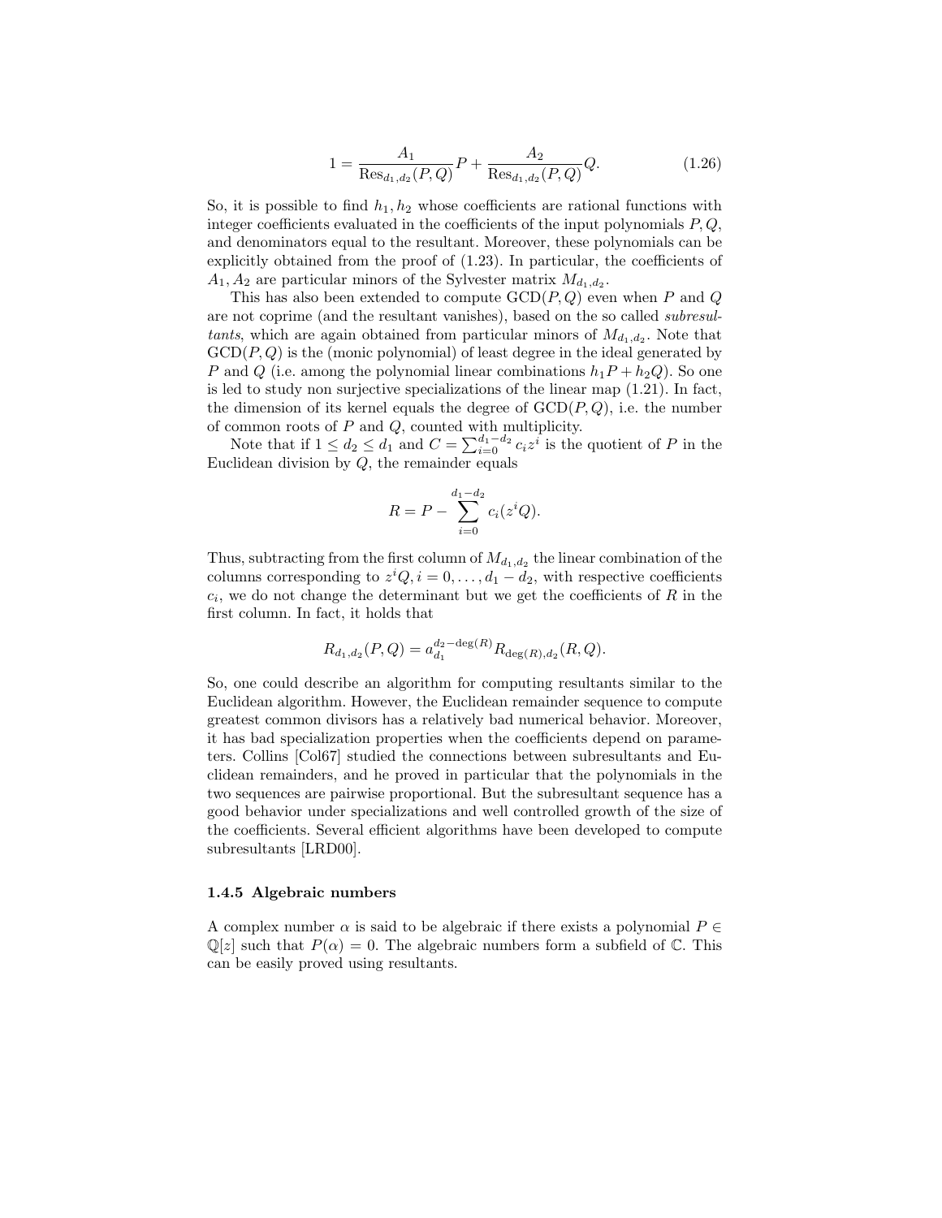$$1 = \frac{A_1}{\mathrm{Res}_{d_1,d_2}(P,Q)} P + \frac{A_2}{\mathrm{Res}_{d_1,d_2}(P,Q)} Q. \tag{1.26}$$

So, it is possible to find $h_1, h_2$ whose coefficients are rational functions with integer coefficients evaluated in the coefficients of the input polynomials $P, Q$, and denominators equal to the resultant. Moreover, these polynomials can be explicitly obtained from the proof of (1.23). In particular, the coefficients of $A_1, A_2$ are particular minors of the Sylvester matrix $M_{d_1,d_2}$.

This has also been extended to compute $\mathrm{GCD}(P,Q)$ even when $P$ and $Q$ are not coprime (and the resultant vanishes), based on the so called *subresultants*, which are again obtained from particular minors of $M_{d_1,d_2}$. Note that $\mathrm{GCD}(P,Q)$ is the (monic polynomial) of least degree in the ideal generated by $P$ and $Q$ (i.e. among the polynomial linear combinations $h_1 P + h_2 Q$). So one is led to study non surjective specializations of the linear map (1.21). In fact, the dimension of its kernel equals the degree of $\mathrm{GCD}(P,Q)$, i.e. the number of common roots of $P$ and $Q$, counted with multiplicity.

Note that if $1 \leq d_2 \leq d_1$ and $C = \sum_{i=0}^{d_1-d_2} c_i z^i$ is the quotient of $P$ in the Euclidean division by $Q$, the remainder equals

$$R = P - \sum_{i=0}^{d_1-d_2} c_i (z^i Q).$$

Thus, subtracting from the first column of $M_{d_1,d_2}$ the linear combination of the columns corresponding to $z^i Q, i = 0, \ldots, d_1 - d_2$, with respective coefficients $c_i$, we do not change the determinant but we get the coefficients of $R$ in the first column. In fact, it holds that

$$R_{d_1,d_2}(P,Q) = a_{d_1}^{d_2 - \deg(R)} R_{\deg(R),d_2}(R,Q).$$

So, one could describe an algorithm for computing resultants similar to the Euclidean algorithm. However, the Euclidean remainder sequence to compute greatest common divisors has a relatively bad numerical behavior. Moreover, it has bad specialization properties when the coefficients depend on parameters. Collins [Col67] studied the connections between subresultants and Euclidean remainders, and he proved in particular that the polynomials in the two sequences are pairwise proportional. But the subresultant sequence has a good behavior under specializations and well controlled growth of the size of the coefficients. Several efficient algorithms have been developed to compute subresultants [LRD00].

### 1.4.5 Algebraic numbers

A complex number $\alpha$ is said to be algebraic if there exists a polynomial $P \in \mathbb{Q}[z]$ such that $P(\alpha) = 0$. The algebraic numbers form a subfield of $\mathbb{C}$. This can be easily proved using resultants.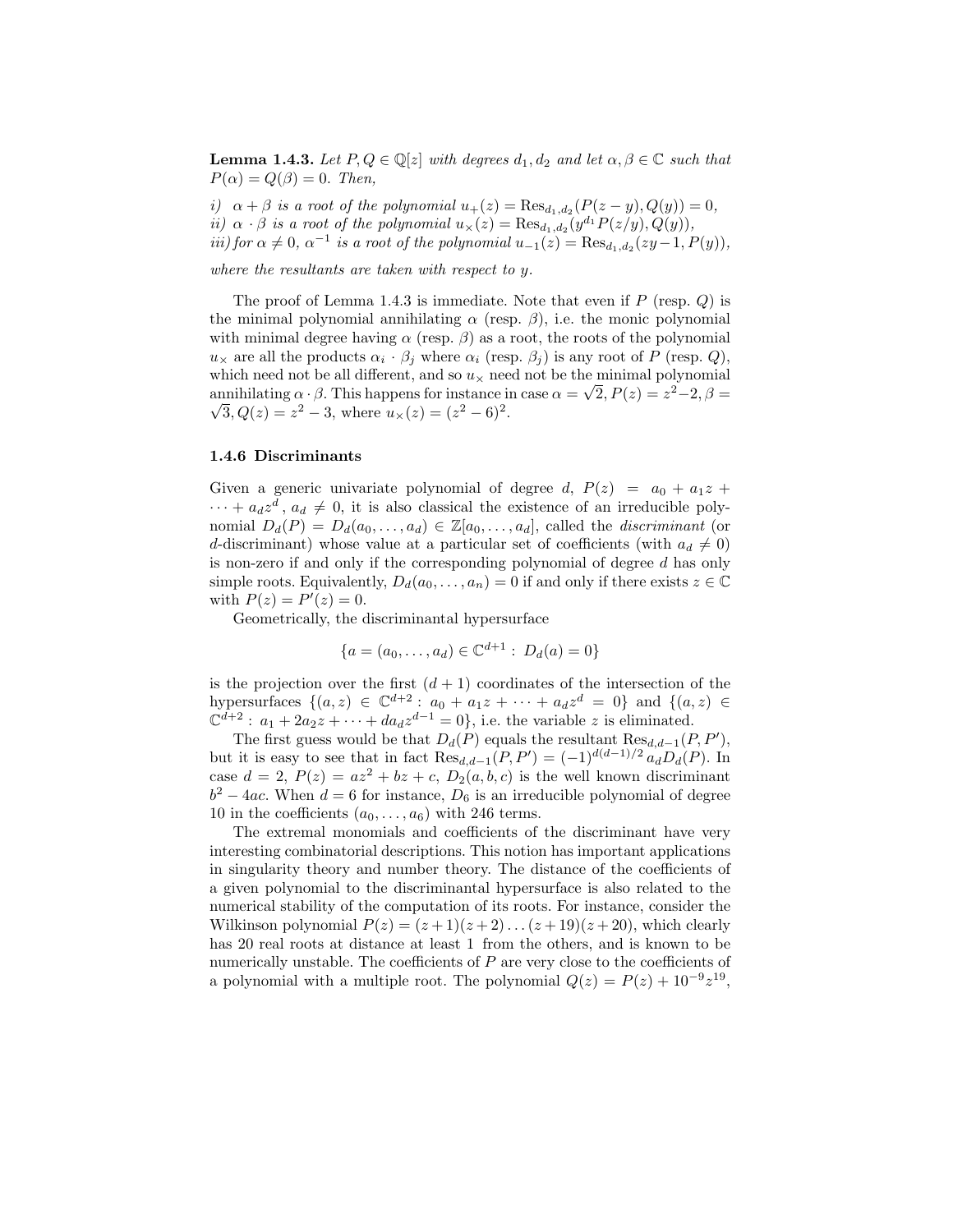**Lemma 1.4.3.** *Let $P, Q \in \mathbb{Q}[z]$ with degrees $d_1, d_2$ and let $\alpha, \beta \in \mathbb{C}$ such that $P(\alpha) = Q(\beta) = 0$. Then,*

*i) $\alpha + \beta$ is a root of the polynomial $u_+(z) = \mathrm{Res}_{d_1,d_2}(P(z-y), Q(y)) = 0$,*
*ii) $\alpha \cdot \beta$ is a root of the polynomial $u_\times(z) = \mathrm{Res}_{d_1,d_2}(y^{d_1} P(z/y), Q(y))$,*
*iii) for $\alpha \neq 0$, $\alpha^{-1}$ is a root of the polynomial $u_{-1}(z) = \mathrm{Res}_{d_1,d_2}(zy-1, P(y))$,*

*where the resultants are taken with respect to $y$.*

The proof of Lemma 1.4.3 is immediate. Note that even if $P$ (resp. $Q$) is the minimal polynomial annihilating $\alpha$ (resp. $\beta$), i.e. the monic polynomial with minimal degree having $\alpha$ (resp. $\beta$) as a root, the roots of the polynomial $u_\times$ are all the products $\alpha_i \cdot \beta_j$ where $\alpha_i$ (resp. $\beta_j$) is any root of $P$ (resp. $Q$), which need not be all different, and so $u_\times$ need not be the minimal polynomial annihilating $\alpha \cdot \beta$. This happens for instance in case $\alpha = \sqrt{2}, P(z) = z^2 - 2, \beta = \sqrt{3}, Q(z) = z^2 - 3$, where $u_\times(z) = (z^2 - 6)^2$.

### 1.4.6 Discriminants

Given a generic univariate polynomial of degree $d$, $P(z) = a_0 + a_1 z + \cdots + a_d z^d$, $a_d \neq 0$, it is also classical the existence of an irreducible polynomial $D_d(P) = D_d(a_0, \ldots, a_d) \in \mathbb{Z}[a_0, \ldots, a_d]$, called the *discriminant* (or $d$-discriminant) whose value at a particular set of coefficients (with $a_d \neq 0$) is non-zero if and only if the corresponding polynomial of degree $d$ has only simple roots. Equivalently, $D_d(a_0, \ldots, a_n) = 0$ if and only if there exists $z \in \mathbb{C}$ with $P(z) = P'(z) = 0$.

Geometrically, the discriminantal hypersurface

$$\{a = (a_0, \ldots, a_d) \in \mathbb{C}^{d+1} : D_d(a) = 0\}$$

is the projection over the first $(d+1)$ coordinates of the intersection of the hypersurfaces $\{(a, z) \in \mathbb{C}^{d+2} : a_0 + a_1 z + \cdots + a_d z^d = 0\}$ and $\{(a, z) \in \mathbb{C}^{d+2} : a_1 + 2a_2 z + \cdots + d a_d z^{d-1} = 0\}$, i.e. the variable $z$ is eliminated.

The first guess would be that $D_d(P)$ equals the resultant $\mathrm{Res}_{d,d-1}(P, P')$, but it is easy to see that in fact $\mathrm{Res}_{d,d-1}(P, P') = (-1)^{d(d-1)/2} a_d D_d(P)$. In case $d = 2$, $P(z) = az^2 + bz + c$, $D_2(a, b, c)$ is the well known discriminant $b^2 - 4ac$. When $d = 6$ for instance, $D_6$ is an irreducible polynomial of degree 10 in the coefficients $(a_0, \ldots, a_6)$ with 246 terms.

The extremal monomials and coefficients of the discriminant have very interesting combinatorial descriptions. This notion has important applications in singularity theory and number theory. The distance of the coefficients of a given polynomial to the discriminantal hypersurface is also related to the numerical stability of the computation of its roots. For instance, consider the Wilkinson polynomial $P(z) = (z+1)(z+2)\ldots(z+19)(z+20)$, which clearly has 20 real roots at distance at least 1 from the others, and is known to be numerically unstable. The coefficients of $P$ are very close to the coefficients of a polynomial with a multiple root. The polynomial $Q(z) = P(z) + 10^{-9} z^{19}$,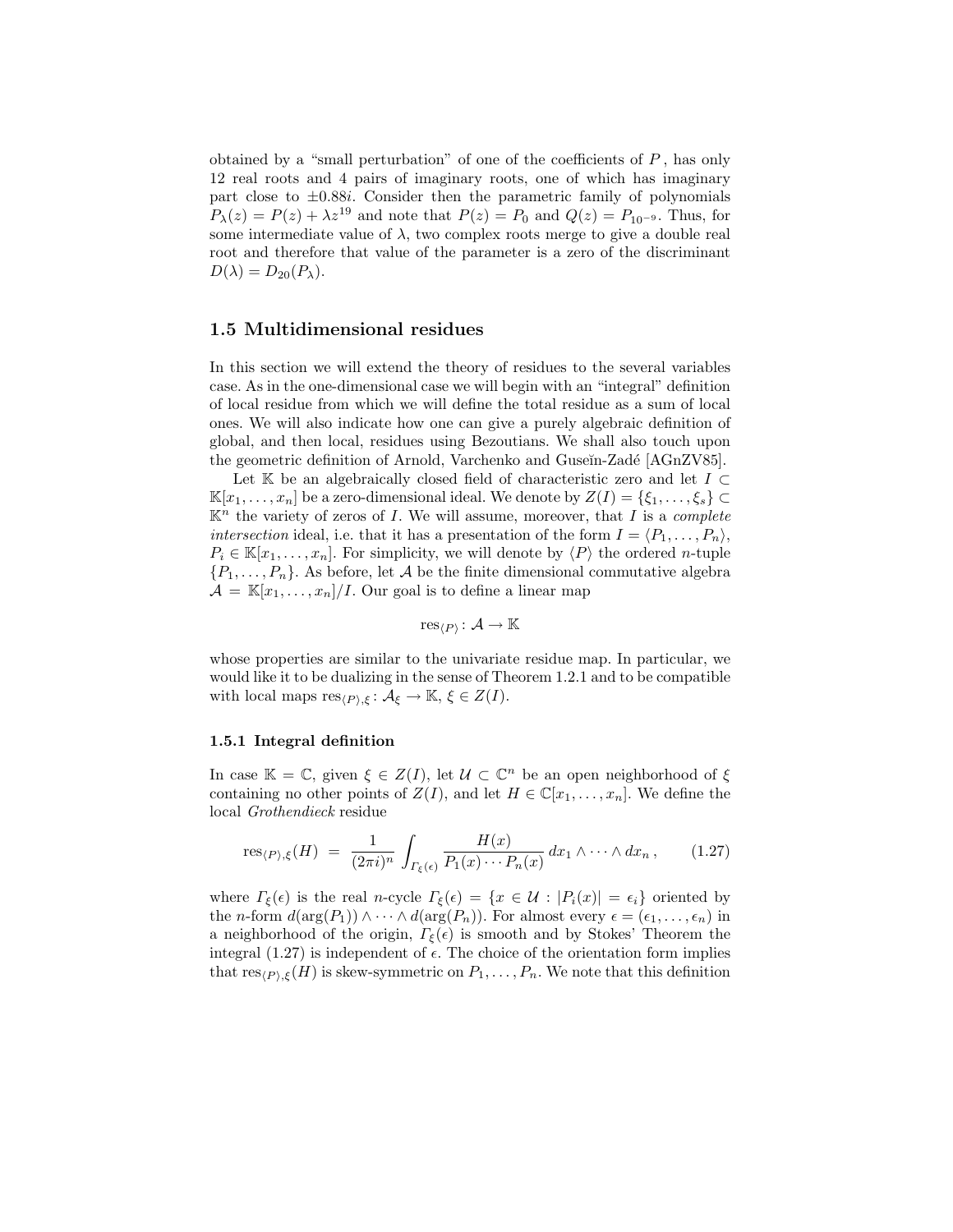obtained by a "small perturbation" of one of the coefficients of $P$, has only 12 real roots and 4 pairs of imaginary roots, one of which has imaginary part close to $\pm 0.88i$. Consider then the parametric family of polynomials $P_\lambda(z) = P(z) + \lambda z^{19}$ and note that $P(z) = P_0$ and $Q(z) = P_{10^{-9}}$. Thus, for some intermediate value of $\lambda$, two complex roots merge to give a double real root and therefore that value of the parameter is a zero of the discriminant $D(\lambda) = D_{20}(P_\lambda)$.

## 1.5 Multidimensional residues

In this section we will extend the theory of residues to the several variables case. As in the one-dimensional case we will begin with an "integral" definition of local residue from which we will define the total residue as a sum of local ones. We will also indicate how one can give a purely algebraic definition of global, and then local, residues using Bezoutians. We shall also touch upon the geometric definition of Arnold, Varchenko and Guseĭn-Zadé [AGnZV85].

Let $\mathbb{K}$ be an algebraically closed field of characteristic zero and let $I \subset \mathbb{K}[x_1, \ldots, x_n]$ be a zero-dimensional ideal. We denote by $Z(I) = \{\xi_1, \ldots, \xi_s\} \subset \mathbb{K}^n$ the variety of zeros of $I$. We will assume, moreover, that $I$ is a *complete intersection* ideal, i.e. that it has a presentation of the form $I = \langle P_1, \ldots, P_n \rangle$, $P_i \in \mathbb{K}[x_1, \ldots, x_n]$. For simplicity, we will denote by $\langle P \rangle$ the ordered $n$-tuple $\{P_1, \ldots, P_n\}$. As before, let $\mathcal{A}$ be the finite dimensional commutative algebra $\mathcal{A} = \mathbb{K}[x_1, \ldots, x_n]/I$. Our goal is to define a linear map

$$\operatorname{res}_{\langle P \rangle} \colon \mathcal{A} \to \mathbb{K}$$

whose properties are similar to the univariate residue map. In particular, we would like it to be dualizing in the sense of Theorem 1.2.1 and to be compatible with local maps $\operatorname{res}_{\langle P \rangle, \xi} \colon \mathcal{A}_\xi \to \mathbb{K}$, $\xi \in Z(I)$.

### 1.5.1 Integral definition

In case $\mathbb{K} = \mathbb{C}$, given $\xi \in Z(I)$, let $\mathcal{U} \subset \mathbb{C}^n$ be an open neighborhood of $\xi$ containing no other points of $Z(I)$, and let $H \in \mathbb{C}[x_1, \ldots, x_n]$. We define the local *Grothendieck* residue

$$\operatorname{res}_{\langle P \rangle, \xi}(H) \;=\; \frac{1}{(2\pi i)^n} \int_{\Gamma_\xi(\epsilon)} \frac{H(x)}{P_1(x) \cdots P_n(x)}\, dx_1 \wedge \cdots \wedge dx_n\,, \tag{1.27}$$

where $\Gamma_\xi(\epsilon)$ is the real $n$-cycle $\Gamma_\xi(\epsilon) = \{x \in \mathcal{U} : |P_i(x)| = \epsilon_i\}$ oriented by the $n$-form $d(\arg(P_1)) \wedge \cdots \wedge d(\arg(P_n))$. For almost every $\epsilon = (\epsilon_1, \ldots, \epsilon_n)$ in a neighborhood of the origin, $\Gamma_\xi(\epsilon)$ is smooth and by Stokes' Theorem the integral (1.27) is independent of $\epsilon$. The choice of the orientation form implies that $\operatorname{res}_{\langle P \rangle, \xi}(H)$ is skew-symmetric on $P_1, \ldots, P_n$. We note that this definition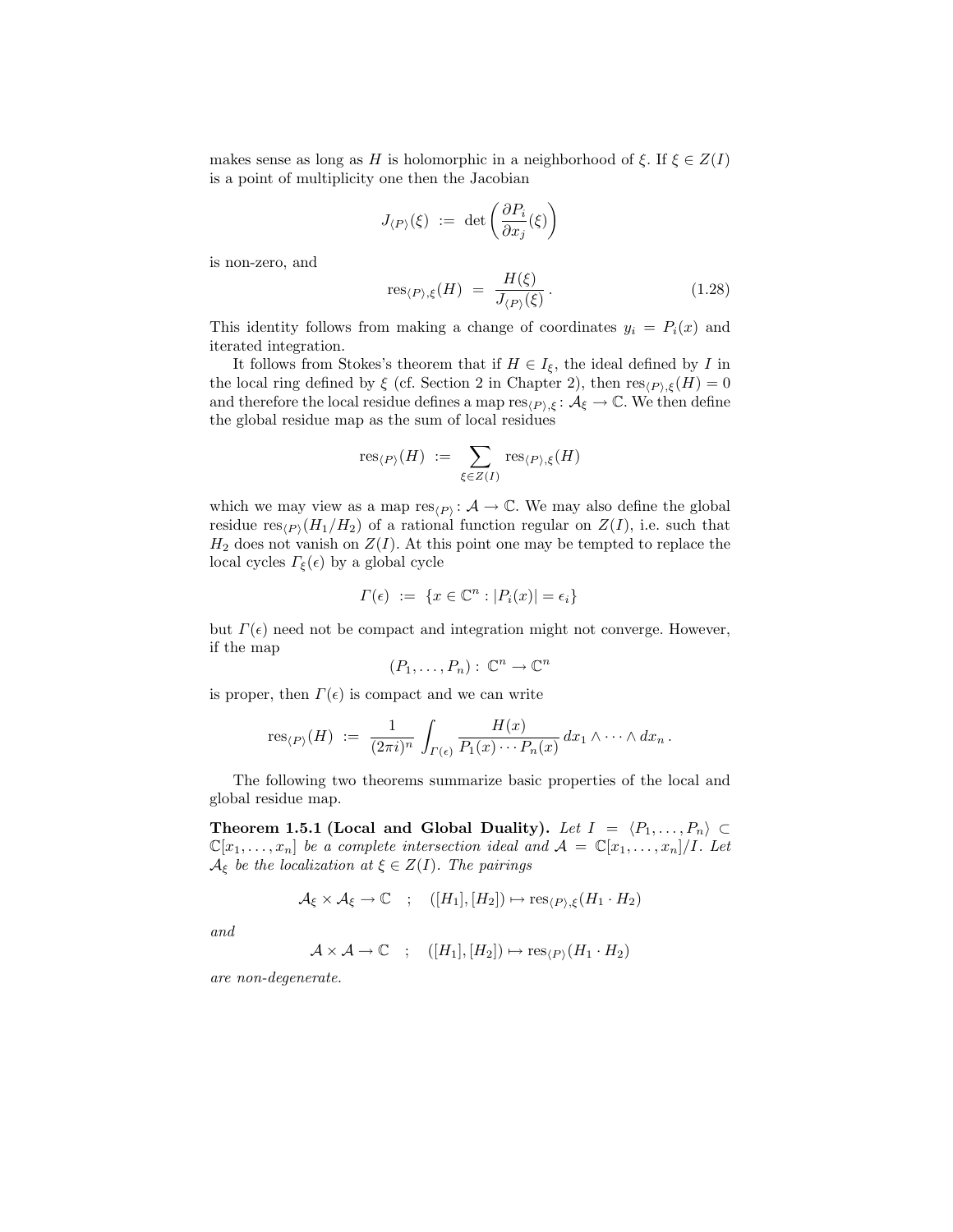makes sense as long as $H$ is holomorphic in a neighborhood of $\xi$. If $\xi \in Z(I)$ is a point of multiplicity one then the Jacobian

$$J_{\langle P \rangle}(\xi) \;:=\; \det\left(\frac{\partial P_i}{\partial x_j}(\xi)\right)$$

is non-zero, and

$$\operatorname{res}_{\langle P \rangle,\xi}(H) \;=\; \frac{H(\xi)}{J_{\langle P \rangle}(\xi)}\,. \tag{1.28}$$

This identity follows from making a change of coordinates $y_i = P_i(x)$ and iterated integration.

It follows from Stokes's theorem that if $H \in I_\xi$, the ideal defined by $I$ in the local ring defined by $\xi$ (cf. Section 2 in Chapter 2), then $\operatorname{res}_{\langle P \rangle,\xi}(H) = 0$ and therefore the local residue defines a map $\operatorname{res}_{\langle P \rangle,\xi} \colon \mathcal{A}_\xi \to \mathbb{C}$. We then define the global residue map as the sum of local residues

$$\operatorname{res}_{\langle P \rangle}(H) \;:=\; \sum_{\xi \in Z(I)} \operatorname{res}_{\langle P \rangle,\xi}(H)$$

which we may view as a map $\operatorname{res}_{\langle P \rangle} \colon \mathcal{A} \to \mathbb{C}$. We may also define the global residue $\operatorname{res}_{\langle P \rangle}(H_1/H_2)$ of a rational function regular on $Z(I)$, i.e. such that $H_2$ does not vanish on $Z(I)$. At this point one may be tempted to replace the local cycles $\Gamma_\xi(\epsilon)$ by a global cycle

$$\Gamma(\epsilon) \;:=\; \{x \in \mathbb{C}^n : |P_i(x)| = \epsilon_i\}$$

but $\Gamma(\epsilon)$ need not be compact and integration might not converge. However, if the map

$$(P_1, \ldots, P_n) \colon \mathbb{C}^n \to \mathbb{C}^n$$

is proper, then $\Gamma(\epsilon)$ is compact and we can write

$$\operatorname{res}_{\langle P \rangle}(H) \;:=\; \frac{1}{(2\pi i)^n} \int_{\Gamma(\epsilon)} \frac{H(x)}{P_1(x) \cdots P_n(x)}\, dx_1 \wedge \cdots \wedge dx_n\,.$$

The following two theorems summarize basic properties of the local and global residue map.

**Theorem 1.5.1 (Local and Global Duality).** *Let $I = \langle P_1, \ldots, P_n \rangle \subset \mathbb{C}[x_1, \ldots, x_n]$ be a complete intersection ideal and $\mathcal{A} = \mathbb{C}[x_1, \ldots, x_n]/I$. Let $\mathcal{A}_\xi$ be the localization at $\xi \in Z(I)$. The pairings*

$$\mathcal{A}_\xi \times \mathcal{A}_\xi \to \mathbb{C} \quad ; \quad ([H_1],[H_2]) \mapsto \operatorname{res}_{\langle P \rangle,\xi}(H_1 \cdot H_2)$$

*and*

$$\mathcal{A} \times \mathcal{A} \to \mathbb{C} \quad ; \quad ([H_1],[H_2]) \mapsto \operatorname{res}_{\langle P \rangle}(H_1 \cdot H_2)$$

*are non-degenerate.*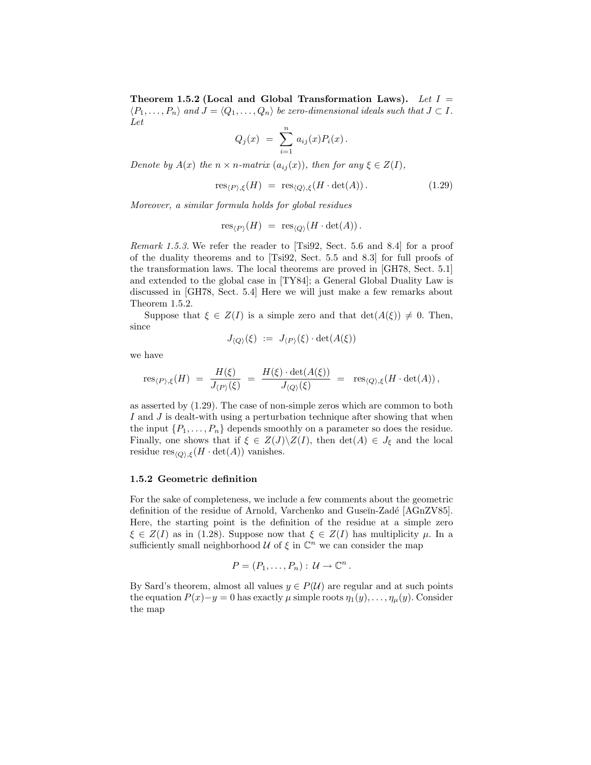**Theorem 1.5.2 (Local and Global Transformation Laws).** *Let $I = \langle P_1, \ldots, P_n \rangle$ and $J = \langle Q_1, \ldots, Q_n \rangle$ be zero-dimensional ideals such that $J \subset I$. Let*

$$Q_j(x) \;=\; \sum_{i=1}^{n} a_{ij}(x) P_i(x)\,.$$

*Denote by $A(x)$ the $n \times n$-matrix $(a_{ij}(x))$, then for any $\xi \in Z(I)$,*

$$\operatorname{res}_{\langle P \rangle, \xi}(H) \;=\; \operatorname{res}_{\langle Q \rangle, \xi}(H \cdot \det(A))\,. \tag{1.29}$$

*Moreover, a similar formula holds for global residues*

$$\operatorname{res}_{\langle P \rangle}(H) \;=\; \operatorname{res}_{\langle Q \rangle}(H \cdot \det(A))\,.$$

*Remark 1.5.3.* We refer the reader to [Tsi92, Sect. 5.6 and 8.4] for a proof of the duality theorems and to [Tsi92, Sect. 5.5 and 8.3] for full proofs of the transformation laws. The local theorems are proved in [GH78, Sect. 5.1] and extended to the global case in [TY84]; a General Global Duality Law is discussed in [GH78, Sect. 5.4] Here we will just make a few remarks about Theorem 1.5.2.

Suppose that $\xi \in Z(I)$ is a simple zero and that $\det(A(\xi)) \neq 0$. Then, since

$$J_{\langle Q \rangle}(\xi) \;:=\; J_{\langle P \rangle}(\xi) \cdot \det(A(\xi))$$

we have

$$\operatorname{res}_{\langle P \rangle, \xi}(H) \;=\; \frac{H(\xi)}{J_{\langle P \rangle}(\xi)} \;=\; \frac{H(\xi) \cdot \det(A(\xi))}{J_{\langle Q \rangle}(\xi)} \;=\; \operatorname{res}_{\langle Q \rangle, \xi}(H \cdot \det(A))\,,$$

as asserted by (1.29). The case of non-simple zeros which are common to both $I$ and $J$ is dealt-with using a perturbation technique after showing that when the input $\{P_1, \ldots, P_n\}$ depends smoothly on a parameter so does the residue. Finally, one shows that if $\xi \in Z(J) \backslash Z(I)$, then $\det(A) \in J_\xi$ and the local residue $\operatorname{res}_{\langle Q \rangle, \xi}(H \cdot \det(A))$ vanishes.

### 1.5.2 Geometric definition

For the sake of completeness, we include a few comments about the geometric definition of the residue of Arnold, Varchenko and Guseĭn-Zadé [AGnZV85]. Here, the starting point is the definition of the residue at a simple zero $\xi \in Z(I)$ as in (1.28). Suppose now that $\xi \in Z(I)$ has multiplicity $\mu$. In a sufficiently small neighborhood $\mathcal{U}$ of $\xi$ in $\mathbb{C}^n$ we can consider the map

$$P = (P_1, \ldots, P_n) : \mathcal{U} \to \mathbb{C}^n\,.$$

By Sard's theorem, almost all values $y \in P(\mathcal{U})$ are regular and at such points the equation $P(x) - y = 0$ has exactly $\mu$ simple roots $\eta_1(y), \ldots, \eta_\mu(y)$. Consider the map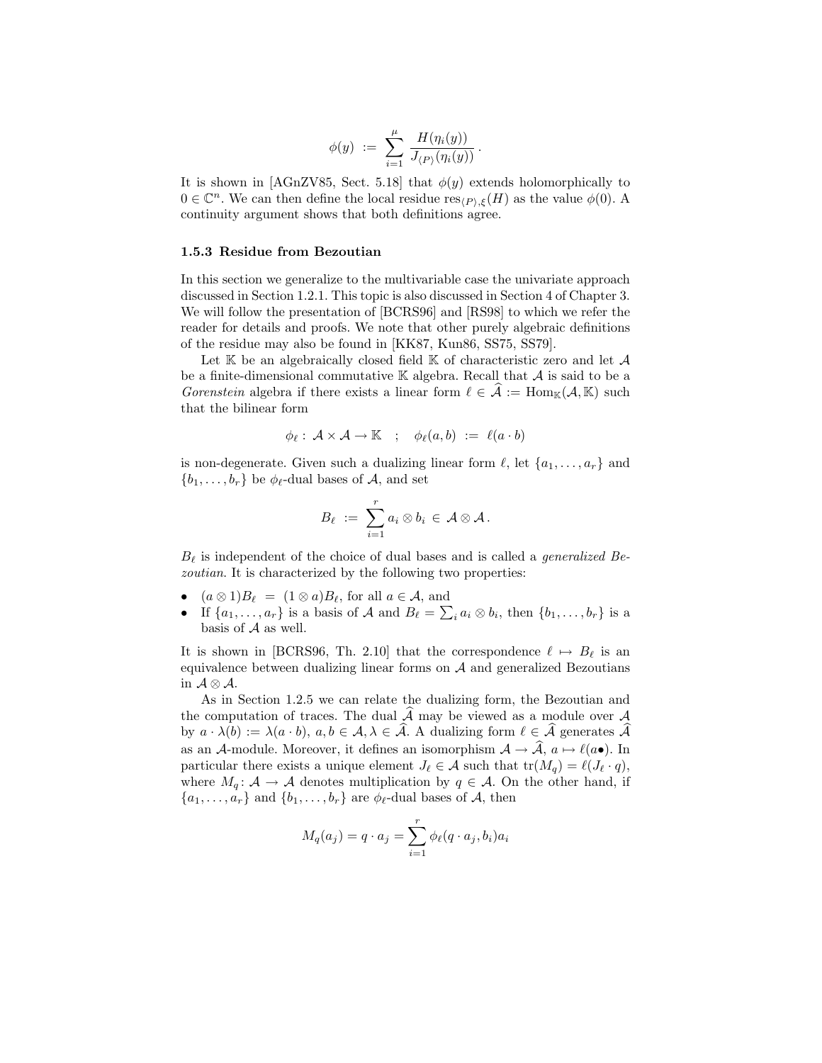$$\phi(y) \;:=\; \sum_{i=1}^{\mu} \frac{H(\eta_i(y))}{J_{\langle P\rangle}(\eta_i(y))}\,.$$

It is shown in [AGnZV85, Sect. 5.18] that $\phi(y)$ extends holomorphically to $0 \in \mathbb{C}^n$. We can then define the local residue $\mathrm{res}_{\langle P\rangle,\xi}(H)$ as the value $\phi(0)$. A continuity argument shows that both definitions agree.

### 1.5.3 Residue from Bezoutian

In this section we generalize to the multivariable case the univariate approach discussed in Section 1.2.1. This topic is also discussed in Section 4 of Chapter 3. We will follow the presentation of [BCRS96] and [RS98] to which we refer the reader for details and proofs. We note that other purely algebraic definitions of the residue may also be found in [KK87, Kun86, SS75, SS79].

Let $\mathbb{K}$ be an algebraically closed field $\mathbb{K}$ of characteristic zero and let $\mathcal{A}$ be a finite-dimensional commutative $\mathbb{K}$ algebra. Recall that $\mathcal{A}$ is said to be a *Gorenstein* algebra if there exists a linear form $\ell \in \widehat{\mathcal{A}} := \mathrm{Hom}_{\mathbb{K}}(\mathcal{A}, \mathbb{K})$ such that the bilinear form

$$\phi_\ell : \mathcal{A} \times \mathcal{A} \to \mathbb{K} \quad ; \quad \phi_\ell(a,b) \;:=\; \ell(a \cdot b)$$

is non-degenerate. Given such a dualizing linear form $\ell$, let $\{a_1, \ldots, a_r\}$ and $\{b_1, \ldots, b_r\}$ be $\phi_\ell$-dual bases of $\mathcal{A}$, and set

$$B_\ell \;:=\; \sum_{i=1}^{r} a_i \otimes b_i \;\in\; \mathcal{A} \otimes \mathcal{A}\,.$$

$B_\ell$ is independent of the choice of dual bases and is called a *generalized Bezoutian*. It is characterized by the following two properties:

- $(a \otimes 1)B_\ell \;=\; (1 \otimes a)B_\ell$, for all $a \in \mathcal{A}$, and
- If $\{a_1, \ldots, a_r\}$ is a basis of $\mathcal{A}$ and $B_\ell = \sum_i a_i \otimes b_i$, then $\{b_1, \ldots, b_r\}$ is a basis of $\mathcal{A}$ as well.

It is shown in [BCRS96, Th. 2.10] that the correspondence $\ell \mapsto B_\ell$ is an equivalence between dualizing linear forms on $\mathcal{A}$ and generalized Bezoutians in $\mathcal{A} \otimes \mathcal{A}$.

As in Section 1.2.5 we can relate the dualizing form, the Bezoutian and the computation of traces. The dual $\widehat{\mathcal{A}}$ may be viewed as a module over $\mathcal{A}$ by $a \cdot \lambda(b) := \lambda(a \cdot b)$, $a, b \in \mathcal{A}, \lambda \in \hat{\mathcal{A}}$. A dualizing form $\ell \in \widehat{\mathcal{A}}$ generates $\widehat{\mathcal{A}}$ as an $\mathcal{A}$-module. Moreover, it defines an isomorphism $\mathcal{A} \to \widehat{\mathcal{A}}$, $a \mapsto \ell(a\bullet)$. In particular there exists a unique element $J_\ell \in \mathcal{A}$ such that $\mathrm{tr}(M_q) = \ell(J_\ell \cdot q)$, where $M_q \colon \mathcal{A} \to \mathcal{A}$ denotes multiplication by $q \in \mathcal{A}$. On the other hand, if $\{a_1, \ldots, a_r\}$ and $\{b_1, \ldots, b_r\}$ are $\phi_\ell$-dual bases of $\mathcal{A}$, then

$$M_q(a_j) = q \cdot a_j = \sum_{i=1}^{r} \phi_\ell(q \cdot a_j, b_i) a_i$$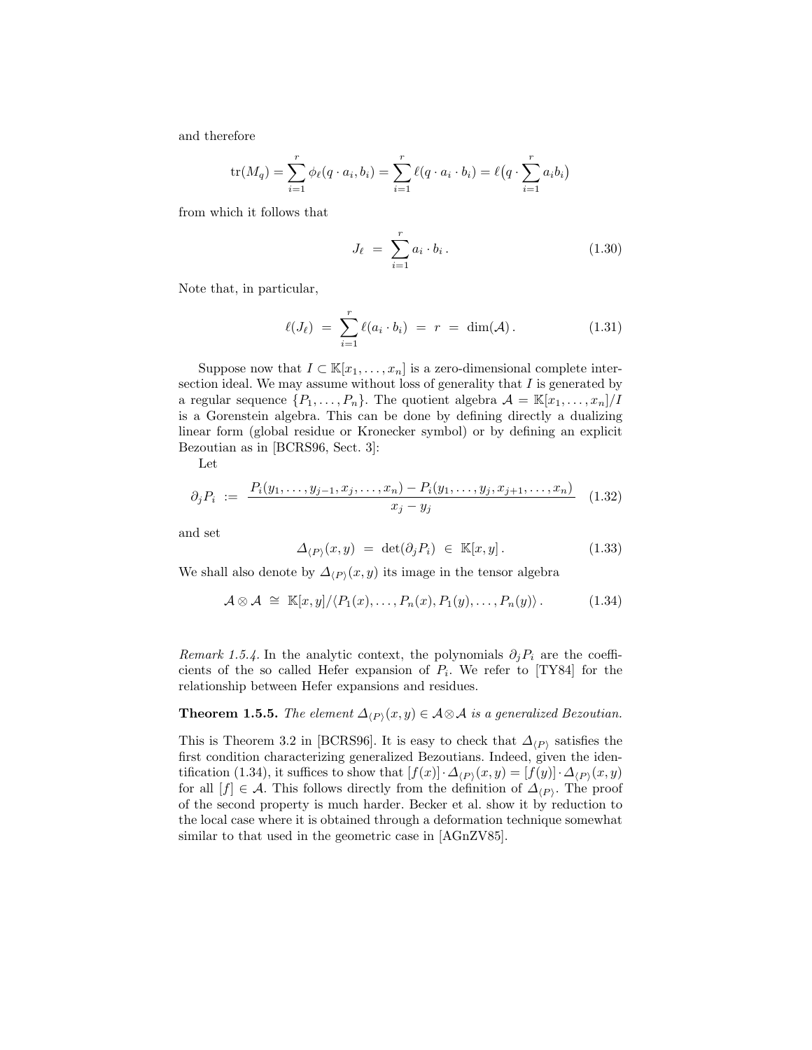and therefore

$$\operatorname{tr}(M_q) = \sum_{i=1}^{r} \phi_\ell(q \cdot a_i, b_i) = \sum_{i=1}^{r} \ell(q \cdot a_i \cdot b_i) = \ell\big(q \cdot \sum_{i=1}^{r} a_i b_i\big)$$

from which it follows that

$$J_\ell \;=\; \sum_{i=1}^{r} a_i \cdot b_i\,. \tag{1.30}$$

Note that, in particular,

$$\ell(J_\ell) \;=\; \sum_{i=1}^{r} \ell(a_i \cdot b_i) \;=\; r \;=\; \dim(\mathcal{A})\,. \tag{1.31}$$

Suppose now that $I \subset \mathbb{K}[x_1, \ldots, x_n]$ is a zero-dimensional complete intersection ideal. We may assume without loss of generality that $I$ is generated by a regular sequence $\{P_1, \ldots, P_n\}$. The quotient algebra $\mathcal{A} = \mathbb{K}[x_1, \ldots, x_n]/I$ is a Gorenstein algebra. This can be done by defining directly a dualizing linear form (global residue or Kronecker symbol) or by defining an explicit Bezoutian as in [BCRS96, Sect. 3]:

Let

$$\partial_j P_i \;:=\; \frac{P_i(y_1, \ldots, y_{j-1}, x_j, \ldots, x_n) - P_i(y_1, \ldots, y_j, x_{j+1}, \ldots, x_n)}{x_j - y_j} \tag{1.32}$$

and set

$$\Delta_{\langle P \rangle}(x, y) \;=\; \det(\partial_j P_i) \;\in\; \mathbb{K}[x, y]\,. \tag{1.33}$$

We shall also denote by $\Delta_{\langle P \rangle}(x, y)$ its image in the tensor algebra

$$\mathcal{A} \otimes \mathcal{A} \;\cong\; \mathbb{K}[x, y]/\langle P_1(x), \ldots, P_n(x), P_1(y), \ldots, P_n(y)\rangle\,. \tag{1.34}$$

*Remark 1.5.4.* In the analytic context, the polynomials $\partial_j P_i$ are the coefficients of the so called Hefer expansion of $P_i$. We refer to [TY84] for the relationship between Hefer expansions and residues.

**Theorem 1.5.5.** *The element $\Delta_{\langle P \rangle}(x, y) \in \mathcal{A} \otimes \mathcal{A}$ is a generalized Bezoutian.*

This is Theorem 3.2 in [BCRS96]. It is easy to check that $\Delta_{\langle P \rangle}$ satisfies the first condition characterizing generalized Bezoutians. Indeed, given the identification (1.34), it suffices to show that $[f(x)] \cdot \Delta_{\langle P \rangle}(x, y) = [f(y)] \cdot \Delta_{\langle P \rangle}(x, y)$ for all $[f] \in \mathcal{A}$. This follows directly from the definition of $\Delta_{\langle P \rangle}$. The proof of the second property is much harder. Becker et al. show it by reduction to the local case where it is obtained through a deformation technique somewhat similar to that used in the geometric case in [AGnZV85].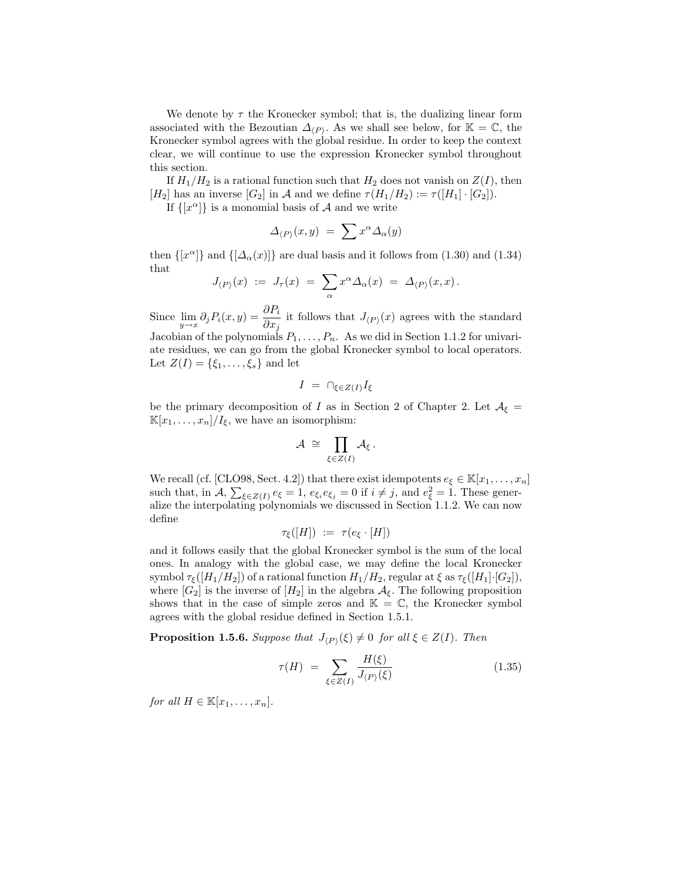We denote by $\tau$ the Kronecker symbol; that is, the dualizing linear form associated with the Bezoutian $\Delta_{\langle P \rangle}$. As we shall see below, for $\mathbb{K} = \mathbb{C}$, the Kronecker symbol agrees with the global residue. In order to keep the context clear, we will continue to use the expression Kronecker symbol throughout this section.

If $H_1/H_2$ is a rational function such that $H_2$ does not vanish on $Z(I)$, then $[H_2]$ has an inverse $[G_2]$ in $\mathcal{A}$ and we define $\tau(H_1/H_2) := \tau([H_1] \cdot [G_2])$.

If $\{[x^\alpha]\}$ is a monomial basis of $\mathcal{A}$ and we write

$$\Delta_{\langle P \rangle}(x, y) \;=\; \sum x^\alpha \Delta_\alpha(y)$$

then $\{[x^\alpha]\}$ and $\{[\Delta_\alpha(x)]\}$ are dual basis and it follows from (1.30) and (1.34) that

$$J_{\langle P \rangle}(x) \;:=\; J_\tau(x) \;=\; \sum_\alpha x^\alpha \Delta_\alpha(x) \;=\; \Delta_{\langle P \rangle}(x, x)\,.$$

Since $\lim_{y \to x} \partial_j P_i(x, y) = \dfrac{\partial P_i}{\partial x_j}$ it follows that $J_{\langle P \rangle}(x)$ agrees with the standard Jacobian of the polynomials $P_1, \ldots, P_n$. As we did in Section 1.1.2 for univariate residues, we can go from the global Kronecker symbol to local operators. Let $Z(I) = \{\xi_1, \ldots, \xi_s\}$ and let

$$I \;=\; \cap_{\xi \in Z(I)} I_\xi$$

be the primary decomposition of $I$ as in Section 2 of Chapter 2. Let $\mathcal{A}_\xi = \mathbb{K}[x_1, \ldots, x_n]/I_\xi$, we have an isomorphism:

$$\mathcal{A} \;\cong\; \prod_{\xi \in Z(I)} \mathcal{A}_\xi\,.$$

We recall (cf. [CLO98, Sect. 4.2]) that there exist idempotents $e_\xi \in \mathbb{K}[x_1, \ldots, x_n]$ such that, in $\mathcal{A}$, $\sum_{\xi \in Z(I)} e_\xi = 1$, $e_{\xi_i} e_{\xi_j} = 0$ if $i \neq j$, and $e_\xi^2 = 1$. These generalize the interpolating polynomials we discussed in Section 1.1.2. We can now define

$$\tau_\xi([H]) \;:=\; \tau(e_\xi \cdot [H])$$

and it follows easily that the global Kronecker symbol is the sum of the local ones. In analogy with the global case, we may define the local Kronecker symbol $\tau_\xi([H_1/H_2])$ of a rational function $H_1/H_2$, regular at $\xi$ as $\tau_\xi([H_1]\cdot[G_2])$, where $[G_2]$ is the inverse of $[H_2]$ in the algebra $\mathcal{A}_\xi$. The following proposition shows that in the case of simple zeros and $\mathbb{K} = \mathbb{C}$, the Kronecker symbol agrees with the global residue defined in Section 1.5.1.

**Proposition 1.5.6.** *Suppose that $J_{\langle P \rangle}(\xi) \neq 0$ for all $\xi \in Z(I)$. Then*

$$\tau(H) \;=\; \sum_{\xi \in Z(I)} \frac{H(\xi)}{J_{\langle P \rangle}(\xi)} \tag{1.35}$$

*for all $H \in \mathbb{K}[x_1, \ldots, x_n]$.*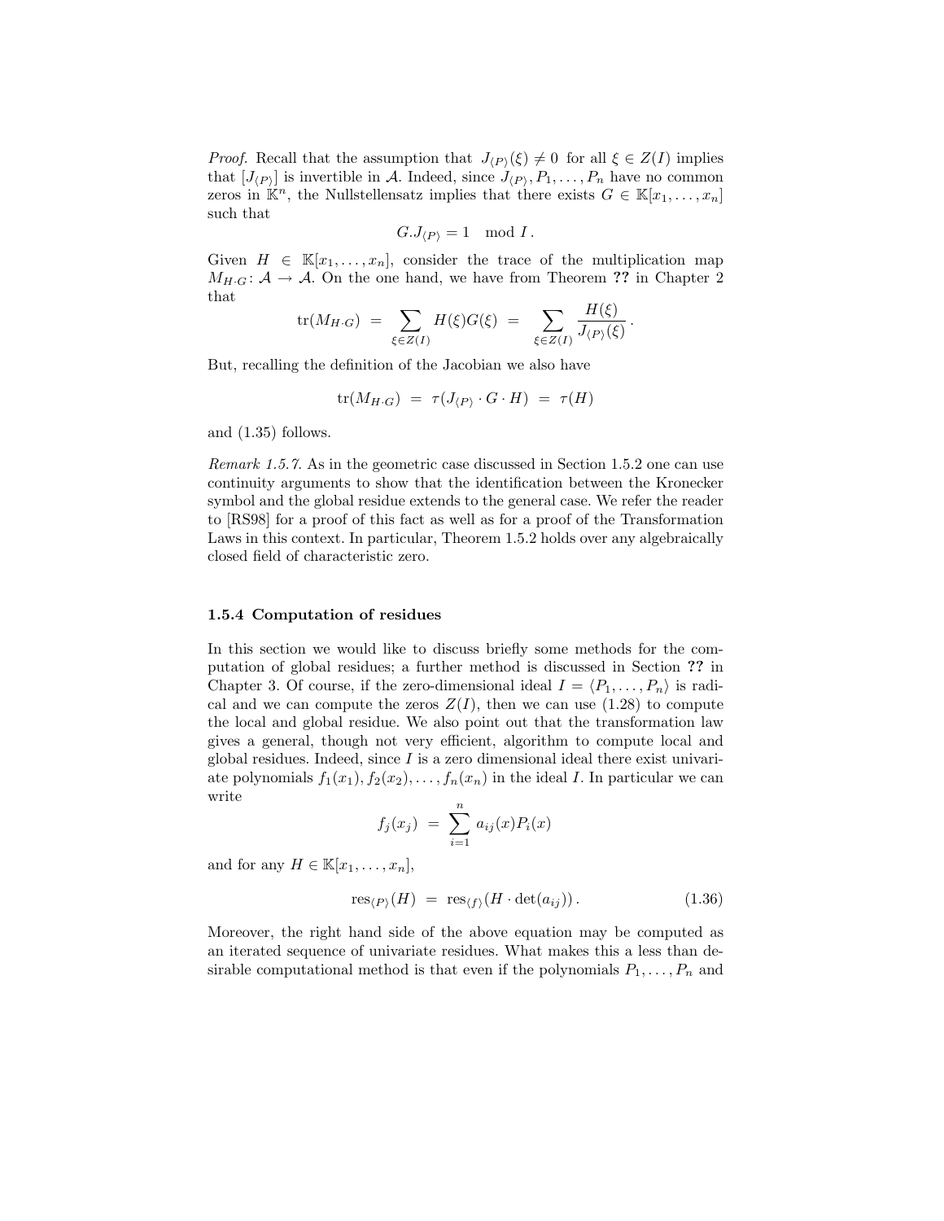*Proof.* Recall that the assumption that $J_{\langle P\rangle}(\xi) \neq 0$ for all $\xi \in Z(I)$ implies that $[J_{\langle P\rangle}]$ is invertible in $\mathcal{A}$. Indeed, since $J_{\langle P\rangle}, P_1, \ldots, P_n$ have no common zeros in $\mathbb{K}^n$, the Nullstellensatz implies that there exists $G \in \mathbb{K}[x_1, \ldots, x_n]$ such that

$$G.J_{\langle P\rangle} = 1 \mod I\,.$$

Given $H \in \mathbb{K}[x_1, \ldots, x_n]$, consider the trace of the multiplication map $M_{H \cdot G} \colon \mathcal{A} \to \mathcal{A}$. On the one hand, we have from Theorem **??** in Chapter 2 that

$$\operatorname{tr}(M_{H\cdot G}) \;=\; \sum_{\xi \in Z(I)} H(\xi) G(\xi) \;=\; \sum_{\xi \in Z(I)} \frac{H(\xi)}{J_{\langle P\rangle}(\xi)}\,.$$

But, recalling the definition of the Jacobian we also have

$$\operatorname{tr}(M_{H\cdot G}) \;=\; \tau(J_{\langle P\rangle} \cdot G \cdot H) \;=\; \tau(H)$$

and (1.35) follows.

*Remark 1.5.7.* As in the geometric case discussed in Section 1.5.2 one can use continuity arguments to show that the identification between the Kronecker symbol and the global residue extends to the general case. We refer the reader to [RS98] for a proof of this fact as well as for a proof of the Transformation Laws in this context. In particular, Theorem 1.5.2 holds over any algebraically closed field of characteristic zero.

### 1.5.4 Computation of residues

In this section we would like to discuss briefly some methods for the computation of global residues; a further method is discussed in Section **??** in Chapter 3. Of course, if the zero-dimensional ideal $I = \langle P_1, \ldots, P_n\rangle$ is radical and we can compute the zeros $Z(I)$, then we can use (1.28) to compute the local and global residue. We also point out that the transformation law gives a general, though not very efficient, algorithm to compute local and global residues. Indeed, since $I$ is a zero dimensional ideal there exist univariate polynomials $f_1(x_1), f_2(x_2), \ldots, f_n(x_n)$ in the ideal $I$. In particular we can write

$$f_j(x_j) \;=\; \sum_{i=1}^{n} a_{ij}(x) P_i(x)$$

and for any $H \in \mathbb{K}[x_1, \ldots, x_n]$,

$$\operatorname{res}_{\langle P\rangle}(H) \;=\; \operatorname{res}_{\langle f\rangle}(H \cdot \det(a_{ij}))\,. \tag{1.36}$$

Moreover, the right hand side of the above equation may be computed as an iterated sequence of univariate residues. What makes this a less than desirable computational method is that even if the polynomials $P_1, \ldots, P_n$ and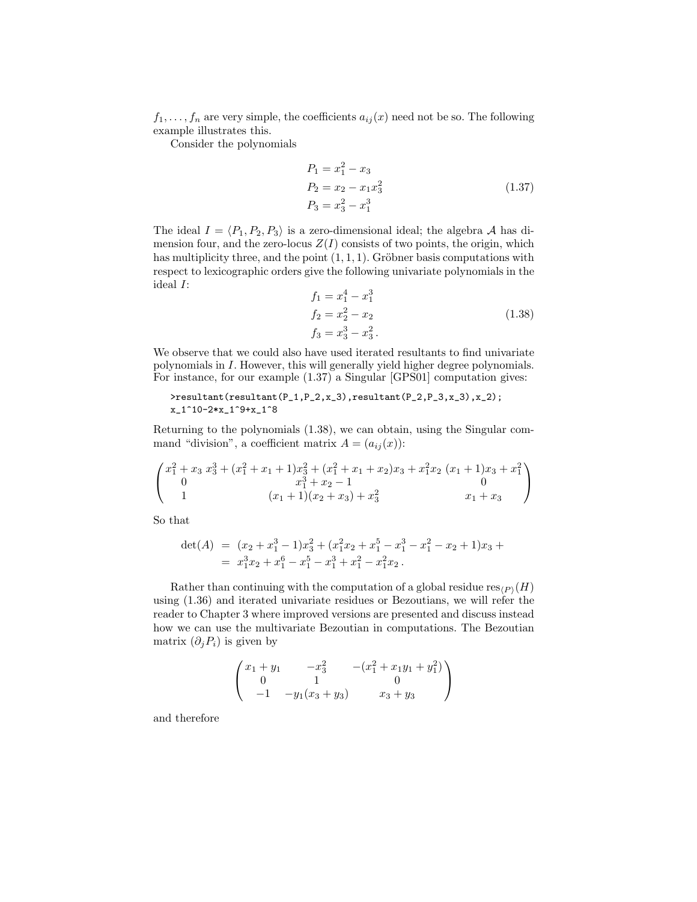$f_1, \ldots, f_n$ are very simple, the coefficients $a_{ij}(x)$ need not be so. The following example illustrates this.

Consider the polynomials

$$
\begin{aligned}
P_1 &= x_1^2 - x_3 \\
P_2 &= x_2 - x_1 x_3^2 \\
P_3 &= x_3^2 - x_1^3
\end{aligned}
\tag{1.37}
$$

The ideal $I = \langle P_1, P_2, P_3 \rangle$ is a zero-dimensional ideal; the algebra $\mathcal{A}$ has dimension four, and the zero-locus $Z(I)$ consists of two points, the origin, which has multiplicity three, and the point $(1, 1, 1)$. Gröbner basis computations with respect to lexicographic orders give the following univariate polynomials in the ideal $I$:

$$
\begin{aligned}
f_1 &= x_1^4 - x_1^3 \\
f_2 &= x_2^2 - x_2 \\
f_3 &= x_3^3 - x_3^2 \,.
\end{aligned}
\tag{1.38}
$$

We observe that we could also have used iterated resultants to find univariate polynomials in $I$. However, this will generally yield higher degree polynomials. For instance, for our example (1.37) a Singular [GPS01] computation gives:

```
>resultant(resultant(P_1,P_2,x_3),resultant(P_2,P_3,x_3),x_2);
x_1^10-2*x_1^9+x_1^8
```

Returning to the polynomials (1.38), we can obtain, using the Singular command "division", a coefficient matrix $A = (a_{ij}(x))$:

$$
\begin{pmatrix}
x_1^2 + x_3 & x_3^3 + (x_1^2 + x_1 + 1)x_3^2 + (x_1^2 + x_1 + x_2)x_3 + x_1^2 x_2 & (x_1 + 1)x_3 + x_1^2 \\
0 & x_1^3 + x_2 - 1 & 0 \\
1 & (x_1 + 1)(x_2 + x_3) + x_3^2 & x_1 + x_3
\end{pmatrix}
$$

So that

$$
\begin{aligned}
\det(A) &= (x_2 + x_1^3 - 1)x_3^2 + (x_1^2 x_2 + x_1^5 - x_1^3 - x_1^2 - x_2 + 1)x_3 + \\
&= x_1^3 x_2 + x_1^6 - x_1^5 - x_1^3 + x_1^2 - x_1^2 x_2 \,.
\end{aligned}
$$

Rather than continuing with the computation of a global residue $\mathrm{res}_{\langle P \rangle}(H)$ using (1.36) and iterated univariate residues or Bezoutians, we will refer the reader to Chapter 3 where improved versions are presented and discuss instead how we can use the multivariate Bezoutian in computations. The Bezoutian matrix $(\partial_j P_i)$ is given by

$$
\begin{pmatrix}
x_1 + y_1 & -x_3^2 & -(x_1^2 + x_1 y_1 + y_1^2) \\
0 & 1 & 0 \\
-1 & -y_1(x_3 + y_3) & x_3 + y_3
\end{pmatrix}
$$

and therefore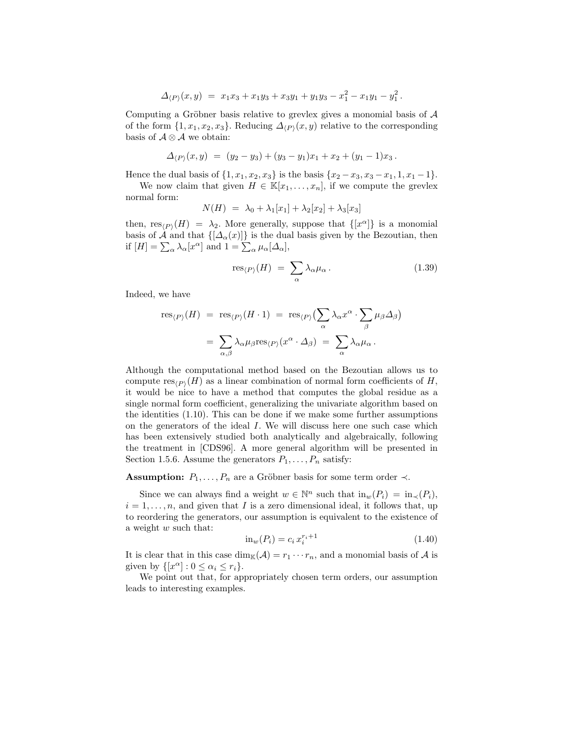$$\Delta_{\langle P\rangle}(x,y) \;=\; x_1x_3 + x_1y_3 + x_3y_1 + y_1y_3 - x_1^2 - x_1y_1 - y_1^2\,.$$

Computing a Gröbner basis relative to grevlex gives a monomial basis of $\mathcal{A}$ of the form $\{1, x_1, x_2, x_3\}$. Reducing $\Delta_{\langle P\rangle}(x,y)$ relative to the corresponding basis of $\mathcal{A}\otimes\mathcal{A}$ we obtain:

$$\Delta_{\langle P\rangle}(x,y) \;=\; (y_2 - y_3) + (y_3 - y_1)x_1 + x_2 + (y_1 - 1)x_3\,.$$

Hence the dual basis of $\{1, x_1, x_2, x_3\}$ is the basis $\{x_2 - x_3, x_3 - x_1, 1, x_1 - 1\}$.

We now claim that given $H \in \mathbb{K}[x_1,\ldots,x_n]$, if we compute the grevlex normal form:

$$N(H) \;=\; \lambda_0 + \lambda_1[x_1] + \lambda_2[x_2] + \lambda_3[x_3]$$

then, $\operatorname{res}_{\langle P\rangle}(H) = \lambda_2$. More generally, suppose that $\{[x^\alpha]\}$ is a monomial basis of $\mathcal{A}$ and that $\{[\Delta_\alpha(x)]\}$ is the dual basis given by the Bezoutian, then if $[H] = \sum_\alpha \lambda_\alpha [x^\alpha]$ and $1 = \sum_\alpha \mu_\alpha [\Delta_\alpha]$,

$$\operatorname{res}_{\langle P\rangle}(H) \;=\; \sum_\alpha \lambda_\alpha \mu_\alpha\,. \tag{1.39}$$

Indeed, we have

$$\begin{aligned}
\operatorname{res}_{\langle P\rangle}(H) \;&=\; \operatorname{res}_{\langle P\rangle}(H\cdot 1) \;=\; \operatorname{res}_{\langle P\rangle}\big(\sum_\alpha \lambda_\alpha x^\alpha \cdot \sum_\beta \mu_\beta \Delta_\beta\big) \\
&=\; \sum_{\alpha,\beta} \lambda_\alpha \mu_\beta \operatorname{res}_{\langle P\rangle}(x^\alpha\cdot\Delta_\beta) \;=\; \sum_\alpha \lambda_\alpha\mu_\alpha\,.
\end{aligned}$$

Although the computational method based on the Bezoutian allows us to compute $\operatorname{res}_{\langle P\rangle}(H)$ as a linear combination of normal form coefficients of $H$, it would be nice to have a method that computes the global residue as a single normal form coefficient, generalizing the univariate algorithm based on the identities (1.10). This can be done if we make some further assumptions on the generators of the ideal $I$. We will discuss here one such case which has been extensively studied both analytically and algebraically, following the treatment in [CDS96]. A more general algorithm will be presented in Section 1.5.6. Assume the generators $P_1,\ldots,P_n$ satisfy:

**Assumption:** $P_1,\ldots,P_n$ are a Gröbner basis for some term order $\prec$.

Since we can always find a weight $w \in \mathbb{N}^n$ such that $\operatorname{in}_w(P_i) = \operatorname{in}_\prec(P_i)$, $i = 1,\ldots,n$, and given that $I$ is a zero dimensional ideal, it follows that, up to reordering the generators, our assumption is equivalent to the existence of a weight $w$ such that:

$$\operatorname{in}_w(P_i) = c_i\, x_i^{r_i+1} \tag{1.40}$$

It is clear that in this case $\dim_{\mathbb{K}}(\mathcal{A}) = r_1\cdots r_n$, and a monomial basis of $\mathcal{A}$ is given by $\{[x^\alpha] : 0 \le \alpha_i \le r_i\}$.

We point out that, for appropriately chosen term orders, our assumption leads to interesting examples.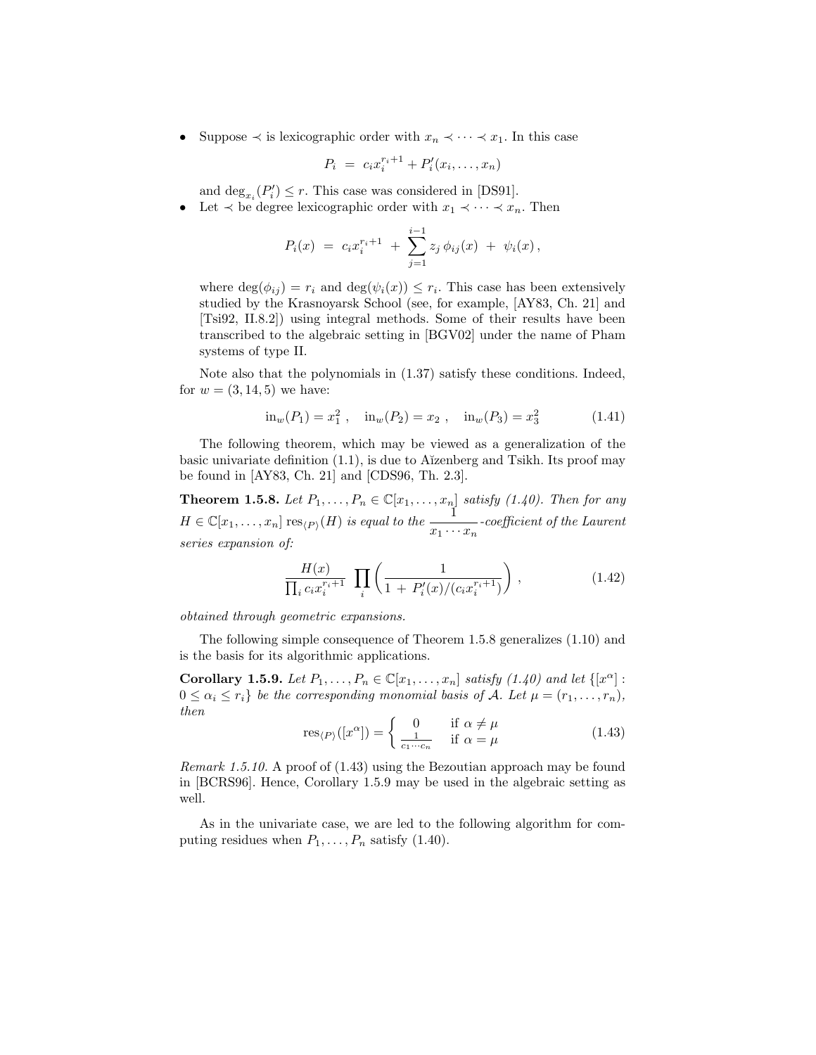- Suppose $\prec$ is lexicographic order with $x_n \prec \cdots \prec x_1$. In this case

$$P_i \;=\; c_i x_i^{r_i+1} + P_i'(x_i, \ldots, x_n)$$

  and $\deg_{x_i}(P_i') \leq r$. This case was considered in [DS91].
- Let $\prec$ be degree lexicographic order with $x_1 \prec \cdots \prec x_n$. Then

$$P_i(x) \;=\; c_i x_i^{r_i+1} \;+\; \sum_{j=1}^{i-1} z_j \, \phi_{ij}(x) \;+\; \psi_i(x)\,,$$

  where $\deg(\phi_{ij}) = r_i$ and $\deg(\psi_i(x)) \leq r_i$. This case has been extensively studied by the Krasnoyarsk School (see, for example, [AY83, Ch. 21] and [Tsi92, II.8.2]) using integral methods. Some of their results have been transcribed to the algebraic setting in [BGV02] under the name of Pham systems of type II.

Note also that the polynomials in (1.37) satisfy these conditions. Indeed, for $w = (3, 14, 5)$ we have:

$$\mathrm{in}_w(P_1) = x_1^2\,, \quad \mathrm{in}_w(P_2) = x_2\,, \quad \mathrm{in}_w(P_3) = x_3^2 \tag{1.41}$$

The following theorem, which may be viewed as a generalization of the basic univariate definition (1.1), is due to Aĭzenberg and Tsikh. Its proof may be found in [AY83, Ch. 21] and [CDS96, Th. 2.3].

**Theorem 1.5.8.** *Let $P_1, \ldots, P_n \in \mathbb{C}[x_1, \ldots, x_n]$ satisfy (1.40). Then for any $H \in \mathbb{C}[x_1, \ldots, x_n]$ $\mathrm{res}_{\langle P \rangle}(H)$ is equal to the $\dfrac{1}{x_1 \cdots x_n}$-coefficient of the Laurent series expansion of:*

$$\frac{H(x)}{\prod_i c_i x_i^{r_i+1}} \;\prod_i \left( \frac{1}{1 \,+\, P_i'(x)/(c_i x_i^{r_i+1})} \right)\,, \tag{1.42}$$

*obtained through geometric expansions.*

The following simple consequence of Theorem 1.5.8 generalizes (1.10) and is the basis for its algorithmic applications.

**Corollary 1.5.9.** *Let $P_1, \ldots, P_n \in \mathbb{C}[x_1, \ldots, x_n]$ satisfy (1.40) and let $\{[x^\alpha] : 0 \leq \alpha_i \leq r_i\}$ be the corresponding monomial basis of $\mathcal{A}$. Let $\mu = (r_1, \ldots, r_n)$, then*

$$\mathrm{res}_{\langle P \rangle}([x^\alpha]) = \begin{cases} 0 & \text{if } \alpha \neq \mu \\ \frac{1}{c_1 \cdots c_n} & \text{if } \alpha = \mu \end{cases} \tag{1.43}$$

*Remark 1.5.10.* A proof of (1.43) using the Bezoutian approach may be found in [BCRS96]. Hence, Corollary 1.5.9 may be used in the algebraic setting as well.

As in the univariate case, we are led to the following algorithm for computing residues when $P_1, \ldots, P_n$ satisfy (1.40).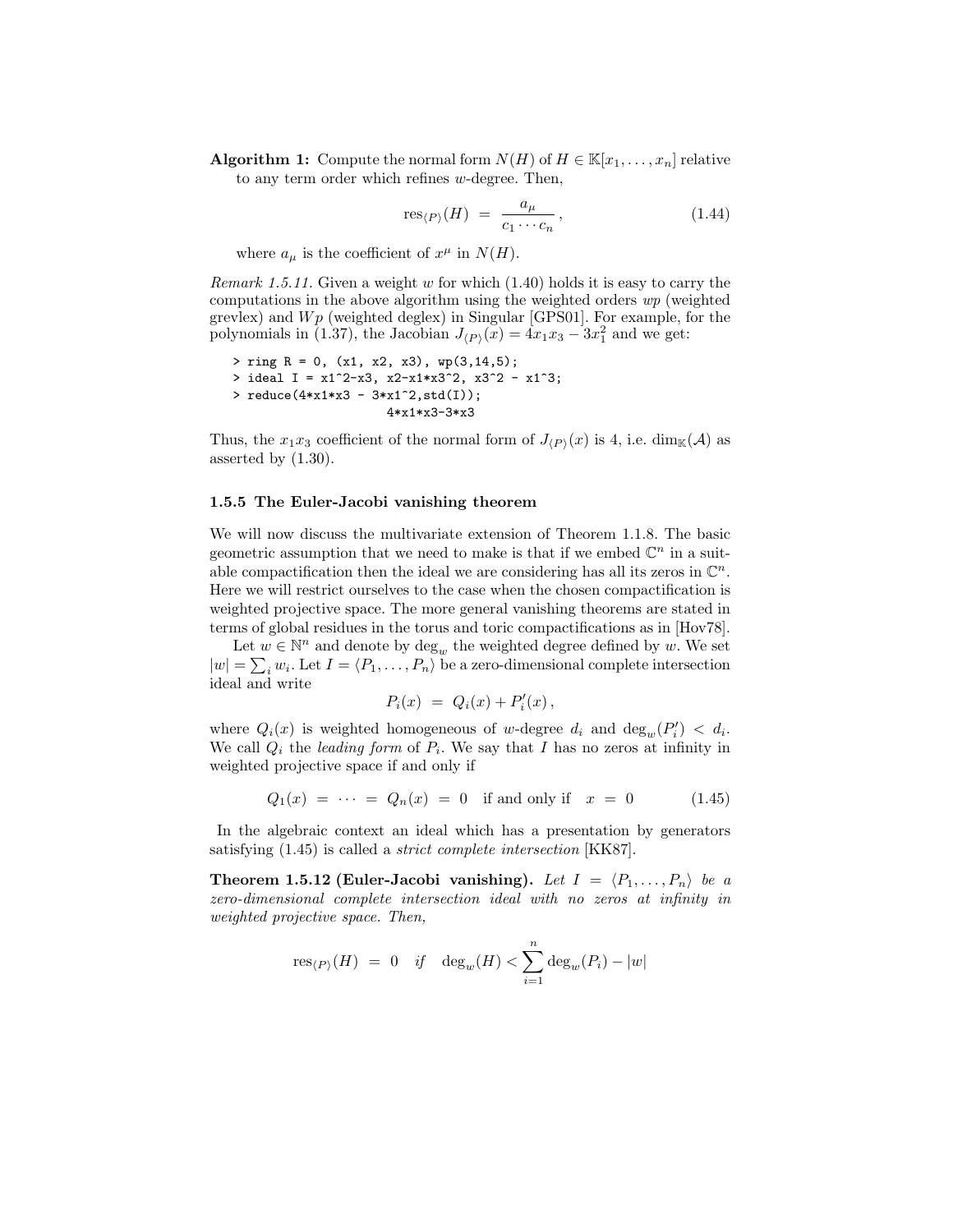**Algorithm 1:** Compute the normal form $N(H)$ of $H \in \mathbb{K}[x_1, \ldots, x_n]$ relative to any term order which refines $w$-degree. Then,

$$\mathrm{res}_{\langle P \rangle}(H) \;=\; \frac{a_\mu}{c_1 \cdots c_n}\,, \tag{1.44}$$

where $a_\mu$ is the coefficient of $x^\mu$ in $N(H)$.

*Remark 1.5.11.* Given a weight $w$ for which (1.40) holds it is easy to carry the computations in the above algorithm using the weighted orders $wp$ (weighted grevlex) and $Wp$ (weighted deglex) in Singular [GPS01]. For example, for the polynomials in (1.37), the Jacobian $J_{\langle P \rangle}(x) = 4x_1x_3 - 3x_1^2$ and we get:

```
> ring R = 0, (x1, x2, x3), wp(3,14,5);
> ideal I = x1^2-x3, x2-x1*x3^2, x3^2 - x1^3;
> reduce(4*x1*x3 - 3*x1^2,std(I));
                        4*x1*x3-3*x3
```

Thus, the $x_1x_3$ coefficient of the normal form of $J_{\langle P \rangle}(x)$ is 4, i.e. $\dim_{\mathbb{K}}(\mathcal{A})$ as asserted by (1.30).

### 1.5.5 The Euler-Jacobi vanishing theorem

We will now discuss the multivariate extension of Theorem 1.1.8. The basic geometric assumption that we need to make is that if we embed $\mathbb{C}^n$ in a suitable compactification then the ideal we are considering has all its zeros in $\mathbb{C}^n$. Here we will restrict ourselves to the case when the chosen compactification is weighted projective space. The more general vanishing theorems are stated in terms of global residues in the torus and toric compactifications as in [Hov78].

Let $w \in \mathbb{N}^n$ and denote by $\deg_w$ the weighted degree defined by $w$. We set $|w| = \sum_i w_i$. Let $I = \langle P_1, \ldots, P_n \rangle$ be a zero-dimensional complete intersection ideal and write

$$P_i(x) \;=\; Q_i(x) + P_i'(x)\,,$$

where $Q_i(x)$ is weighted homogeneous of $w$-degree $d_i$ and $\deg_w(P_i') < d_i$. We call $Q_i$ the *leading form* of $P_i$. We say that $I$ has no zeros at infinity in weighted projective space if and only if

$$Q_1(x) \;=\; \cdots \;=\; Q_n(x) \;=\; 0 \quad \text{if and only if} \quad x \;=\; 0 \tag{1.45}$$

In the algebraic context an ideal which has a presentation by generators satisfying (1.45) is called a *strict complete intersection* [KK87].

**Theorem 1.5.12 (Euler-Jacobi vanishing).** *Let $I = \langle P_1, \ldots, P_n \rangle$ be a zero-dimensional complete intersection ideal with no zeros at infinity in weighted projective space. Then,*

$$\mathrm{res}_{\langle P \rangle}(H) \;=\; 0 \quad \text{if} \quad \deg_w(H) < \sum_{i=1}^{n} \deg_w(P_i) - |w|$$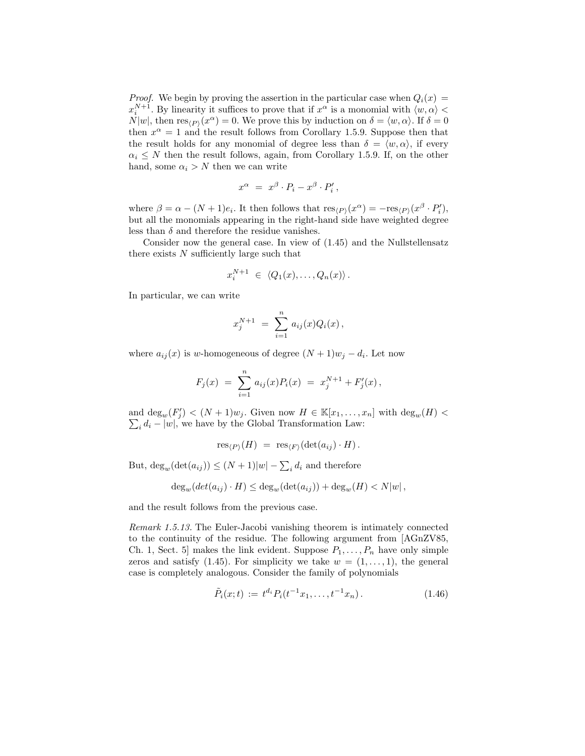*Proof.* We begin by proving the assertion in the particular case when $Q_i(x) = x_i^{N+1}$. By linearity it suffices to prove that if $x^\alpha$ is a monomial with $\langle w, \alpha \rangle < N|w|$, then $\mathrm{res}_{\langle P \rangle}(x^\alpha) = 0$. We prove this by induction on $\delta = \langle w, \alpha \rangle$. If $\delta = 0$ then $x^\alpha = 1$ and the result follows from Corollary 1.5.9. Suppose then that the result holds for any monomial of degree less than $\delta = \langle w, \alpha \rangle$, if every $\alpha_i \leq N$ then the result follows, again, from Corollary 1.5.9. If, on the other hand, some $\alpha_i > N$ then we can write

$$x^\alpha \;=\; x^\beta \cdot P_i - x^\beta \cdot P_i' \,,$$

where $\beta = \alpha - (N+1)e_i$. It then follows that $\mathrm{res}_{\langle P \rangle}(x^\alpha) = -\mathrm{res}_{\langle P \rangle}(x^\beta \cdot P_i')$, but all the monomials appearing in the right-hand side have weighted degree less than $\delta$ and therefore the residue vanishes.

Consider now the general case. In view of (1.45) and the Nullstellensatz there exists $N$ sufficiently large such that

$$x_i^{N+1} \;\in\; \langle Q_1(x), \ldots, Q_n(x) \rangle \,.$$

In particular, we can write

$$x_j^{N+1} \;=\; \sum_{i=1}^{n} a_{ij}(x) Q_i(x) \,,$$

where $a_{ij}(x)$ is $w$-homogeneous of degree $(N+1)w_j - d_i$. Let now

$$F_j(x) \;=\; \sum_{i=1}^{n} a_{ij}(x) P_i(x) \;=\; x_j^{N+1} + F_j'(x) \,,$$

and $\deg_w(F_j') < (N+1)w_j$. Given now $H \in \mathbb{K}[x_1, \ldots, x_n]$ with $\deg_w(H) < \sum_i d_i - |w|$, we have by the Global Transformation Law:

$$\mathrm{res}_{\langle P \rangle}(H) \;=\; \mathrm{res}_{\langle F \rangle}(\det(a_{ij}) \cdot H) \,.$$

But, $\deg_w(\det(a_{ij})) \leq (N+1)|w| - \sum_i d_i$ and therefore

$$\deg_w(det(a_{ij}) \cdot H) \leq \deg_w(\det(a_{ij})) + \deg_w(H) < N|w| \,,$$

and the result follows from the previous case.

*Remark 1.5.13.* The Euler-Jacobi vanishing theorem is intimately connected to the continuity of the residue. The following argument from [AGnZV85, Ch. 1, Sect. 5] makes the link evident. Suppose $P_1, \ldots, P_n$ have only simple zeros and satisfy (1.45). For simplicity we take $w = (1, \ldots, 1)$, the general case is completely analogous. Consider the family of polynomials

$$\tilde{P}_i(x; t) \;:=\; t^{d_i} P_i(t^{-1}x_1, \ldots, t^{-1}x_n) \,. \tag{1.46}$$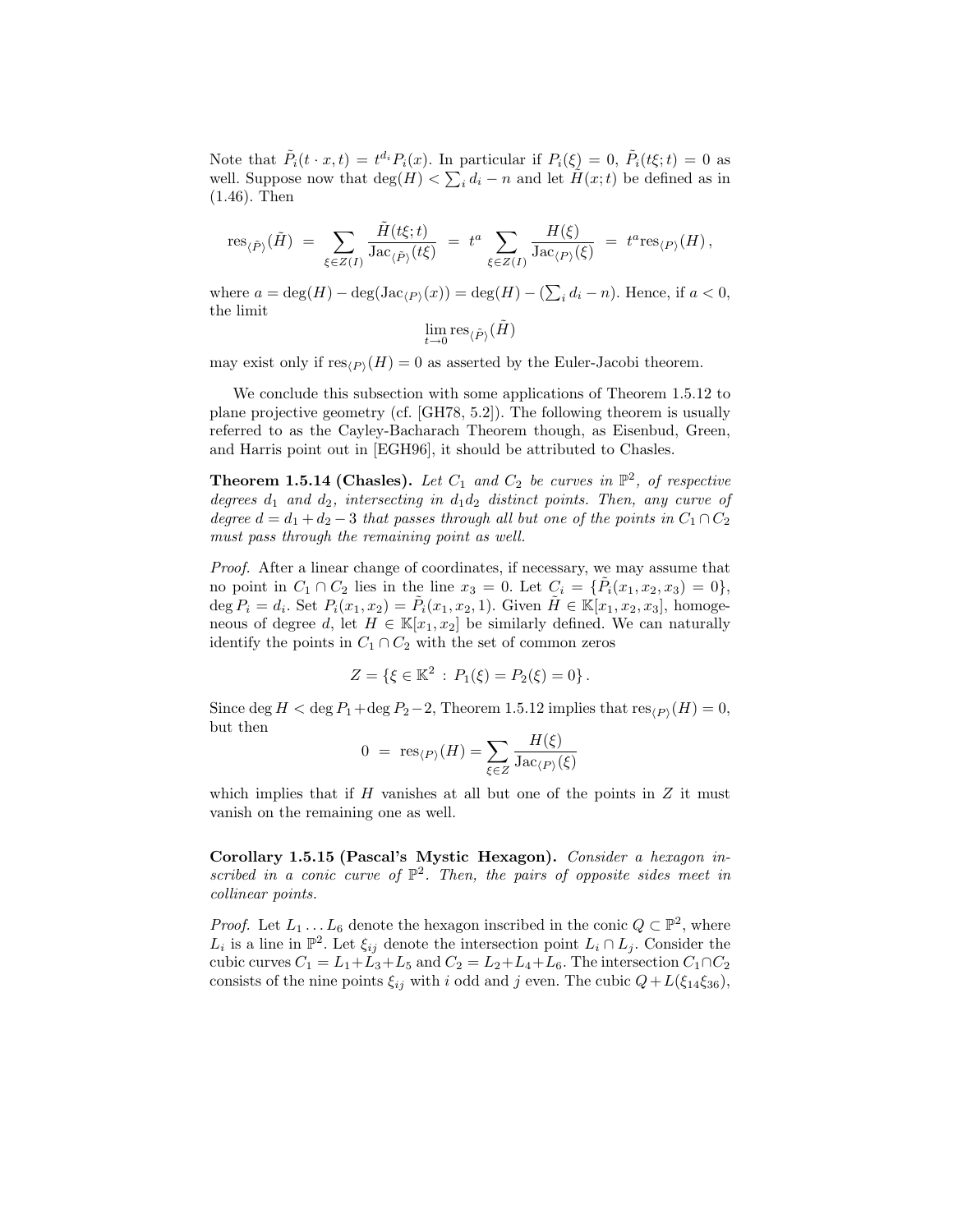Note that $\tilde{P}_i(t \cdot x, t) = t^{d_i} P_i(x)$. In particular if $P_i(\xi) = 0$, $\tilde{P}_i(t\xi; t) = 0$ as well. Suppose now that $\deg(H) < \sum_i d_i - n$ and let $\tilde{H}(x; t)$ be defined as in (1.46). Then

$$\mathrm{res}_{\langle \tilde{P} \rangle}(\tilde{H}) \;=\; \sum_{\xi \in Z(I)} \frac{\tilde{H}(t\xi; t)}{\mathrm{Jac}_{\langle \tilde{P} \rangle}(t\xi)} \;=\; t^a \sum_{\xi \in Z(I)} \frac{H(\xi)}{\mathrm{Jac}_{\langle P \rangle}(\xi)} \;=\; t^a \mathrm{res}_{\langle P \rangle}(H)\,,$$

where $a = \deg(H) - \deg(\mathrm{Jac}_{\langle P \rangle}(x)) = \deg(H) - (\sum_i d_i - n)$. Hence, if $a < 0$, the limit

$$\lim_{t \to 0} \mathrm{res}_{\langle \tilde{P} \rangle}(\tilde{H})$$

may exist only if $\mathrm{res}_{\langle P \rangle}(H) = 0$ as asserted by the Euler-Jacobi theorem.

We conclude this subsection with some applications of Theorem 1.5.12 to plane projective geometry (cf. [GH78, 5.2]). The following theorem is usually referred to as the Cayley-Bacharach Theorem though, as Eisenbud, Green, and Harris point out in [EGH96], it should be attributed to Chasles.

**Theorem 1.5.14 (Chasles).** *Let $C_1$ and $C_2$ be curves in $\mathbb{P}^2$, of respective degrees $d_1$ and $d_2$, intersecting in $d_1 d_2$ distinct points. Then, any curve of degree $d = d_1 + d_2 - 3$ that passes through all but one of the points in $C_1 \cap C_2$ must pass through the remaining point as well.*

*Proof.* After a linear change of coordinates, if necessary, we may assume that no point in $C_1 \cap C_2$ lies in the line $x_3 = 0$. Let $C_i = \{\tilde{P}_i(x_1, x_2, x_3) = 0\}$, $\deg P_i = d_i$. Set $P_i(x_1, x_2) = \tilde{P}_i(x_1, x_2, 1)$. Given $\tilde{H} \in \mathbb{K}[x_1, x_2, x_3]$, homogeneous of degree $d$, let $H \in \mathbb{K}[x_1, x_2]$ be similarly defined. We can naturally identify the points in $C_1 \cap C_2$ with the set of common zeros

$$Z = \{\xi \in \mathbb{K}^2 \,:\, P_1(\xi) = P_2(\xi) = 0\}\,.$$

Since $\deg H < \deg P_1 + \deg P_2 - 2$, Theorem 1.5.12 implies that $\mathrm{res}_{\langle P \rangle}(H) = 0$, but then

$$0 \;=\; \mathrm{res}_{\langle P \rangle}(H) = \sum_{\xi \in Z} \frac{H(\xi)}{\mathrm{Jac}_{\langle P \rangle}(\xi)}$$

which implies that if $H$ vanishes at all but one of the points in $Z$ it must vanish on the remaining one as well.

**Corollary 1.5.15 (Pascal's Mystic Hexagon).** *Consider a hexagon inscribed in a conic curve of $\mathbb{P}^2$. Then, the pairs of opposite sides meet in collinear points.*

*Proof.* Let $L_1 \dots L_6$ denote the hexagon inscribed in the conic $Q \subset \mathbb{P}^2$, where $L_i$ is a line in $\mathbb{P}^2$. Let $\xi_{ij}$ denote the intersection point $L_i \cap L_j$. Consider the cubic curves $C_1 = L_1 + L_3 + L_5$ and $C_2 = L_2 + L_4 + L_6$. The intersection $C_1 \cap C_2$ consists of the nine points $\xi_{ij}$ with $i$ odd and $j$ even. The cubic $Q + L(\xi_{14}\xi_{36})$,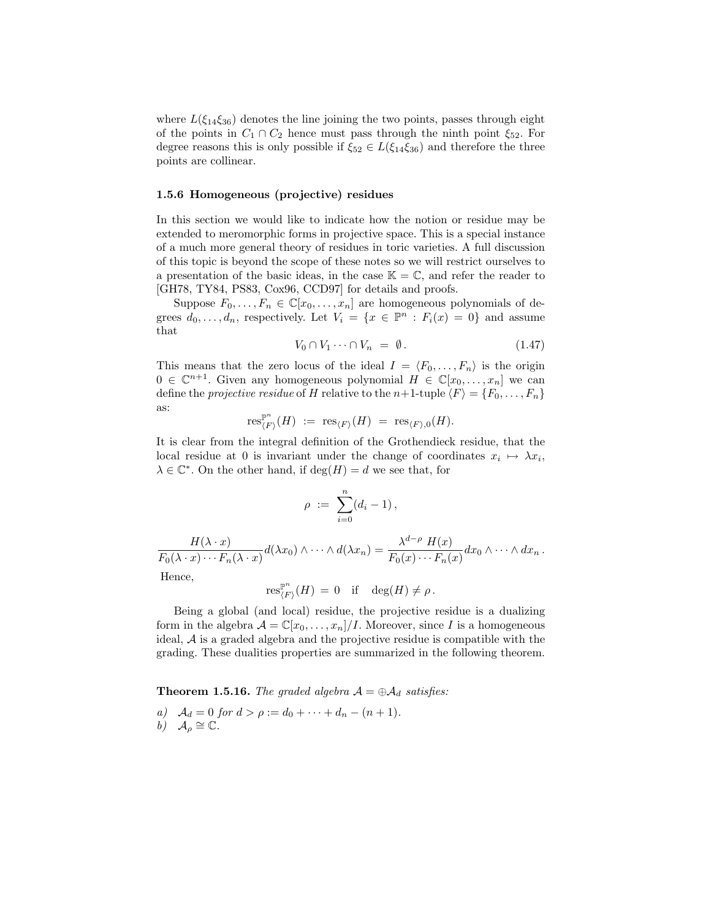where $L(\xi_{14}\xi_{36})$ denotes the line joining the two points, passes through eight of the points in $C_1 \cap C_2$ hence must pass through the ninth point $\xi_{52}$. For degree reasons this is only possible if $\xi_{52} \in L(\xi_{14}\xi_{36})$ and therefore the three points are collinear.

### 1.5.6 Homogeneous (projective) residues

In this section we would like to indicate how the notion or residue may be extended to meromorphic forms in projective space. This is a special instance of a much more general theory of residues in toric varieties. A full discussion of this topic is beyond the scope of these notes so we will restrict ourselves to a presentation of the basic ideas, in the case $\mathbb{K} = \mathbb{C}$, and refer the reader to [GH78, TY84, PS83, Cox96, CCD97] for details and proofs.

Suppose $F_0, \ldots, F_n \in \mathbb{C}[x_0, \ldots, x_n]$ are homogeneous polynomials of degrees $d_0, \ldots, d_n$, respectively. Let $V_i = \{x \in \mathbb{P}^n : F_i(x) = 0\}$ and assume that

$$V_0 \cap V_1 \cdots \cap V_n \;=\; \emptyset\,. \tag{1.47}$$

This means that the zero locus of the ideal $I = \langle F_0, \ldots, F_n \rangle$ is the origin $0 \in \mathbb{C}^{n+1}$. Given any homogeneous polynomial $H \in \mathbb{C}[x_0, \ldots, x_n]$ we can define the *projective residue* of $H$ relative to the $n{+}1$-tuple $\langle F \rangle = \{F_0, \ldots, F_n\}$ as:

$$\mathrm{res}^{\mathbb{P}^n}_{\langle F \rangle}(H) \;:=\; \mathrm{res}_{\langle F \rangle}(H) \;=\; \mathrm{res}_{\langle F \rangle, 0}(H).$$

It is clear from the integral definition of the Grothendieck residue, that the local residue at 0 is invariant under the change of coordinates $x_i \mapsto \lambda x_i$, $\lambda \in \mathbb{C}^*$. On the other hand, if $\deg(H) = d$ we see that, for

$$\rho \;:=\; \sum_{i=0}^{n} (d_i - 1)\,,$$

$$\frac{H(\lambda \cdot x)}{F_0(\lambda \cdot x) \cdots F_n(\lambda \cdot x)} d(\lambda x_0) \wedge \cdots \wedge d(\lambda x_n) = \frac{\lambda^{d-\rho}\; H(x)}{F_0(x) \cdots F_n(x)} dx_0 \wedge \cdots \wedge dx_n\,.$$

Hence,

$$\mathrm{res}^{\mathbb{P}^n}_{\langle F \rangle}(H) \;=\; 0 \quad \text{if} \quad \deg(H) \neq \rho\,.$$

Being a global (and local) residue, the projective residue is a dualizing form in the algebra $\mathcal{A} = \mathbb{C}[x_0, \ldots, x_n]/I$. Moreover, since $I$ is a homogeneous ideal, $\mathcal{A}$ is a graded algebra and the projective residue is compatible with the grading. These dualities properties are summarized in the following theorem.

**Theorem 1.5.16.** *The graded algebra $\mathcal{A} = \oplus \mathcal{A}_d$ satisfies:*

*a)* $\mathcal{A}_d = 0$ *for* $d > \rho := d_0 + \cdots + d_n - (n+1)$.
*b)* $\mathcal{A}_\rho \cong \mathbb{C}$.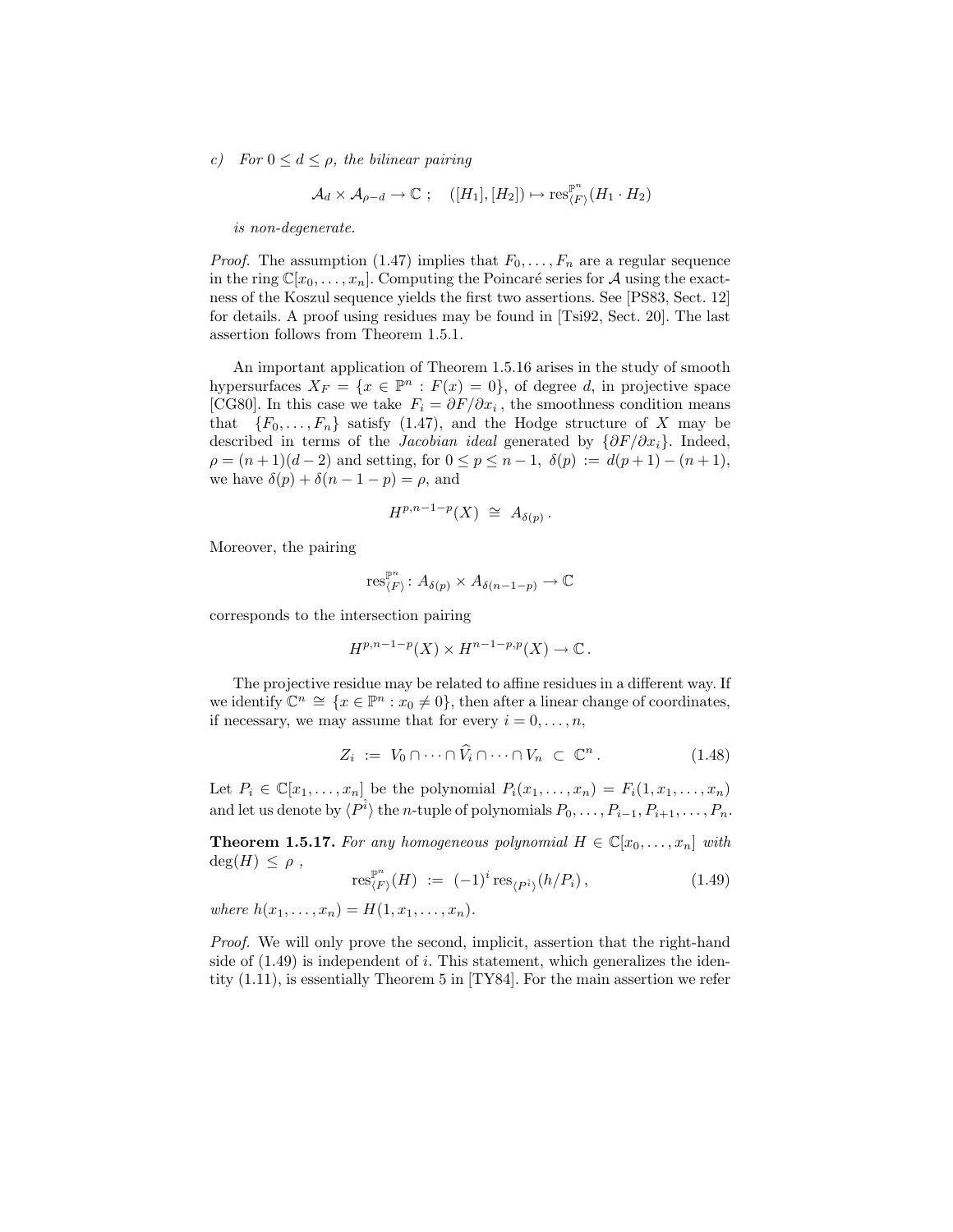*c) For $0 \le d \le \rho$, the bilinear pairing*

$$\mathcal{A}_d \times \mathcal{A}_{\rho-d} \to \mathbb{C} \; ; \quad ([H_1],[H_2]) \mapsto \operatorname{res}^{\mathbb{P}^n}_{\langle F \rangle}(H_1 \cdot H_2)$$

*is non-degenerate.*

*Proof.* The assumption (1.47) implies that $F_0, \ldots, F_n$ are a regular sequence in the ring $\mathbb{C}[x_0, \ldots, x_n]$. Computing the Poincaré series for $\mathcal{A}$ using the exactness of the Koszul sequence yields the first two assertions. See [PS83, Sect. 12] for details. A proof using residues may be found in [Tsi92, Sect. 20]. The last assertion follows from Theorem 1.5.1.

An important application of Theorem 1.5.16 arises in the study of smooth hypersurfaces $X_F = \{x \in \mathbb{P}^n : F(x) = 0\}$, of degree $d$, in projective space [CG80]. In this case we take $F_i = \partial F/\partial x_i$, the smoothness condition means that $\{F_0, \ldots, F_n\}$ satisfy (1.47), and the Hodge structure of $X$ may be described in terms of the *Jacobian ideal* generated by $\{\partial F/\partial x_i\}$. Indeed, $\rho = (n+1)(d-2)$ and setting, for $0 \le p \le n-1$, $\delta(p) := d(p+1) - (n+1)$, we have $\delta(p) + \delta(n-1-p) = \rho$, and

$$H^{p,n-1-p}(X) \;\cong\; A_{\delta(p)}\,.$$

Moreover, the pairing

$$\operatorname{res}^{\mathbb{P}^n}_{\langle F \rangle} \colon A_{\delta(p)} \times A_{\delta(n-1-p)} \to \mathbb{C}$$

corresponds to the intersection pairing

$$H^{p,n-1-p}(X) \times H^{n-1-p,p}(X) \to \mathbb{C}\,.$$

The projective residue may be related to affine residues in a different way. If we identify $\mathbb{C}^n \cong \{x \in \mathbb{P}^n : x_0 \neq 0\}$, then after a linear change of coordinates, if necessary, we may assume that for every $i = 0, \ldots, n$,

$$Z_i \;:=\; V_0 \cap \cdots \cap \widehat{V_i} \cap \cdots \cap V_n \;\subset\; \mathbb{C}^n\,. \tag{1.48}$$

Let $P_i \in \mathbb{C}[x_1, \ldots, x_n]$ be the polynomial $P_i(x_1, \ldots, x_n) = F_i(1, x_1, \ldots, x_n)$ and let us denote by $\langle P^{\hat{i}} \rangle$ the $n$-tuple of polynomials $P_0, \ldots, P_{i-1}, P_{i+1}, \ldots, P_n$.

**Theorem 1.5.17.** *For any homogeneous polynomial $H \in \mathbb{C}[x_0, \ldots, x_n]$ with $\deg(H) \le \rho$ ,*

$$\operatorname{res}^{\mathbb{P}^n}_{\langle F \rangle}(H) \;:=\; (-1)^i \operatorname{res}_{\langle P^{\hat{i}} \rangle}(h/P_i)\,, \tag{1.49}$$

*where $h(x_1, \ldots, x_n) = H(1, x_1, \ldots, x_n)$.*

*Proof.* We will only prove the second, implicit, assertion that the right-hand side of (1.49) is independent of $i$. This statement, which generalizes the identity (1.11), is essentially Theorem 5 in [TY84]. For the main assertion we refer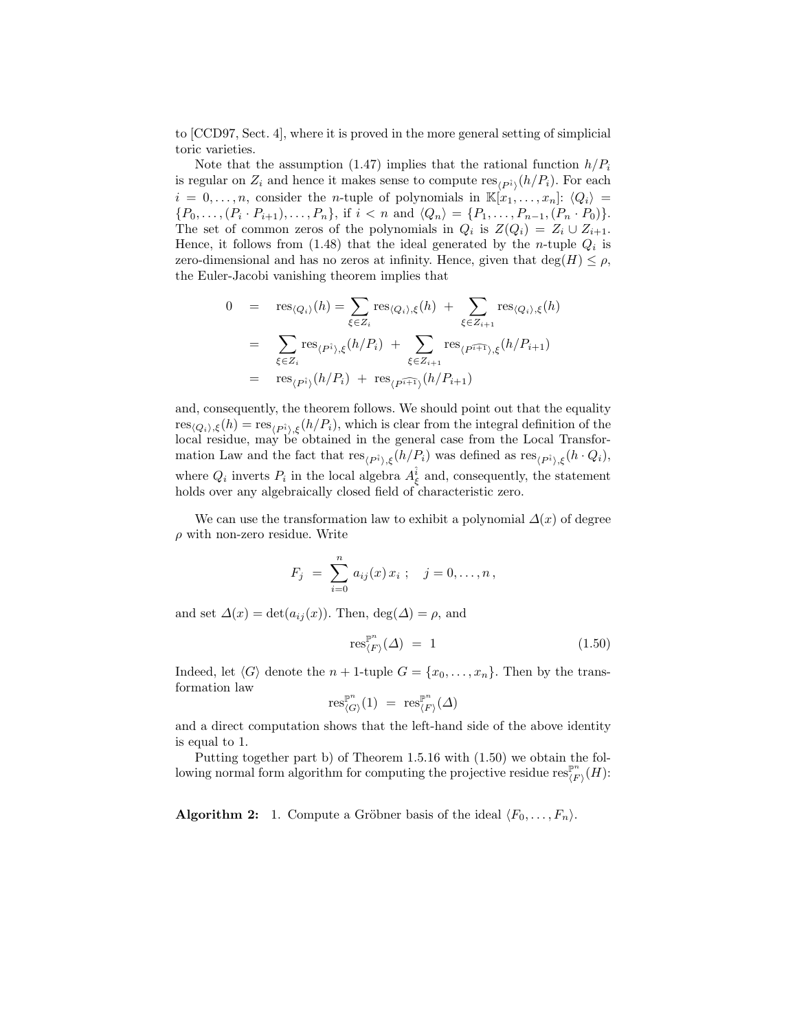to [CCD97, Sect. 4], where it is proved in the more general setting of simplicial toric varieties.

Note that the assumption (1.47) implies that the rational function $h/P_i$ is regular on $Z_i$ and hence it makes sense to compute $\mathrm{res}_{\langle P^{\hat{i}}\rangle}(h/P_i)$. For each $i = 0, \ldots, n$, consider the $n$-tuple of polynomials in $\mathbb{K}[x_1, \ldots, x_n]$: $\langle Q_i \rangle = \{P_0, \ldots, (P_i \cdot P_{i+1}), \ldots, P_n\}$, if $i < n$ and $\langle Q_n \rangle = \{P_1, \ldots, P_{n-1}, (P_n \cdot P_0)\}$. The set of common zeros of the polynomials in $Q_i$ is $Z(Q_i) = Z_i \cup Z_{i+1}$. Hence, it follows from (1.48) that the ideal generated by the $n$-tuple $Q_i$ is zero-dimensional and has no zeros at infinity. Hence, given that $\deg(H) \leq \rho$, the Euler-Jacobi vanishing theorem implies that

$$
\begin{aligned}
0 &= \mathrm{res}_{\langle Q_i\rangle}(h) = \sum_{\xi \in Z_i} \mathrm{res}_{\langle Q_i\rangle,\xi}(h) \;+\; \sum_{\xi \in Z_{i+1}} \mathrm{res}_{\langle Q_i\rangle,\xi}(h) \\
&= \sum_{\xi \in Z_i} \mathrm{res}_{\langle P^{\hat{i}}\rangle,\xi}(h/P_i) \;+\; \sum_{\xi \in Z_{i+1}} \mathrm{res}_{\langle P^{\widehat{i+1}}\rangle,\xi}(h/P_{i+1}) \\
&= \mathrm{res}_{\langle P^{\hat{i}}\rangle}(h/P_i) \;+\; \mathrm{res}_{\langle P^{\widehat{i+1}}\rangle}(h/P_{i+1})
\end{aligned}
$$

and, consequently, the theorem follows. We should point out that the equality $\mathrm{res}_{\langle Q_i\rangle,\xi}(h) = \mathrm{res}_{\langle P^{\hat{i}}\rangle,\xi}(h/P_i)$, which is clear from the integral definition of the local residue, may be obtained in the general case from the Local Transformation Law and the fact that $\mathrm{res}_{\langle P^{\hat{i}}\rangle,\xi}(h/P_i)$ was defined as $\mathrm{res}_{\langle P^{\hat{i}}\rangle,\xi}(h \cdot Q_i)$, where $Q_i$ inverts $P_i$ in the local algebra $A_\xi^{\hat{i}}$ and, consequently, the statement holds over any algebraically closed field of characteristic zero.

We can use the transformation law to exhibit a polynomial $\Delta(x)$ of degree $\rho$ with non-zero residue. Write

$$
F_j \;=\; \sum_{i=0}^{n} a_{ij}(x)\, x_i\,; \quad j = 0, \ldots, n\,,
$$

and set $\Delta(x) = \det(a_{ij}(x))$. Then, $\deg(\Delta) = \rho$, and

$$
\mathrm{res}^{\mathbb{P}^n}_{\langle F\rangle}(\Delta) \;=\; 1 \tag{1.50}
$$

Indeed, let $\langle G \rangle$ denote the $n+1$-tuple $G = \{x_0, \ldots, x_n\}$. Then by the transformation law

$$
\mathrm{res}^{\mathbb{P}^n}_{\langle G\rangle}(1) \;=\; \mathrm{res}^{\mathbb{P}^n}_{\langle F\rangle}(\Delta)
$$

and a direct computation shows that the left-hand side of the above identity is equal to 1.

Putting together part b) of Theorem 1.5.16 with (1.50) we obtain the following normal form algorithm for computing the projective residue $\mathrm{res}^{\mathbb{P}^n}_{\langle F\rangle}(H)$:

**Algorithm 2:** 1. Compute a Gröbner basis of the ideal $\langle F_0, \ldots, F_n \rangle$.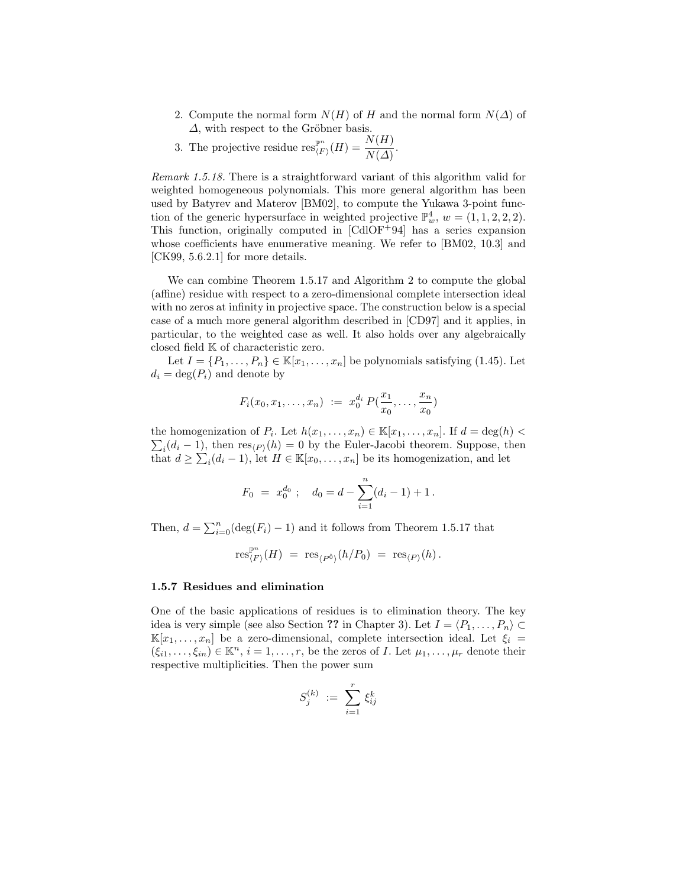2. Compute the normal form $N(H)$ of $H$ and the normal form $N(\Delta)$ of $\Delta$, with respect to the Gröbner basis.
3. The projective residue $\mathrm{res}^{\mathbb{P}^n}_{\langle F\rangle}(H) = \dfrac{N(H)}{N(\Delta)}$.

*Remark 1.5.18.* There is a straightforward variant of this algorithm valid for weighted homogeneous polynomials. This more general algorithm has been used by Batyrev and Materov [BM02], to compute the Yukawa 3-point function of the generic hypersurface in weighted projective $\mathbb{P}^4_w$, $w = (1,1,2,2,2)$. This function, originally computed in [CdlOF+94] has a series expansion whose coefficients have enumerative meaning. We refer to [BM02, 10.3] and [CK99, 5.6.2.1] for more details.

We can combine Theorem 1.5.17 and Algorithm 2 to compute the global (affine) residue with respect to a zero-dimensional complete intersection ideal with no zeros at infinity in projective space. The construction below is a special case of a much more general algorithm described in [CD97] and it applies, in particular, to the weighted case as well. It also holds over any algebraically closed field $\mathbb{K}$ of characteristic zero.

Let $I = \{P_1, \ldots, P_n\} \in \mathbb{K}[x_1, \ldots, x_n]$ be polynomials satisfying (1.45). Let $d_i = \deg(P_i)$ and denote by

$$F_i(x_0, x_1, \ldots, x_n) \; := \; x_0^{d_i}\, P(\frac{x_1}{x_0}, \ldots, \frac{x_n}{x_0})$$

the homogenization of $P_i$. Let $h(x_1, \ldots, x_n) \in \mathbb{K}[x_1, \ldots, x_n]$. If $d = \deg(h) < \sum_i (d_i - 1)$, then $\mathrm{res}_{\langle P\rangle}(h) = 0$ by the Euler-Jacobi theorem. Suppose, then that $d \geq \sum_i (d_i - 1)$, let $H \in \mathbb{K}[x_0, \ldots, x_n]$ be its homogenization, and let

$$F_0 \; = \; x_0^{d_0}\; ; \quad d_0 = d - \sum_{i=1}^{n} (d_i - 1) + 1\,.$$

Then, $d = \sum_{i=0}^{n} (\deg(F_i) - 1)$ and it follows from Theorem 1.5.17 that

$$\mathrm{res}^{\mathbb{P}^n}_{\langle F\rangle}(H) \; = \; \mathrm{res}_{\langle P^{\hat{0}}\rangle}(h/P_0) \; = \; \mathrm{res}_{\langle P\rangle}(h)\,.$$

### 1.5.7 Residues and elimination

One of the basic applications of residues is to elimination theory. The key idea is very simple (see also Section **??** in Chapter 3). Let $I = \langle P_1, \ldots, P_n\rangle \subset \mathbb{K}[x_1, \ldots, x_n]$ be a zero-dimensional, complete intersection ideal. Let $\xi_i = (\xi_{i1}, \ldots, \xi_{in}) \in \mathbb{K}^n$, $i = 1, \ldots, r$, be the zeros of $I$. Let $\mu_1, \ldots, \mu_r$ denote their respective multiplicities. Then the power sum

$$S_j^{(k)} \; := \; \sum_{i=1}^{r} \xi_{ij}^k$$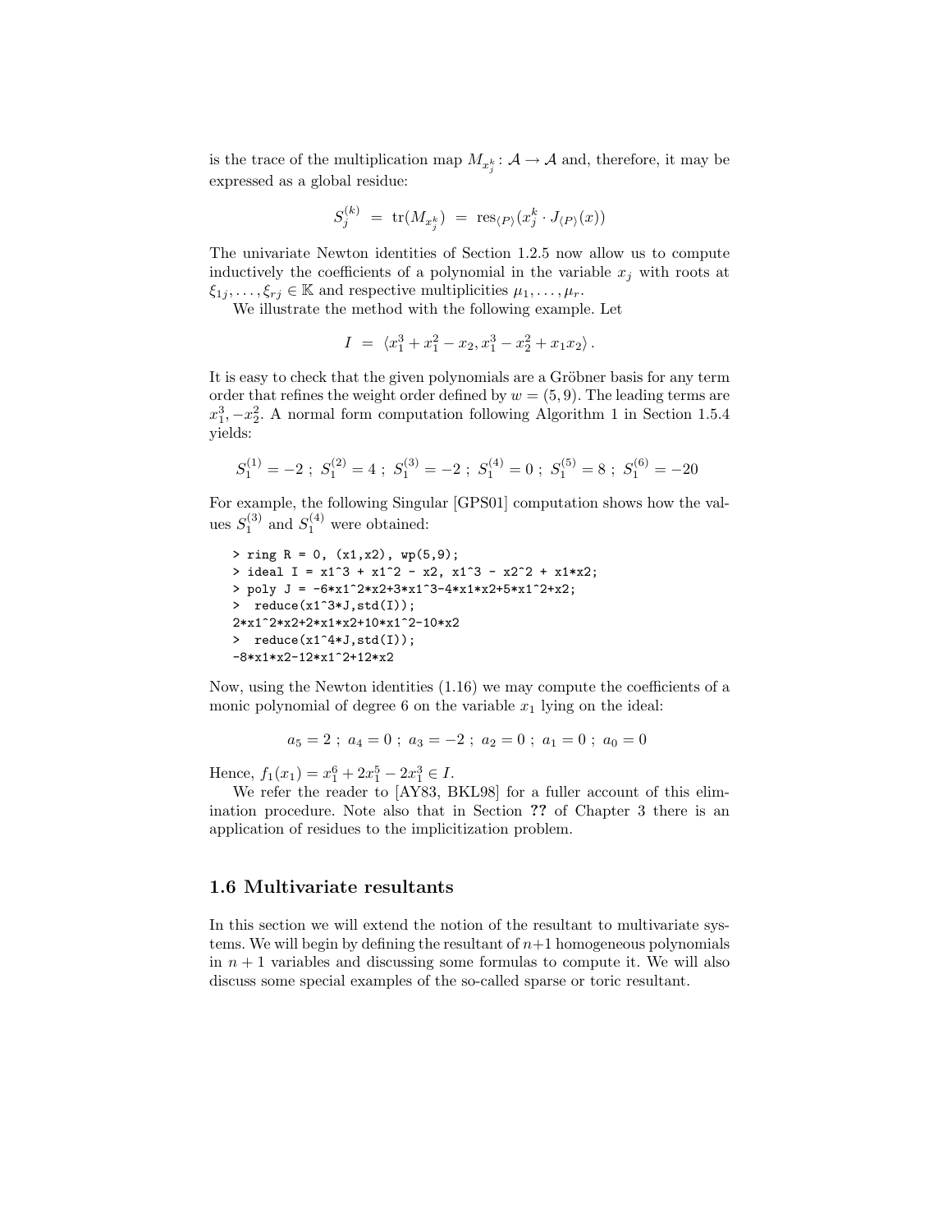is the trace of the multiplication map $M_{x_j^k}\colon \mathcal{A} \to \mathcal{A}$ and, therefore, it may be expressed as a global residue:

$$S_j^{(k)} \;=\; \operatorname{tr}(M_{x_j^k}) \;=\; \operatorname{res}_{\langle P \rangle}(x_j^k \cdot J_{\langle P \rangle}(x))$$

The univariate Newton identities of Section 1.2.5 now allow us to compute inductively the coefficients of a polynomial in the variable $x_j$ with roots at $\xi_{1j}, \ldots, \xi_{rj} \in \mathbb{K}$ and respective multiplicities $\mu_1, \ldots, \mu_r$.

We illustrate the method with the following example. Let

$$I \;=\; \langle x_1^3 + x_1^2 - x_2, x_1^3 - x_2^2 + x_1 x_2 \rangle\,.$$

It is easy to check that the given polynomials are a Gröbner basis for any term order that refines the weight order defined by $w = (5, 9)$. The leading terms are $x_1^3, -x_2^2$. A normal form computation following Algorithm 1 in Section 1.5.4 yields:

$$S_1^{(1)} = -2 \;;\; S_1^{(2)} = 4 \;;\; S_1^{(3)} = -2 \;;\; S_1^{(4)} = 0 \;;\; S_1^{(5)} = 8 \;;\; S_1^{(6)} = -20$$

For example, the following Singular [GPS01] computation shows how the values $S_1^{(3)}$ and $S_1^{(4)}$ were obtained:

```
> ring R = 0, (x1,x2), wp(5,9);
> ideal I = x1^3 + x1^2 - x2, x1^3 - x2^2 + x1*x2;
> poly J = -6*x1^2*x2+3*x1^3-4*x1*x2+5*x1^2+x2;
>  reduce(x1^3*J,std(I));
2*x1^2*x2+2*x1*x2+10*x1^2-10*x2
>  reduce(x1^4*J,std(I));
-8*x1*x2-12*x1^2+12*x2
```

Now, using the Newton identities (1.16) we may compute the coefficients of a monic polynomial of degree 6 on the variable $x_1$ lying on the ideal:

$$a_5 = 2 \;;\; a_4 = 0 \;;\; a_3 = -2 \;;\; a_2 = 0 \;;\; a_1 = 0 \;;\; a_0 = 0$$

Hence, $f_1(x_1) = x_1^6 + 2x_1^5 - 2x_1^3 \in I$.

We refer the reader to [AY83, BKL98] for a fuller account of this elimination procedure. Note also that in Section **??** of Chapter 3 there is an application of residues to the implicitization problem.

## 1.6 Multivariate resultants

In this section we will extend the notion of the resultant to multivariate systems. We will begin by defining the resultant of $n+1$ homogeneous polynomials in $n+1$ variables and discussing some formulas to compute it. We will also discuss some special examples of the so-called sparse or toric resultant.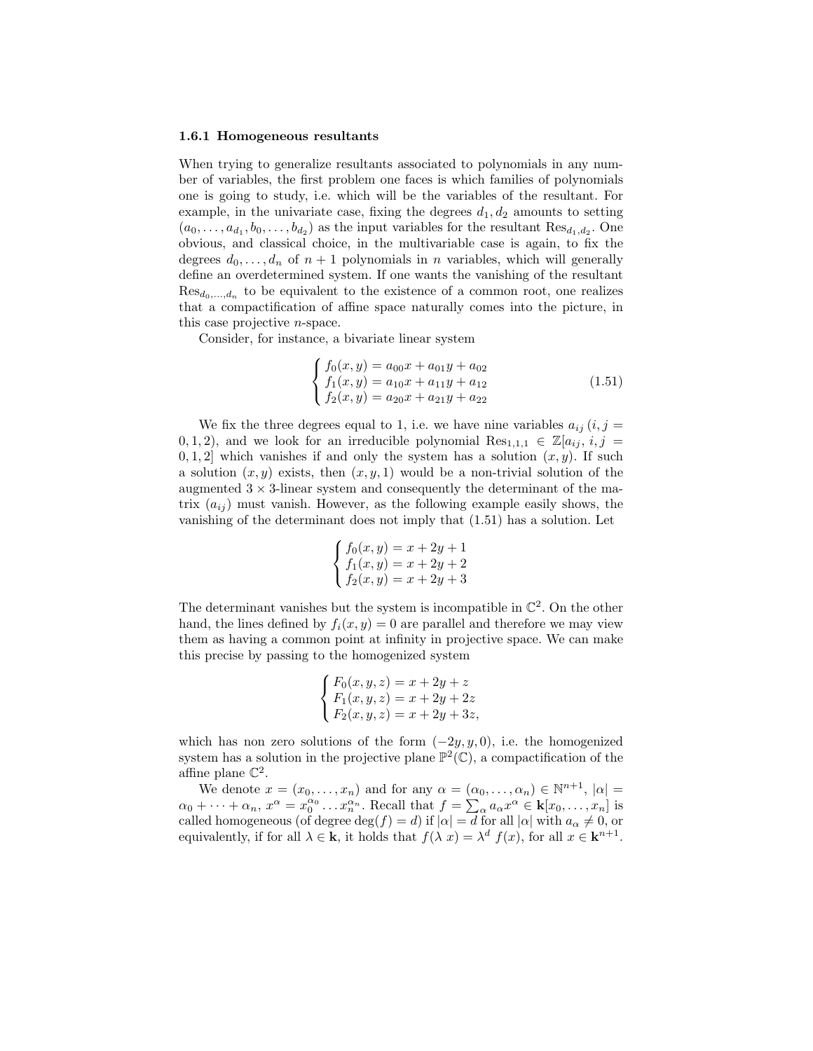### 1.6.1 Homogeneous resultants

When trying to generalize resultants associated to polynomials in any number of variables, the first problem one faces is which families of polynomials one is going to study, i.e. which will be the variables of the resultant. For example, in the univariate case, fixing the degrees $d_1, d_2$ amounts to setting $(a_0, \ldots, a_{d_1}, b_0, \ldots, b_{d_2})$ as the input variables for the resultant $\mathrm{Res}_{d_1,d_2}$. One obvious, and classical choice, in the multivariable case is again, to fix the degrees $d_0, \ldots, d_n$ of $n+1$ polynomials in $n$ variables, which will generally define an overdetermined system. If one wants the vanishing of the resultant $\mathrm{Res}_{d_0,\ldots,d_n}$ to be equivalent to the existence of a common root, one realizes that a compactification of affine space naturally comes into the picture, in this case projective $n$-space.

Consider, for instance, a bivariate linear system

$$
\begin{cases} f_0(x,y) = a_{00}x + a_{01}y + a_{02} \\ f_1(x,y) = a_{10}x + a_{11}y + a_{12} \\ f_2(x,y) = a_{20}x + a_{21}y + a_{22} \end{cases} \tag{1.51}
$$

We fix the three degrees equal to 1, i.e. we have nine variables $a_{ij}$ $(i,j = 0,1,2)$, and we look for an irreducible polynomial $\mathrm{Res}_{1,1,1} \in \mathbb{Z}[a_{ij}, i,j = 0,1,2]$ which vanishes if and only the system has a solution $(x,y)$. If such a solution $(x,y)$ exists, then $(x,y,1)$ would be a non-trivial solution of the augmented $3 \times 3$-linear system and consequently the determinant of the matrix $(a_{ij})$ must vanish. However, as the following example easily shows, the vanishing of the determinant does not imply that (1.51) has a solution. Let

$$
\begin{cases} f_0(x,y) = x + 2y + 1 \\ f_1(x,y) = x + 2y + 2 \\ f_2(x,y) = x + 2y + 3 \end{cases}
$$

The determinant vanishes but the system is incompatible in $\mathbb{C}^2$. On the other hand, the lines defined by $f_i(x,y) = 0$ are parallel and therefore we may view them as having a common point at infinity in projective space. We can make this precise by passing to the homogenized system

$$
\begin{cases} F_0(x,y,z) = x + 2y + z \\ F_1(x,y,z) = x + 2y + 2z \\ F_2(x,y,z) = x + 2y + 3z, \end{cases}
$$

which has non zero solutions of the form $(-2y, y, 0)$, i.e. the homogenized system has a solution in the projective plane $\mathbb{P}^2(\mathbb{C})$, a compactification of the affine plane $\mathbb{C}^2$.

We denote $x = (x_0, \ldots, x_n)$ and for any $\alpha = (\alpha_0, \ldots, \alpha_n) \in \mathbb{N}^{n+1}$, $|\alpha| = \alpha_0 + \cdots + \alpha_n$, $x^\alpha = x_0^{\alpha_0} \ldots x_n^{\alpha_n}$. Recall that $f = \sum_\alpha a_\alpha x^\alpha \in \mathbf{k}[x_0, \ldots, x_n]$ is called homogeneous (of degree $\deg(f) = d$) if $|\alpha| = d$ for all $|\alpha|$ with $a_\alpha \neq 0$, or equivalently, if for all $\lambda \in \mathbf{k}$, it holds that $f(\lambda\, x) = \lambda^d\, f(x)$, for all $x \in \mathbf{k}^{n+1}$.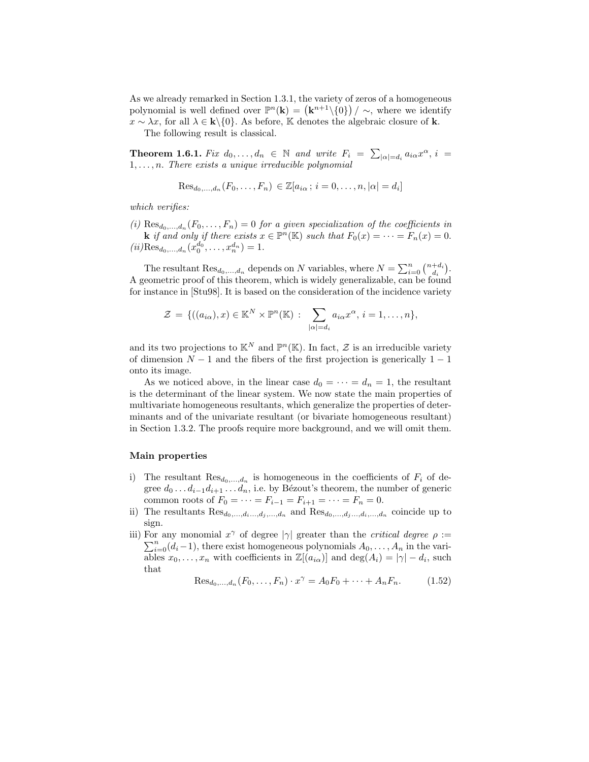As we already remarked in Section 1.3.1, the variety of zeros of a homogeneous polynomial is well defined over $\mathbb{P}^n(\mathbf{k}) = \left(\mathbf{k}^{n+1}\backslash\{0\}\right)/\sim$, where we identify $x \sim \lambda x$, for all $\lambda \in \mathbf{k}\backslash\{0\}$. As before, $\mathbb{K}$ denotes the algebraic closure of $\mathbf{k}$.

The following result is classical.

**Theorem 1.6.1.** *Fix $d_0, \ldots, d_n \in \mathbb{N}$ and write $F_i = \sum_{|\alpha|=d_i} a_{i\alpha} x^\alpha$, $i = 1, \ldots, n$. There exists a unique irreducible polynomial*

$$\mathrm{Res}_{d_0,\ldots,d_n}(F_0, \ldots, F_n) \in \mathbb{Z}[a_{i\alpha}\,;\, i = 0, \ldots, n, |\alpha| = d_i]$$

*which verifies:*

*(i) $\mathrm{Res}_{d_0,\ldots,d_n}(F_0, \ldots, F_n) = 0$ for a given specialization of the coefficients in $\mathbf{k}$ if and only if there exists $x \in \mathbb{P}^n(\mathbb{K})$ such that $F_0(x) = \cdots = F_n(x) = 0$.*
*(ii)$\mathrm{Res}_{d_0,\ldots,d_n}(x_0^{d_0}, \ldots, x_n^{d_n}) = 1$.*

The resultant $\mathrm{Res}_{d_0,\ldots,d_n}$ depends on $N$ variables, where $N = \sum_{i=0}^n \binom{n+d_i}{d_i}$. A geometric proof of this theorem, which is widely generalizable, can be found for instance in [Stu98]. It is based on the consideration of the incidence variety

$$\mathcal{Z} = \{((a_{i\alpha}), x) \in \mathbb{K}^N \times \mathbb{P}^n(\mathbb{K}) \,:\, \sum_{|\alpha|=d_i} a_{i\alpha} x^\alpha,\, i = 1, \ldots, n\},$$

and its two projections to $\mathbb{K}^N$ and $\mathbb{P}^n(\mathbb{K})$. In fact, $\mathcal{Z}$ is an irreducible variety of dimension $N-1$ and the fibers of the first projection is generically $1-1$ onto its image.

As we noticed above, in the linear case $d_0 = \cdots = d_n = 1$, the resultant is the determinant of the linear system. We now state the main properties of multivariate homogeneous resultants, which generalize the properties of determinants and of the univariate resultant (or bivariate homogeneous resultant) in Section 1.3.2. The proofs require more background, and we will omit them.

### Main properties

i) The resultant $\mathrm{Res}_{d_0,\ldots,d_n}$ is homogeneous in the coefficients of $F_i$ of degree $d_0 \ldots d_{i-1} d_{i+1} \ldots d_n$, i.e. by Bézout's theorem, the number of generic common roots of $F_0 = \cdots = F_{i-1} = F_{i+1} = \cdots = F_n = 0$.
ii) The resultants $\mathrm{Res}_{d_0,\ldots,d_i\ldots,d_j,\ldots,d_n}$ and $\mathrm{Res}_{d_0,\ldots,d_j\ldots,d_i,\ldots,d_n}$ coincide up to sign.
iii) For any monomial $x^\gamma$ of degree $|\gamma|$ greater than the *critical degree* $\rho := \sum_{i=0}^n (d_i - 1)$, there exist homogeneous polynomials $A_0, \ldots, A_n$ in the variables $x_0, \ldots, x_n$ with coefficients in $\mathbb{Z}[(a_{i\alpha})]$ and $\deg(A_i) = |\gamma| - d_i$, such that
$$\mathrm{Res}_{d_0,\ldots,d_n}(F_0, \ldots, F_n) \cdot x^\gamma = A_0 F_0 + \cdots + A_n F_n. \qquad (1.52)$$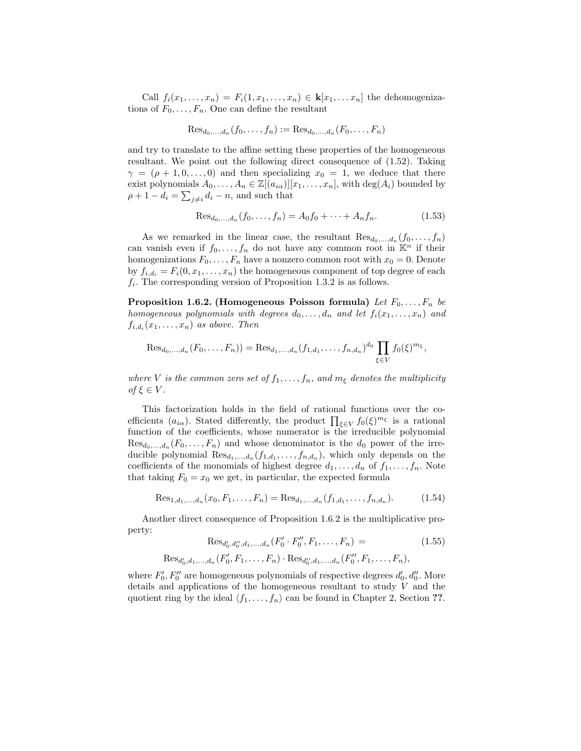Call $f_i(x_1, \dots, x_n) = F_i(1, x_1, \dots, x_n) \in \mathbf{k}[x_1, \dots x_n]$ the dehomogenizations of $F_0, \dots, F_n$. One can define the resultant

$$\mathrm{Res}_{d_0,\dots,d_n}(f_0, \dots, f_n) := \mathrm{Res}_{d_0,\dots,d_n}(F_0, \dots, F_n)$$

and try to translate to the affine setting these properties of the homogeneous resultant. We point out the following direct consequence of (1.52). Taking $\gamma = (\rho + 1, 0, \dots, 0)$ and then specializing $x_0 = 1$, we deduce that there exist polynomials $A_0, \dots, A_n \in \mathbb{Z}[(a_{i\alpha})][x_1, \dots, x_n]$, with $\deg(A_i)$ bounded by $\rho + 1 - d_i = \sum_{j \neq i} d_i - n$, and such that

$$\mathrm{Res}_{d_0,\dots,d_n}(f_0, \dots, f_n) = A_0 f_0 + \cdots + A_n f_n. \tag{1.53}$$

As we remarked in the linear case, the resultant $\mathrm{Res}_{d_0,\dots,d_n}(f_0, \dots, f_n)$ can vanish even if $f_0, \dots, f_n$ do not have any common root in $\mathbb{K}^n$ if their homogenizations $F_0, \dots, F_n$ have a nonzero common root with $x_0 = 0$. Denote by $f_{i,d_i} = F_i(0, x_1, \dots, x_n)$ the homogeneous component of top degree of each $f_i$. The corresponding version of Proposition 1.3.2 is as follows.

**Proposition 1.6.2. (Homogeneous Poisson formula)** *Let $F_0, \dots, F_n$ be homogeneous polynomials with degrees $d_0, \dots, d_n$ and let $f_i(x_1, \dots, x_n)$ and $f_{i,d_i}(x_1, \dots, x_n)$ as above. Then*

$$\mathrm{Res}_{d_0,\dots,d_n}(F_0, \dots, F_n)) = \mathrm{Res}_{d_1,\dots,d_n}(f_{1,d_1}, \dots, f_{n,d_n})^{d_0} \prod_{\xi \in V} f_0(\xi)^{m_\xi},$$

*where $V$ is the common zero set of $f_1, \dots, f_n$, and $m_\xi$ denotes the multiplicity of $\xi \in V$.*

This factorization holds in the field of rational functions over the coefficients $(a_{i\alpha})$. Stated differently, the product $\prod_{\xi \in V} f_0(\xi)^{m_\xi}$ is a rational function of the coefficients, whose numerator is the irreducible polynomial $\mathrm{Res}_{d_0,\dots,d_n}(F_0, \dots, F_n)$ and whose denominator is the $d_0$ power of the irreducible polynomial $\mathrm{Res}_{d_1,\dots,d_n}(f_{1,d_1}, \dots, f_{n,d_n})$, which only depends on the coefficients of the monomials of highest degree $d_1, \dots, d_n$ of $f_1, \dots, f_n$. Note that taking $F_0 = x_0$ we get, in particular, the expected formula

$$\mathrm{Res}_{1,d_1,\dots,d_n}(x_0, F_1, \dots, F_n) = \mathrm{Res}_{d_1,\dots,d_n}(f_{1,d_1}, \dots, f_{n,d_n}). \tag{1.54}$$

Another direct consequence of Proposition 1.6.2 is the multiplicative property:

$$\begin{aligned} &\mathrm{Res}_{d_0' \cdot d_0'', d_1, \dots, d_n}(F_0' \cdot F_0'', F_1, \dots, F_n) = \\ &\mathrm{Res}_{d_0', d_1, \dots, d_n}(F_0', F_1, \dots, F_n) \cdot \mathrm{Res}_{d_0'', d_1, \dots, d_n}(F_0'', F_1, \dots, F_n), \end{aligned} \tag{1.55}$$

where $F_0', F_0''$ are homogeneous polynomials of respective degrees $d_0', d_0''$. More details and applications of the homogeneous resultant to study $V$ and the quotient ring by the ideal $\langle f_1, \dots, f_n \rangle$ can be found in Chapter 2, Section **??**.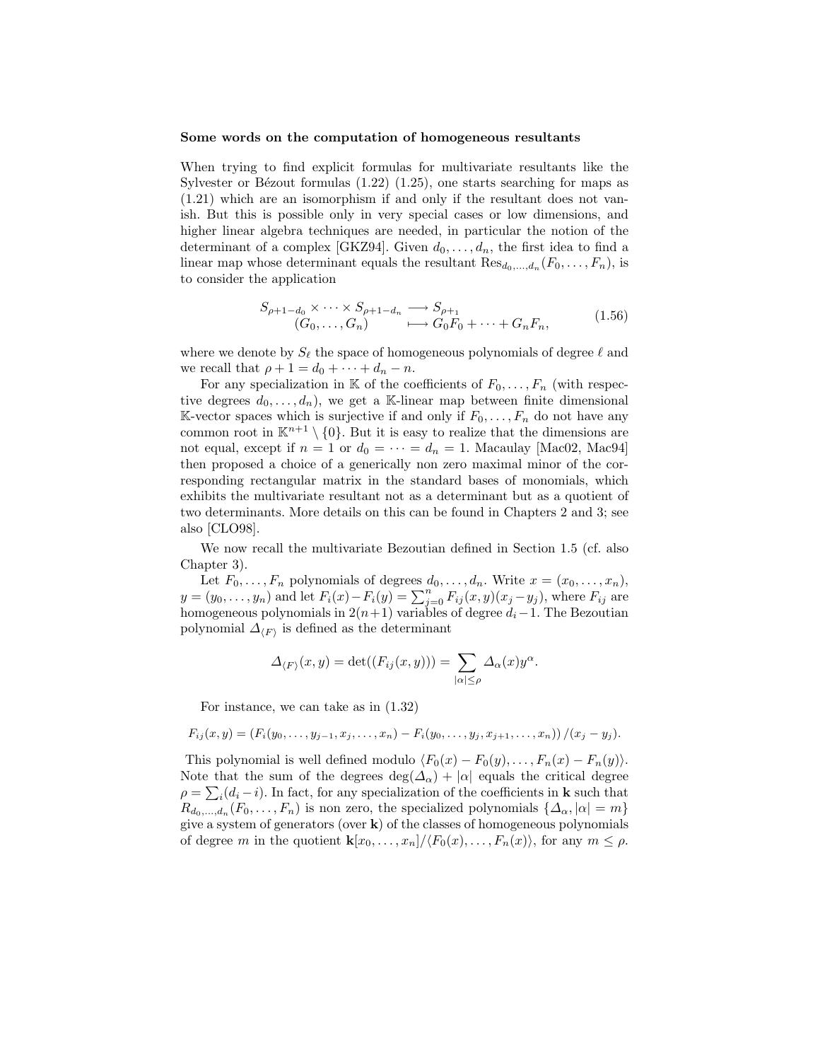**Some words on the computation of homogeneous resultants**

When trying to find explicit formulas for multivariate resultants like the Sylvester or Bézout formulas (1.22) (1.25), one starts searching for maps as (1.21) which are an isomorphism if and only if the resultant does not vanish. But this is possible only in very special cases or low dimensions, and higher linear algebra techniques are needed, in particular the notion of the determinant of a complex [GKZ94]. Given $d_0, \ldots, d_n$, the first idea to find a linear map whose determinant equals the resultant $\mathrm{Res}_{d_0,\ldots,d_n}(F_0, \ldots, F_n)$, is to consider the application

$$
\begin{array}{ccc}
S_{\rho+1-d_0} \times \cdots \times S_{\rho+1-d_n} & \longrightarrow & S_{\rho+1} \\
(G_0, \ldots, G_n) & \longmapsto & G_0F_0 + \cdots + G_nF_n,
\end{array}
\tag{1.56}
$$

where we denote by $S_\ell$ the space of homogeneous polynomials of degree $\ell$ and we recall that $\rho + 1 = d_0 + \cdots + d_n - n$.

For any specialization in $\mathbb{K}$ of the coefficients of $F_0, \ldots, F_n$ (with respective degrees $d_0, \ldots, d_n$), we get a $\mathbb{K}$-linear map between finite dimensional $\mathbb{K}$-vector spaces which is surjective if and only if $F_0, \ldots, F_n$ do not have any common root in $\mathbb{K}^{n+1} \setminus \{0\}$. But it is easy to realize that the dimensions are not equal, except if $n = 1$ or $d_0 = \cdots = d_n = 1$. Macaulay [Mac02, Mac94] then proposed a choice of a generically non zero maximal minor of the corresponding rectangular matrix in the standard bases of monomials, which exhibits the multivariate resultant not as a determinant but as a quotient of two determinants. More details on this can be found in Chapters 2 and 3; see also [CLO98].

We now recall the multivariate Bezoutian defined in Section 1.5 (cf. also Chapter 3).

Let $F_0, \ldots, F_n$ polynomials of degrees $d_0, \ldots, d_n$. Write $x = (x_0, \ldots, x_n)$, $y = (y_0, \ldots, y_n)$ and let $F_i(x) - F_i(y) = \sum_{j=0}^{n} F_{ij}(x, y)(x_j - y_j)$, where $F_{ij}$ are homogeneous polynomials in $2(n+1)$ variables of degree $d_i - 1$. The Bezoutian polynomial $\Delta_{\langle F \rangle}$ is defined as the determinant

$$
\Delta_{\langle F \rangle}(x, y) = \det((F_{ij}(x, y))) = \sum_{|\alpha| \le \rho} \Delta_\alpha(x) y^\alpha.
$$

For instance, we can take as in (1.32)

$$
F_{ij}(x, y) = (F_i(y_0, \ldots, y_{j-1}, x_j, \ldots, x_n) - F_i(y_0, \ldots, y_j, x_{j+1}, \ldots, x_n)) / (x_j - y_j).
$$

This polynomial is well defined modulo $\langle F_0(x) - F_0(y), \ldots, F_n(x) - F_n(y) \rangle$. Note that the sum of the degrees $\deg(\Delta_\alpha) + |\alpha|$ equals the critical degree $\rho = \sum_i (d_i - i)$. In fact, for any specialization of the coefficients in $\mathbf{k}$ such that $R_{d_0,\ldots,d_n}(F_0, \ldots, F_n)$ is non zero, the specialized polynomials $\{\Delta_\alpha, |\alpha| = m\}$ give a system of generators (over $\mathbf{k}$) of the classes of homogeneous polynomials of degree $m$ in the quotient $\mathbf{k}[x_0, \ldots, x_n]/\langle F_0(x), \ldots, F_n(x) \rangle$, for any $m \le \rho$.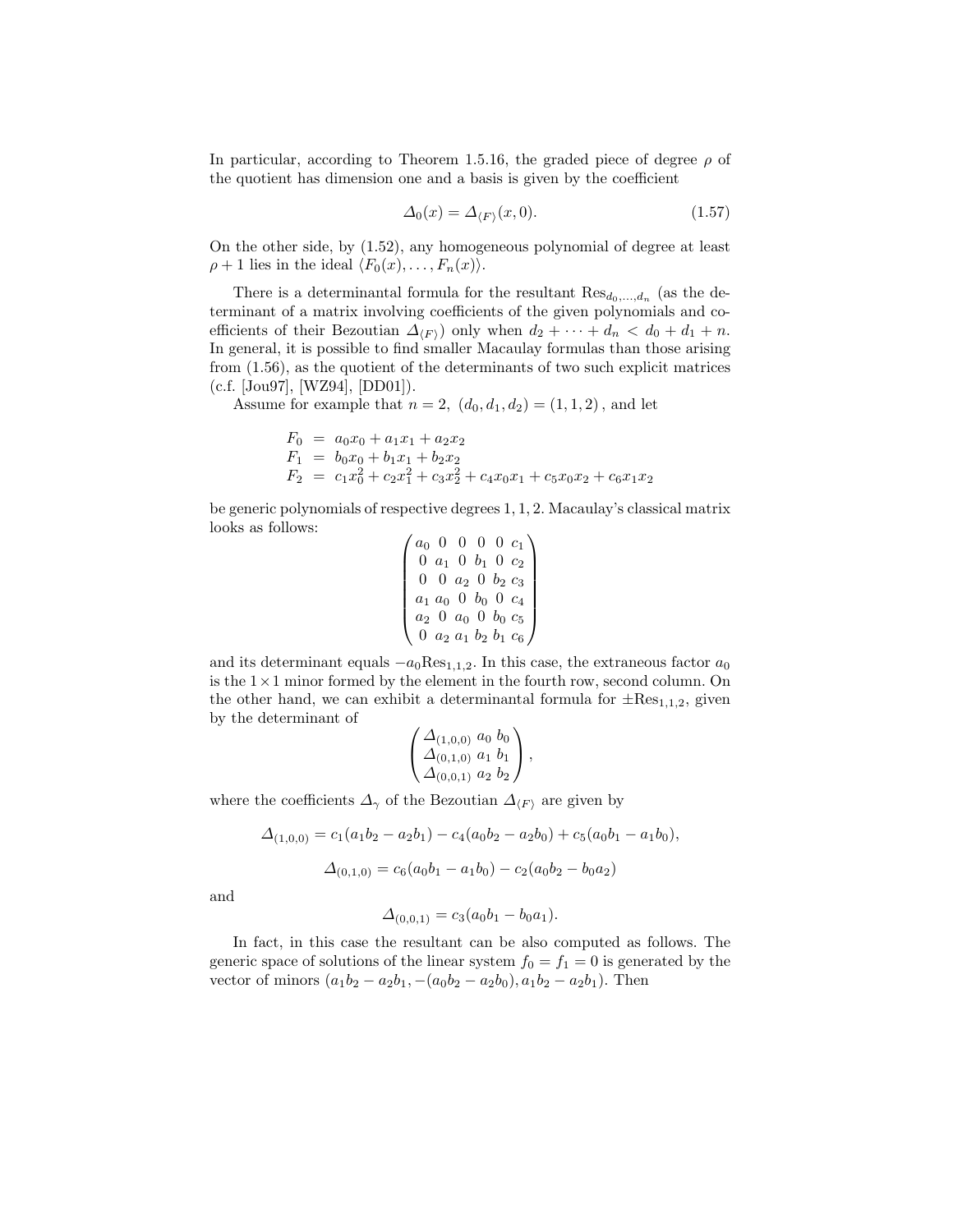In particular, according to Theorem 1.5.16, the graded piece of degree $\rho$ of the quotient has dimension one and a basis is given by the coefficient

$$\Delta_0(x) = \Delta_{\langle F \rangle}(x, 0). \tag{1.57}$$

On the other side, by (1.52), any homogeneous polynomial of degree at least $\rho + 1$ lies in the ideal $\langle F_0(x), \dots, F_n(x) \rangle$.

There is a determinantal formula for the resultant $\mathrm{Res}_{d_0,\dots,d_n}$ (as the determinant of a matrix involving coefficients of the given polynomials and coefficients of their Bezoutian $\Delta_{\langle F \rangle}$) only when $d_2 + \cdots + d_n < d_0 + d_1 + n$. In general, it is possible to find smaller Macaulay formulas than those arising from (1.56), as the quotient of the determinants of two such explicit matrices (c.f. [Jou97], [WZ94], [DD01]).

Assume for example that $n = 2$, $(d_0, d_1, d_2) = (1, 1, 2)$, and let

$$\begin{aligned}
F_0 &= a_0 x_0 + a_1 x_1 + a_2 x_2 \\
F_1 &= b_0 x_0 + b_1 x_1 + b_2 x_2 \\
F_2 &= c_1 x_0^2 + c_2 x_1^2 + c_3 x_2^2 + c_4 x_0 x_1 + c_5 x_0 x_2 + c_6 x_1 x_2
\end{aligned}$$

be generic polynomials of respective degrees $1, 1, 2$. Macaulay's classical matrix looks as follows:

$$\begin{pmatrix}
a_0 & 0 & 0 & 0 & 0 & c_1 \\
0 & a_1 & 0 & b_1 & 0 & c_2 \\
0 & 0 & a_2 & 0 & b_2 & c_3 \\
a_1 & a_0 & 0 & b_0 & 0 & c_4 \\
a_2 & 0 & a_0 & 0 & b_0 & c_5 \\
0 & a_2 & a_1 & b_2 & b_1 & c_6
\end{pmatrix}$$

and its determinant equals $-a_0 \mathrm{Res}_{1,1,2}$. In this case, the extraneous factor $a_0$ is the $1 \times 1$ minor formed by the element in the fourth row, second column. On the other hand, we can exhibit a determinantal formula for $\pm \mathrm{Res}_{1,1,2}$, given by the determinant of

$$\begin{pmatrix}
\Delta_{(1,0,0)} & a_0 & b_0 \\
\Delta_{(0,1,0)} & a_1 & b_1 \\
\Delta_{(0,0,1)} & a_2 & b_2
\end{pmatrix},$$

where the coefficients $\Delta_\gamma$ of the Bezoutian $\Delta_{\langle F \rangle}$ are given by

$$\Delta_{(1,0,0)} = c_1(a_1 b_2 - a_2 b_1) - c_4(a_0 b_2 - a_2 b_0) + c_5(a_0 b_1 - a_1 b_0),$$

$$\Delta_{(0,1,0)} = c_6(a_0 b_1 - a_1 b_0) - c_2(a_0 b_2 - b_0 a_2)$$

and

$$\Delta_{(0,0,1)} = c_3(a_0 b_1 - b_0 a_1).$$

In fact, in this case the resultant can be also computed as follows. The generic space of solutions of the linear system $f_0 = f_1 = 0$ is generated by the vector of minors $(a_1 b_2 - a_2 b_1, -(a_0 b_2 - a_2 b_0), a_1 b_2 - a_2 b_1)$. Then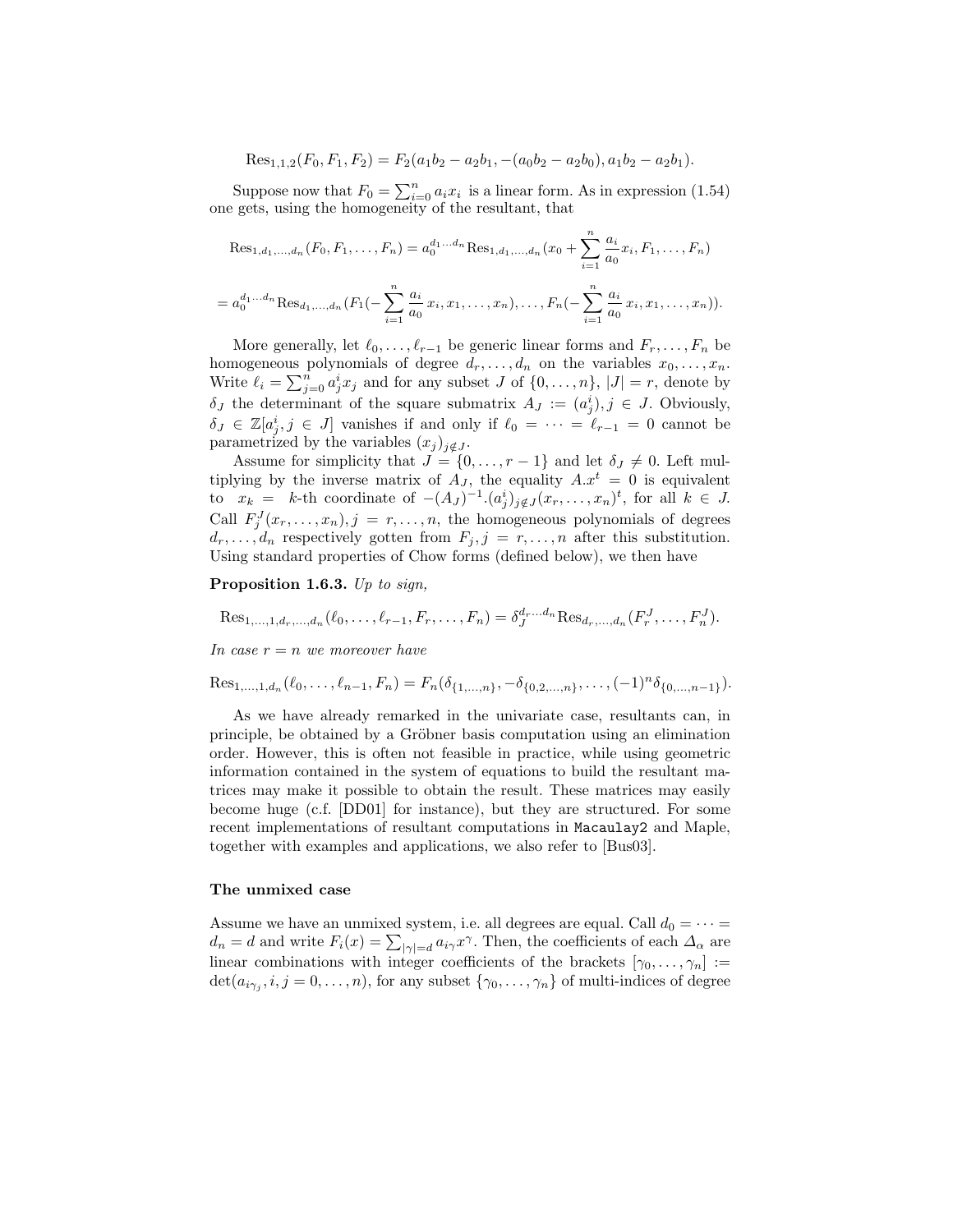$$\mathrm{Res}_{1,1,2}(F_0, F_1, F_2) = F_2(a_1b_2 - a_2b_1, -(a_0b_2 - a_2b_0), a_1b_2 - a_2b_1).$$

Suppose now that $F_0 = \sum_{i=0}^n a_i x_i$ is a linear form. As in expression (1.54) one gets, using the homogeneity of the resultant, that

$$\mathrm{Res}_{1,d_1,\ldots,d_n}(F_0, F_1, \ldots, F_n) = a_0^{d_1 \ldots d_n} \mathrm{Res}_{1,d_1,\ldots,d_n}(x_0 + \sum_{i=1}^n \frac{a_i}{a_0} x_i, F_1, \ldots, F_n)$$

$$= a_0^{d_1 \ldots d_n} \mathrm{Res}_{d_1,\ldots,d_n}(F_1(-\sum_{i=1}^n \frac{a_i}{a_0}\, x_i, x_1, \ldots, x_n), \ldots, F_n(-\sum_{i=1}^n \frac{a_i}{a_0}\, x_i, x_1, \ldots, x_n)).$$

More generally, let $\ell_0, \ldots, \ell_{r-1}$ be generic linear forms and $F_r, \ldots, F_n$ be homogeneous polynomials of degree $d_r, \ldots, d_n$ on the variables $x_0, \ldots, x_n$. Write $\ell_i = \sum_{j=0}^n a_j^i x_j$ and for any subset $J$ of $\{0, \ldots, n\}$, $|J| = r$, denote by $\delta_J$ the determinant of the square submatrix $A_J := (a_j^i), j \in J$. Obviously, $\delta_J \in \mathbb{Z}[a_j^i, j \in J]$ vanishes if and only if $\ell_0 = \cdots = \ell_{r-1} = 0$ cannot be parametrized by the variables $(x_j)_{j \notin J}$.

Assume for simplicity that $J = \{0, \ldots, r-1\}$ and let $\delta_J \neq 0$. Left multiplying by the inverse matrix of $A_J$, the equality $A.x^t = 0$ is equivalent to $x_k =$ $k$-th coordinate of $-(A_J)^{-1}.(a_j^i)_{j \notin J}(x_r, \ldots, x_n)^t$, for all $k \in J$. Call $F_j^J(x_r, \ldots, x_n), j = r, \ldots, n$, the homogeneous polynomials of degrees $d_r, \ldots, d_n$ respectively gotten from $F_j, j = r, \ldots, n$ after this substitution. Using standard properties of Chow forms (defined below), we then have

**Proposition 1.6.3.** *Up to sign,*

$$\mathrm{Res}_{1,\ldots,1,d_r,\ldots,d_n}(\ell_0, \ldots, \ell_{r-1}, F_r, \ldots, F_n) = \delta_J^{d_r \ldots d_n} \mathrm{Res}_{d_r,\ldots,d_n}(F_r^J, \ldots, F_n^J).$$

*In case $r = n$ we moreover have*

$$\mathrm{Res}_{1,\ldots,1,d_n}(\ell_0, \ldots, \ell_{n-1}, F_n) = F_n(\delta_{\{1,\ldots,n\}}, -\delta_{\{0,2,\ldots,n\}}, \ldots, (-1)^n \delta_{\{0,\ldots,n-1\}}).$$

As we have already remarked in the univariate case, resultants can, in principle, be obtained by a Gröbner basis computation using an elimination order. However, this is often not feasible in practice, while using geometric information contained in the system of equations to build the resultant matrices may make it possible to obtain the result. These matrices may easily become huge (c.f. [DD01] for instance), but they are structured. For some recent implementations of resultant computations in `Macaulay2` and Maple, together with examples and applications, we also refer to [Bus03].

#### The unmixed case

Assume we have an unmixed system, i.e. all degrees are equal. Call $d_0 = \cdots = d_n = d$ and write $F_i(x) = \sum_{|\gamma|=d} a_{i\gamma} x^\gamma$. Then, the coefficients of each $\Delta_\alpha$ are linear combinations with integer coefficients of the brackets $[\gamma_0, \ldots, \gamma_n] := \det(a_{i\gamma_j}, i, j = 0, \ldots, n)$, for any subset $\{\gamma_0, \ldots, \gamma_n\}$ of multi-indices of degree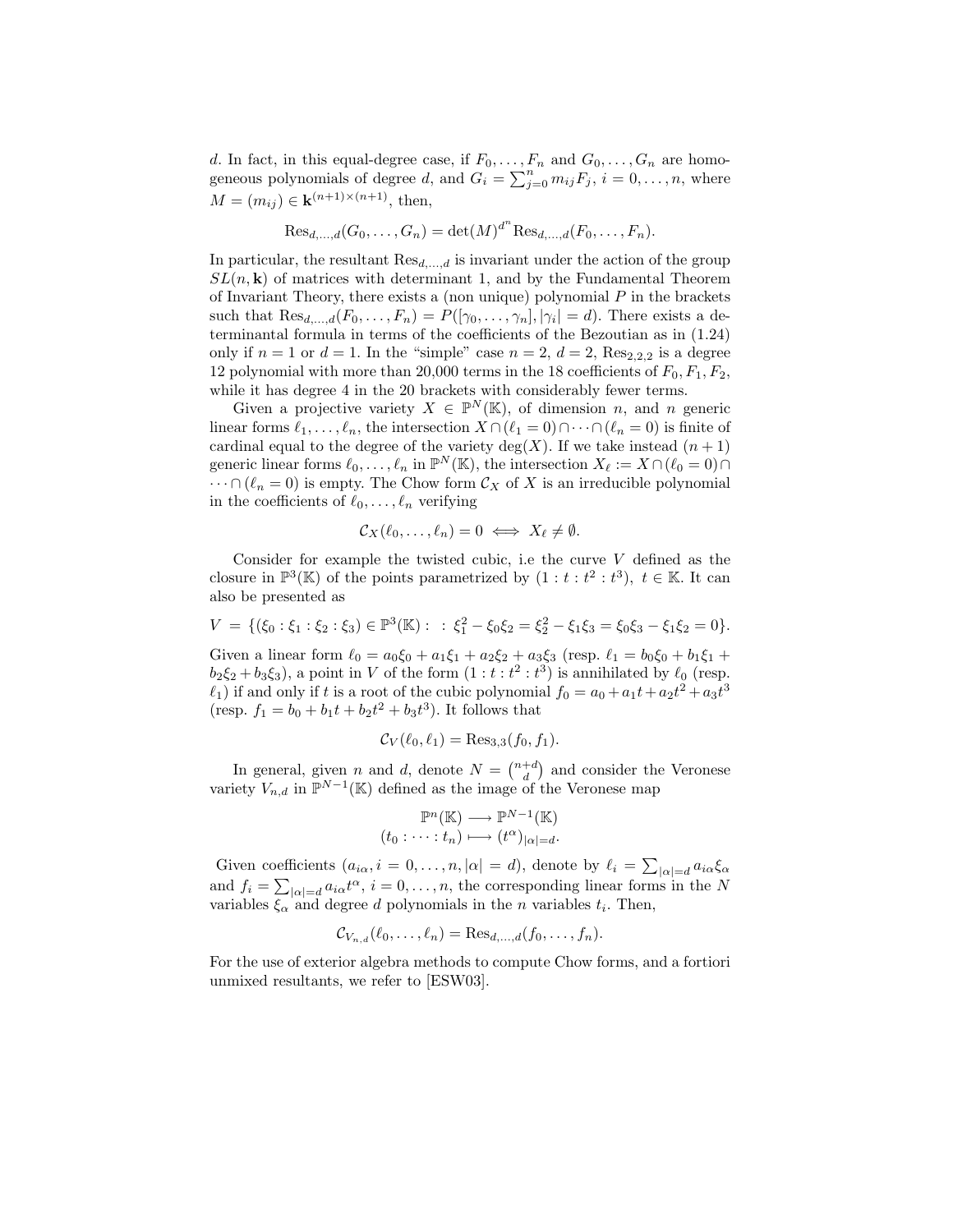$d$. In fact, in this equal-degree case, if $F_0, \ldots, F_n$ and $G_0, \ldots, G_n$ are homogeneous polynomials of degree $d$, and $G_i = \sum_{j=0}^{n} m_{ij} F_j$, $i = 0, \ldots, n$, where $M = (m_{ij}) \in \mathbf{k}^{(n+1)\times(n+1)}$, then,

$$\operatorname{Res}_{d,\ldots,d}(G_0, \ldots, G_n) = \det(M)^{d^n} \operatorname{Res}_{d,\ldots,d}(F_0, \ldots, F_n).$$

In particular, the resultant $\operatorname{Res}_{d,\ldots,d}$ is invariant under the action of the group $SL(n, \mathbf{k})$ of matrices with determinant 1, and by the Fundamental Theorem of Invariant Theory, there exists a (non unique) polynomial $P$ in the brackets such that $\operatorname{Res}_{d,\ldots,d}(F_0, \ldots, F_n) = P([\gamma_0, \ldots, \gamma_n], |\gamma_i| = d)$. There exists a determinantal formula in terms of the coefficients of the Bezoutian as in (1.24) only if $n = 1$ or $d = 1$. In the "simple" case $n = 2$, $d = 2$, $\operatorname{Res}_{2,2,2}$ is a degree 12 polynomial with more than 20,000 terms in the 18 coefficients of $F_0, F_1, F_2$, while it has degree 4 in the 20 brackets with considerably fewer terms.

Given a projective variety $X \in \mathbb{P}^N(\mathbb{K})$, of dimension $n$, and $n$ generic linear forms $\ell_1, \ldots, \ell_n$, the intersection $X \cap (\ell_1 = 0) \cap \cdots \cap (\ell_n = 0)$ is finite of cardinal equal to the degree of the variety $\deg(X)$. If we take instead $(n+1)$ generic linear forms $\ell_0, \ldots, \ell_n$ in $\mathbb{P}^N(\mathbb{K})$, the intersection $X_\ell := X \cap (\ell_0 = 0) \cap \cdots \cap (\ell_n = 0)$ is empty. The Chow form $\mathcal{C}_X$ of $X$ is an irreducible polynomial in the coefficients of $\ell_0, \ldots, \ell_n$ verifying

$$\mathcal{C}_X(\ell_0, \ldots, \ell_n) = 0 \iff X_\ell \neq \emptyset.$$

Consider for example the twisted cubic, i.e the curve $V$ defined as the closure in $\mathbb{P}^3(\mathbb{K})$ of the points parametrized by $(1 : t : t^2 : t^3)$, $t \in \mathbb{K}$. It can also be presented as

$$V = \{(\xi_0 : \xi_1 : \xi_2 : \xi_3) \in \mathbb{P}^3(\mathbb{K}) : \ : \xi_1^2 - \xi_0\xi_2 = \xi_2^2 - \xi_1\xi_3 = \xi_0\xi_3 - \xi_1\xi_2 = 0\}.$$

Given a linear form $\ell_0 = a_0\xi_0 + a_1\xi_1 + a_2\xi_2 + a_3\xi_3$ (resp. $\ell_1 = b_0\xi_0 + b_1\xi_1 + b_2\xi_2 + b_3\xi_3$), a point in $V$ of the form $(1 : t : t^2 : t^3)$ is annihilated by $\ell_0$ (resp. $\ell_1$) if and only if $t$ is a root of the cubic polynomial $f_0 = a_0 + a_1 t + a_2 t^2 + a_3 t^3$ (resp. $f_1 = b_0 + b_1 t + b_2 t^2 + b_3 t^3$). It follows that

$$\mathcal{C}_V(\ell_0, \ell_1) = \operatorname{Res}_{3,3}(f_0, f_1).$$

In general, given $n$ and $d$, denote $N = \binom{n+d}{d}$ and consider the Veronese variety $V_{n,d}$ in $\mathbb{P}^{N-1}(\mathbb{K})$ defined as the image of the Veronese map

$$\begin{aligned} \mathbb{P}^n(\mathbb{K}) &\longrightarrow \mathbb{P}^{N-1}(\mathbb{K}) \\ (t_0 : \cdots : t_n) &\longmapsto (t^\alpha)_{|\alpha|=d}. \end{aligned}$$

Given coefficients $(a_{i\alpha}, i = 0, \ldots, n, |\alpha| = d)$, denote by $\ell_i = \sum_{|\alpha|=d} a_{i\alpha}\xi_\alpha$ and $f_i = \sum_{|\alpha|=d} a_{i\alpha} t^\alpha$, $i = 0, \ldots, n$, the corresponding linear forms in the $N$ variables $\xi_\alpha$ and degree $d$ polynomials in the $n$ variables $t_i$. Then,

$$\mathcal{C}_{V_{n,d}}(\ell_0, \ldots, \ell_n) = \operatorname{Res}_{d,\ldots,d}(f_0, \ldots, f_n).$$

For the use of exterior algebra methods to compute Chow forms, and a fortiori unmixed resultants, we refer to [ESW03].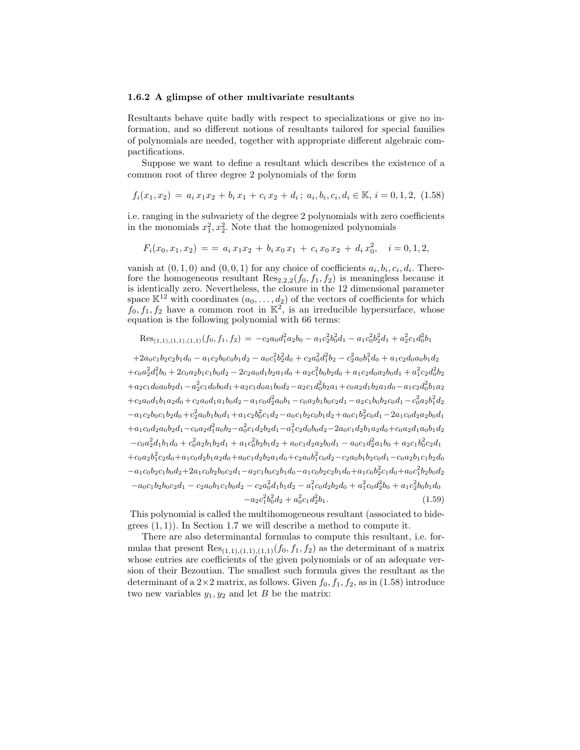### 1.6.2 A glimpse of other multivariate resultants

Resultants behave quite badly with respect to specializations or give no information, and so different notions of resultants tailored for special families of polynomials are needed, together with appropriate different algebraic compactifications.

Suppose we want to define a resultant which describes the existence of a common root of three degree 2 polynomials of the form

$$f_i(x_1, x_2) \,=\, a_i\, x_1 x_2 \,+\, b_i\, x_1 \,+\, c_i\, x_2 \,+\, d_i\,;\; a_i, b_i, c_i, d_i \in \mathbb{K},\; i = 0, 1, 2, \quad (1.58)$$

i.e. ranging in the subvariety of the degree 2 polynomials with zero coefficients in the monomials $x_1^2, x_2^2$. Note that the homogenized polynomials

$$F_i(x_0, x_1, x_2) \,==\, a_i\, x_1 x_2 \,+\, b_i\, x_0\, x_1 \,+\, c_i\, x_0\, x_2 \,+\, d_i\, x_0^2, \quad i = 0, 1, 2,$$

vanish at $(0, 1, 0)$ and $(0, 0, 1)$ for any choice of coefficients $a_i, b_i, c_i, d_i$. Therefore the homogeneous resultant $\mathrm{Res}_{2,2,2}(f_0, f_1, f_2)$ is meaningless because it is identically zero. Nevertheless, the closure in the 12 dimensional parameter space $\mathbb{K}^{12}$ with coordinates $(a_0, \ldots, d_2)$ of the vectors of coefficients for which $f_0, f_1, f_2$ have a common root in $\mathbb{K}^2$, is an irreducible hypersurface, whose equation is the following polynomial with 66 terms:

$$\begin{aligned}
&\mathrm{Res}_{(1,1),(1,1),(1,1)}(f_0, f_1, f_2) \,=\, -c_2 a_0 d_1^2 a_2 b_0 - a_1 c_2^2 b_0^2 d_1 - a_1 c_0^2 b_2^2 d_1 + a_2^2 c_1 d_0^2 b_1 \\
&+2a_0 c_1 b_2 c_2 b_1 d_0 - a_1 c_2 b_0 c_0 b_1 d_2 - a_0 c_1^2 b_2^2 d_0 + c_2 a_0^2 d_1^2 b_2 - c_2^2 a_0 b_1^2 d_0 + a_1 c_2 d_0 a_0 b_1 d_2 \\
&+c_0 a_2^2 d_1^2 b_0 + 2c_0 a_2 b_1 c_1 b_0 d_2 - 2c_2 a_0 d_1 b_2 a_1 d_0 + a_2 c_1^2 b_0 b_2 d_0 + a_1 c_2 d_0 a_2 b_0 d_1 + a_1^2 c_2 d_0^2 b_2 \\
&+a_2 c_1 d_0 a_0 b_2 d_1 - a_2^2 c_1 d_0 b_0 d_1 + a_2 c_1 d_0 a_1 b_0 d_2 - a_2 c_1 d_0^2 b_2 a_1 + c_0 a_2 d_1 b_2 a_1 d_0 - a_1 c_2 d_0^2 b_1 a_2 \\
&+c_2 a_0 d_1 b_1 a_2 d_0 + c_2 a_0 d_1 a_1 b_0 d_2 - a_1 c_0 d_2^2 a_0 b_1 - c_0 a_2 b_1 b_0 c_2 d_1 - a_2 c_1 b_0 b_2 c_0 d_1 - c_0^2 a_2 b_1^2 d_2 \\
&-a_1 c_2 b_0 c_1 b_2 d_0 + c_2^2 a_0 b_1 b_0 d_1 + a_1 c_2 b_0^2 c_1 d_2 - a_0 c_1 b_2 c_0 b_1 d_2 + a_0 c_1 b_2^2 c_0 d_1 - 2a_1 c_0 d_2 a_2 b_0 d_1 \\
&+a_1 c_0 d_2 a_0 b_2 d_1 - c_0 a_2 d_1^2 a_0 b_2 - a_0^2 c_1 d_2 b_2 d_1 - a_1^2 c_2 d_0 b_0 d_2 - 2a_0 c_1 d_2 b_1 a_2 d_0 + c_0 a_2 d_1 a_0 b_1 d_2 \\
&-c_0 a_2^2 d_1 b_1 d_0 + c_0^2 a_2 b_1 b_2 d_1 + a_1 c_0^2 b_2 b_1 d_2 + a_0 c_1 d_2 a_2 b_0 d_1 - a_0 c_1 d_2^2 a_1 b_0 + a_2 c_1 b_0^2 c_2 d_1 \\
&+c_0 a_2 b_1^2 c_2 d_0 + a_1 c_0 d_2 b_1 a_2 d_0 + a_0 c_1 d_2 b_2 a_1 d_0 + c_2 a_0 b_1^2 c_0 d_2 - c_2 a_0 b_1 b_2 c_0 d_1 - c_0 a_2 b_1 c_1 b_2 d_0 \\
&-a_1 c_0 b_2 c_1 b_0 d_2 + 2a_1 c_0 b_2 b_0 c_2 d_1 - a_2 c_1 b_0 c_2 b_1 d_0 - a_1 c_0 b_2 c_2 b_1 d_0 + a_1 c_0 b_2^2 c_1 d_0 + a_0 c_1^2 b_2 b_0 d_2 \\
&-a_0 c_1 b_2 b_0 c_2 d_1 - c_2 a_0 b_1 c_1 b_0 d_2 - c_2 a_0^2 d_1 b_1 d_2 - a_1^2 c_0 d_2 b_2 d_0 + a_1^2 c_0 d_2^2 b_0 + a_1 c_2^2 b_0 b_1 d_0 \\
&-a_2 c_1^2 b_0^2 d_2 + a_0^2 c_1 d_2^2 b_1. \qquad (1.59)
\end{aligned}$$

This polynomial is called the multihomogeneous resultant (associated to bidegrees $(1,1)$). In Section 1.7 we will describe a method to compute it.

There are also determinantal formulas to compute this resultant, i.e. formulas that present $\mathrm{Res}_{(1,1),(1,1),(1,1)}(f_0, f_1, f_2)$ as the determinant of a matrix whose entries are coefficients of the given polynomials or of an adequate version of their Bezoutian. The smallest such formula gives the resultant as the determinant of a $2\times 2$ matrix, as follows. Given $f_0, f_1, f_2$, as in (1.58) introduce two new variables $y_1, y_2$ and let $B$ be the matrix: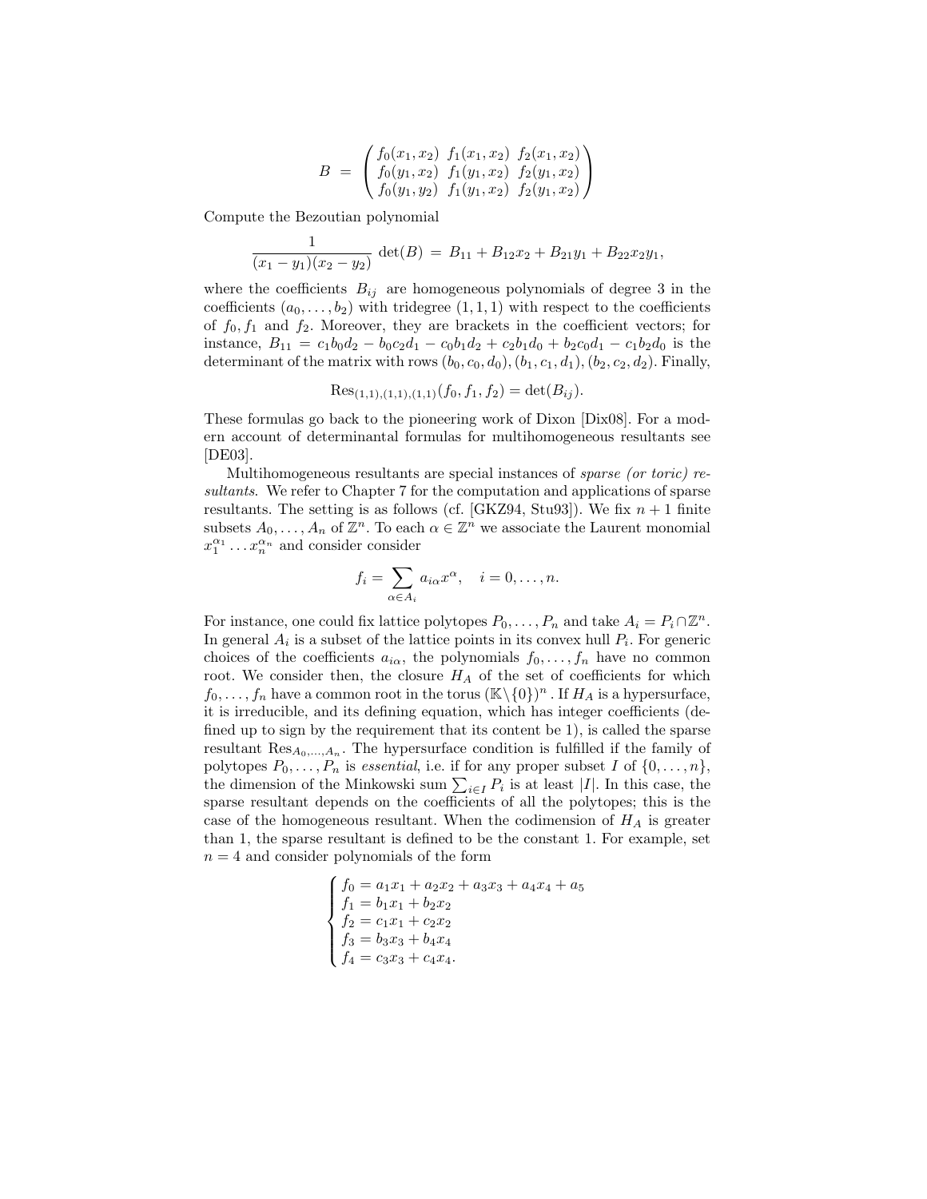$$B = \begin{pmatrix} f_0(x_1, x_2) & f_1(x_1, x_2) & f_2(x_1, x_2) \\ f_0(y_1, x_2) & f_1(y_1, x_2) & f_2(y_1, x_2) \\ f_0(y_1, y_2) & f_1(y_1, x_2) & f_2(y_1, x_2) \end{pmatrix}$$

Compute the Bezoutian polynomial

$$\frac{1}{(x_1 - y_1)(x_2 - y_2)} \det(B) = B_{11} + B_{12}x_2 + B_{21}y_1 + B_{22}x_2y_1,$$

where the coefficients $B_{ij}$ are homogeneous polynomials of degree 3 in the coefficients $(a_0, \ldots, b_2)$ with tridegree $(1, 1, 1)$ with respect to the coefficients of $f_0, f_1$ and $f_2$. Moreover, they are brackets in the coefficient vectors; for instance, $B_{11} = c_1b_0d_2 - b_0c_2d_1 - c_0b_1d_2 + c_2b_1d_0 + b_2c_0d_1 - c_1b_2d_0$ is the determinant of the matrix with rows $(b_0, c_0, d_0), (b_1, c_1, d_1), (b_2, c_2, d_2)$. Finally,

$$\mathrm{Res}_{(1,1),(1,1),(1,1)}(f_0, f_1, f_2) = \det(B_{ij}).$$

These formulas go back to the pioneering work of Dixon [Dix08]. For a modern account of determinantal formulas for multihomogeneous resultants see [DE03].

Multihomogeneous resultants are special instances of *sparse (or toric) resultants*. We refer to Chapter 7 for the computation and applications of sparse resultants. The setting is as follows (cf. [GKZ94, Stu93]). We fix $n + 1$ finite subsets $A_0, \ldots, A_n$ of $\mathbb{Z}^n$. To each $\alpha \in \mathbb{Z}^n$ we associate the Laurent monomial $x_1^{\alpha_1} \ldots x_n^{\alpha_n}$ and consider consider

$$f_i = \sum_{\alpha \in A_i} a_{i\alpha} x^\alpha, \quad i = 0, \ldots, n.$$

For instance, one could fix lattice polytopes $P_0, \ldots, P_n$ and take $A_i = P_i \cap \mathbb{Z}^n$. In general $A_i$ is a subset of the lattice points in its convex hull $P_i$. For generic choices of the coefficients $a_{i\alpha}$, the polynomials $f_0, \ldots, f_n$ have no common root. We consider then, the closure $H_A$ of the set of coefficients for which $f_0, \ldots, f_n$ have a common root in the torus $(\mathbb{K} \setminus \{0\})^n$. If $H_A$ is a hypersurface, it is irreducible, and its defining equation, which has integer coefficients (defined up to sign by the requirement that its content be 1), is called the sparse resultant $\mathrm{Res}_{A_0,\ldots,A_n}$. The hypersurface condition is fulfilled if the family of polytopes $P_0, \ldots, P_n$ is *essential*, i.e. if for any proper subset $I$ of $\{0, \ldots, n\}$, the dimension of the Minkowski sum $\sum_{i \in I} P_i$ is at least $|I|$. In this case, the sparse resultant depends on the coefficients of all the polytopes; this is the case of the homogeneous resultant. When the codimension of $H_A$ is greater than 1, the sparse resultant is defined to be the constant 1. For example, set $n = 4$ and consider polynomials of the form

$$\begin{cases} f_0 = a_1x_1 + a_2x_2 + a_3x_3 + a_4x_4 + a_5 \\ f_1 = b_1x_1 + b_2x_2 \\ f_2 = c_1x_1 + c_2x_2 \\ f_3 = b_3x_3 + b_4x_4 \\ f_4 = c_3x_3 + c_4x_4. \end{cases}$$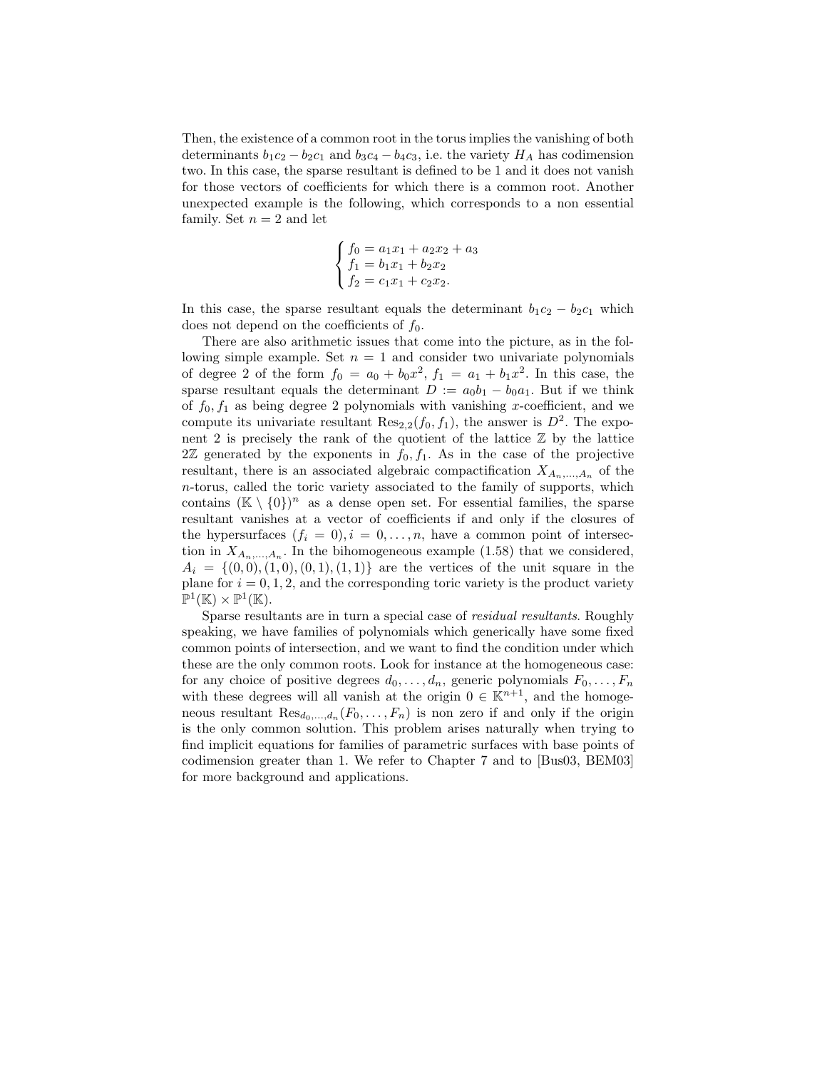Then, the existence of a common root in the torus implies the vanishing of both determinants $b_1c_2 - b_2c_1$ and $b_3c_4 - b_4c_3$, i.e. the variety $H_A$ has codimension two. In this case, the sparse resultant is defined to be 1 and it does not vanish for those vectors of coefficients for which there is a common root. Another unexpected example is the following, which corresponds to a non essential family. Set $n = 2$ and let

$$
\begin{cases}
f_0 = a_1x_1 + a_2x_2 + a_3 \\
f_1 = b_1x_1 + b_2x_2 \\
f_2 = c_1x_1 + c_2x_2.
\end{cases}
$$

In this case, the sparse resultant equals the determinant $b_1c_2 - b_2c_1$ which does not depend on the coefficients of $f_0$.

There are also arithmetic issues that come into the picture, as in the following simple example. Set $n = 1$ and consider two univariate polynomials of degree 2 of the form $f_0 = a_0 + b_0x^2$, $f_1 = a_1 + b_1x^2$. In this case, the sparse resultant equals the determinant $D := a_0b_1 - b_0a_1$. But if we think of $f_0, f_1$ as being degree 2 polynomials with vanishing $x$-coefficient, and we compute its univariate resultant $\mathrm{Res}_{2,2}(f_0, f_1)$, the answer is $D^2$. The exponent 2 is precisely the rank of the quotient of the lattice $\mathbb{Z}$ by the lattice $2\mathbb{Z}$ generated by the exponents in $f_0, f_1$. As in the case of the projective resultant, there is an associated algebraic compactification $X_{A_n,\ldots,A_n}$ of the $n$-torus, called the toric variety associated to the family of supports, which contains $(\mathbb{K} \setminus \{0\})^n$ as a dense open set. For essential families, the sparse resultant vanishes at a vector of coefficients if and only if the closures of the hypersurfaces $(f_i = 0), i = 0, \ldots, n$, have a common point of intersection in $X_{A_n,\ldots,A_n}$. In the bihomogeneous example (1.58) that we considered, $A_i = \{(0,0),(1,0),(0,1),(1,1)\}$ are the vertices of the unit square in the plane for $i = 0, 1, 2$, and the corresponding toric variety is the product variety $\mathbb{P}^1(\mathbb{K}) \times \mathbb{P}^1(\mathbb{K})$.

Sparse resultants are in turn a special case of *residual resultants*. Roughly speaking, we have families of polynomials which generically have some fixed common points of intersection, and we want to find the condition under which these are the only common roots. Look for instance at the homogeneous case: for any choice of positive degrees $d_0, \ldots, d_n$, generic polynomials $F_0, \ldots, F_n$ with these degrees will all vanish at the origin $0 \in \mathbb{K}^{n+1}$, and the homogeneous resultant $\mathrm{Res}_{d_0,\ldots,d_n}(F_0, \ldots, F_n)$ is non zero if and only if the origin is the only common solution. This problem arises naturally when trying to find implicit equations for families of parametric surfaces with base points of codimension greater than 1. We refer to Chapter 7 and to [Bus03, BEM03] for more background and applications.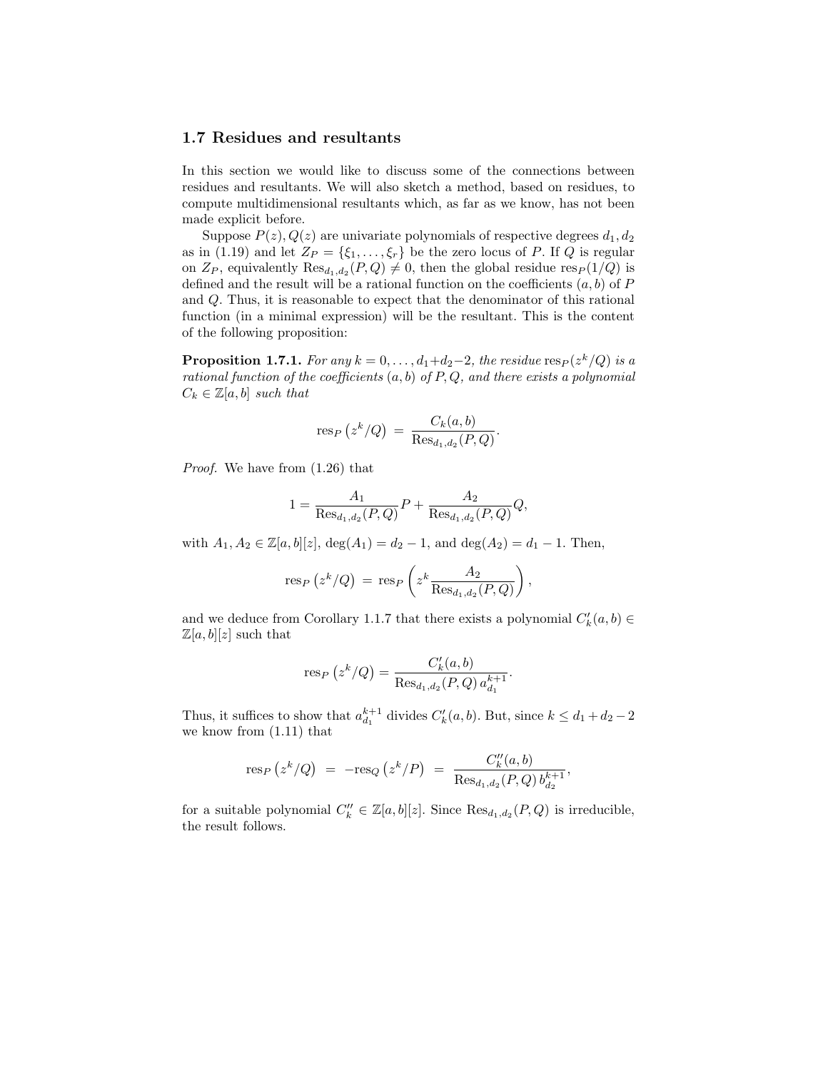## 1.7 Residues and resultants

In this section we would like to discuss some of the connections between residues and resultants. We will also sketch a method, based on residues, to compute multidimensional resultants which, as far as we know, has not been made explicit before.

Suppose $P(z), Q(z)$ are univariate polynomials of respective degrees $d_1, d_2$ as in (1.19) and let $Z_P = \{\xi_1, \ldots, \xi_r\}$ be the zero locus of $P$. If $Q$ is regular on $Z_P$, equivalently $\mathrm{Res}_{d_1,d_2}(P,Q) \neq 0$, then the global residue $\mathrm{res}_P(1/Q)$ is defined and the result will be a rational function on the coefficients $(a,b)$ of $P$ and $Q$. Thus, it is reasonable to expect that the denominator of this rational function (in a minimal expression) will be the resultant. This is the content of the following proposition:

**Proposition 1.7.1.** *For any $k = 0, \ldots, d_1+d_2-2$, the residue $\mathrm{res}_P(z^k/Q)$ is a rational function of the coefficients $(a,b)$ of $P, Q$, and there exists a polynomial $C_k \in \mathbb{Z}[a,b]$ such that*

$$\mathrm{res}_P\left(z^k/Q\right) \;=\; \frac{C_k(a,b)}{\mathrm{Res}_{d_1,d_2}(P,Q)}.$$

*Proof.* We have from (1.26) that

$$1 = \frac{A_1}{\mathrm{Res}_{d_1,d_2}(P,Q)}P + \frac{A_2}{\mathrm{Res}_{d_1,d_2}(P,Q)}Q,$$

with $A_1, A_2 \in \mathbb{Z}[a,b][z]$, $\deg(A_1) = d_2 - 1$, and $\deg(A_2) = d_1 - 1$. Then,

$$\mathrm{res}_P\left(z^k/Q\right) \;=\; \mathrm{res}_P\left(z^k \frac{A_2}{\mathrm{Res}_{d_1,d_2}(P,Q)}\right),$$

and we deduce from Corollary 1.1.7 that there exists a polynomial $C'_k(a,b) \in \mathbb{Z}[a,b][z]$ such that

$$\mathrm{res}_P\left(z^k/Q\right) = \frac{C'_k(a,b)}{\mathrm{Res}_{d_1,d_2}(P,Q)\, a_{d_1}^{k+1}}.$$

Thus, it suffices to show that $a_{d_1}^{k+1}$ divides $C'_k(a,b)$. But, since $k \leq d_1+d_2-2$ we know from (1.11) that

$$\mathrm{res}_P\left(z^k/Q\right) \;=\; -\mathrm{res}_Q\left(z^k/P\right) \;=\; \frac{C''_k(a,b)}{\mathrm{Res}_{d_1,d_2}(P,Q)\, b_{d_2}^{k+1}},$$

for a suitable polynomial $C''_k \in \mathbb{Z}[a,b][z]$. Since $\mathrm{Res}_{d_1,d_2}(P,Q)$ is irreducible, the result follows.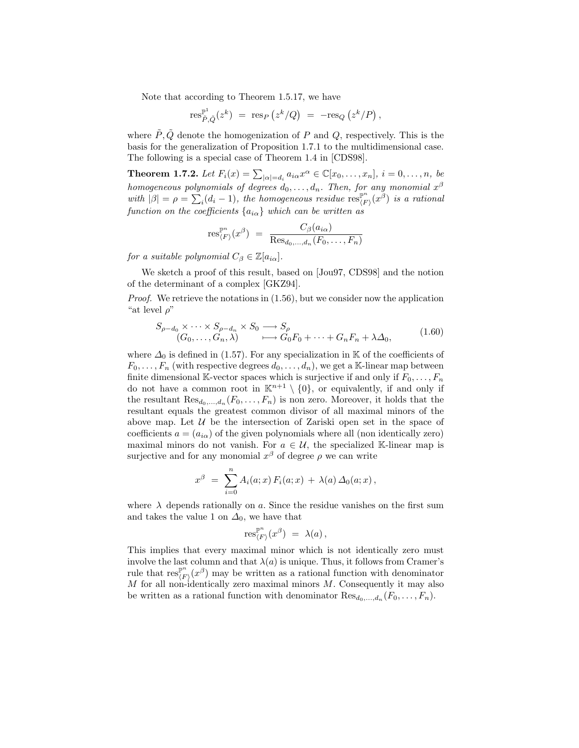Note that according to Theorem 1.5.17, we have

$$\operatorname{res}^{\mathbb{P}^1}_{\tilde{P},\tilde{Q}}(z^k) \;=\; \operatorname{res}_P\left(z^k/Q\right) \;=\; -\operatorname{res}_Q\left(z^k/P\right),$$

where $\tilde{P}, \tilde{Q}$ denote the homogenization of $P$ and $Q$, respectively. This is the basis for the generalization of Proposition 1.7.1 to the multidimensional case. The following is a special case of Theorem 1.4 in [CDS98].

**Theorem 1.7.2.** *Let $F_i(x) = \sum_{|\alpha|=d_i} a_{i\alpha} x^\alpha \in \mathbb{C}[x_0, \ldots, x_n]$, $i = 0, \ldots, n$, be homogeneous polynomials of degrees $d_0, \ldots, d_n$. Then, for any monomial $x^\beta$ with $|\beta| = \rho = \sum_i (d_i - 1)$, the homogeneous residue $\operatorname{res}^{\mathbb{P}^n}_{\langle F\rangle}(x^\beta)$ is a rational function on the coefficients $\{a_{i\alpha}\}$ which can be written as*

$$\operatorname{res}^{\mathbb{P}^n}_{\langle F\rangle}(x^\beta) \;=\; \frac{C_\beta(a_{i\alpha})}{\operatorname{Res}_{d_0,\ldots,d_n}(F_0, \ldots, F_n)}$$

*for a suitable polynomial $C_\beta \in \mathbb{Z}[a_{i\alpha}]$.*

We sketch a proof of this result, based on [Jou97, CDS98] and the notion of the determinant of a complex [GKZ94].

*Proof.* We retrieve the notations in (1.56), but we consider now the application "at level $\rho$"

$$\begin{array}{ccc} S_{\rho-d_0} \times \cdots \times S_{\rho-d_n} \times S_0 & \longrightarrow & S_\rho \\ (G_0, \ldots, G_n, \lambda) & \longmapsto & G_0F_0 + \cdots + G_nF_n + \lambda\Delta_0, \end{array} \tag{1.60}$$

where $\Delta_0$ is defined in (1.57). For any specialization in $\mathbb{K}$ of the coefficients of $F_0, \ldots, F_n$ (with respective degrees $d_0, \ldots, d_n$), we get a $\mathbb{K}$-linear map between finite dimensional $\mathbb{K}$-vector spaces which is surjective if and only if $F_0, \ldots, F_n$ do not have a common root in $\mathbb{K}^{n+1} \setminus \{0\}$, or equivalently, if and only if the resultant $\operatorname{Res}_{d_0,\ldots,d_n}(F_0, \ldots, F_n)$ is non zero. Moreover, it holds that the resultant equals the greatest common divisor of all maximal minors of the above map. Let $\mathcal{U}$ be the intersection of Zariski open set in the space of coefficients $a = (a_{i\alpha})$ of the given polynomials where all (non identically zero) maximal minors do not vanish. For $a \in \mathcal{U}$, the specialized $\mathbb{K}$-linear map is surjective and for any monomial $x^\beta$ of degree $\rho$ we can write

$$x^\beta \;=\; \sum_{i=0}^{n} A_i(a;x)\, F_i(a;x) \;+\; \lambda(a)\, \Delta_0(a;x)\,,$$

where $\lambda$ depends rationally on $a$. Since the residue vanishes on the first sum and takes the value 1 on $\Delta_0$, we have that

$$\operatorname{res}^{\mathbb{P}^n}_{\langle F\rangle}(x^\beta) \;=\; \lambda(a)\,,$$

This implies that every maximal minor which is not identically zero must involve the last column and that $\lambda(a)$ is unique. Thus, it follows from Cramer's rule that $\operatorname{res}^{\mathbb{P}^n}_{\langle F\rangle}(x^\beta)$ may be written as a rational function with denominator $M$ for all non-identically zero maximal minors $M$. Consequently it may also be written as a rational function with denominator $\operatorname{Res}_{d_0,\ldots,d_n}(F_0, \ldots, F_n)$.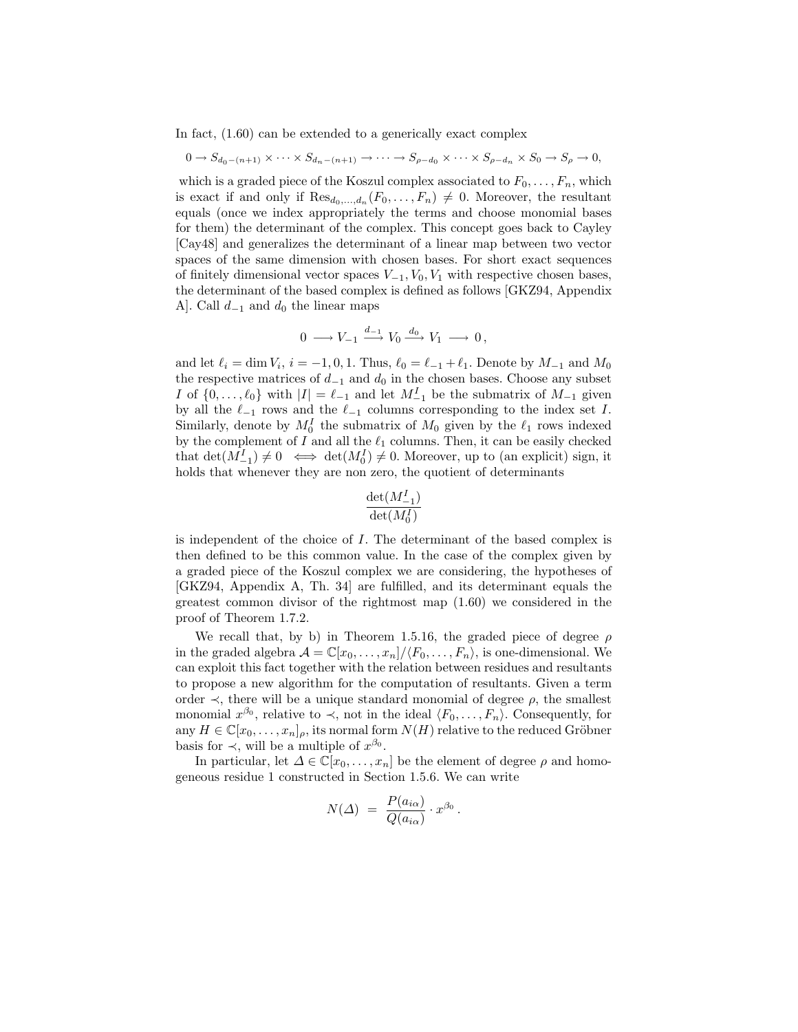In fact, (1.60) can be extended to a generically exact complex

$$0 \to S_{d_0-(n+1)} \times \cdots \times S_{d_n-(n+1)} \to \cdots \to S_{\rho-d_0} \times \cdots \times S_{\rho-d_n} \times S_0 \to S_\rho \to 0,$$

which is a graded piece of the Koszul complex associated to $F_0, \ldots, F_n$, which is exact if and only if $\mathrm{Res}_{d_0,\ldots,d_n}(F_0, \ldots, F_n) \neq 0$. Moreover, the resultant equals (once we index appropriately the terms and choose monomial bases for them) the determinant of the complex. This concept goes back to Cayley [Cay48] and generalizes the determinant of a linear map between two vector spaces of the same dimension with chosen bases. For short exact sequences of finitely dimensional vector spaces $V_{-1}, V_0, V_1$ with respective chosen bases, the determinant of the based complex is defined as follows [GKZ94, Appendix A]. Call $d_{-1}$ and $d_0$ the linear maps

$$0 \longrightarrow V_{-1} \xrightarrow{d_{-1}} V_0 \xrightarrow{d_0} V_1 \longrightarrow 0\,,$$

and let $\ell_i = \dim V_i$, $i = -1, 0, 1$. Thus, $\ell_0 = \ell_{-1} + \ell_1$. Denote by $M_{-1}$ and $M_0$ the respective matrices of $d_{-1}$ and $d_0$ in the chosen bases. Choose any subset $I$ of $\{0, \ldots, \ell_0\}$ with $|I| = \ell_{-1}$ and let $M_{-1}^I$ be the submatrix of $M_{-1}$ given by all the $\ell_{-1}$ rows and the $\ell_{-1}$ columns corresponding to the index set $I$. Similarly, denote by $M_0^I$ the submatrix of $M_0$ given by the $\ell_1$ rows indexed by the complement of $I$ and all the $\ell_1$ columns. Then, it can be easily checked that $\det(M_{-1}^I) \neq 0 \iff \det(M_0^I) \neq 0$. Moreover, up to (an explicit) sign, it holds that whenever they are non zero, the quotient of determinants

$$\frac{\det(M_{-1}^I)}{\det(M_0^I)}$$

is independent of the choice of $I$. The determinant of the based complex is then defined to be this common value. In the case of the complex given by a graded piece of the Koszul complex we are considering, the hypotheses of [GKZ94, Appendix A, Th. 34] are fulfilled, and its determinant equals the greatest common divisor of the rightmost map (1.60) we considered in the proof of Theorem 1.7.2.

We recall that, by b) in Theorem 1.5.16, the graded piece of degree $\rho$ in the graded algebra $\mathcal{A} = \mathbb{C}[x_0, \ldots, x_n]/\langle F_0, \ldots, F_n\rangle$, is one-dimensional. We can exploit this fact together with the relation between residues and resultants to propose a new algorithm for the computation of resultants. Given a term order $\prec$, there will be a unique standard monomial of degree $\rho$, the smallest monomial $x^{\beta_0}$, relative to $\prec$, not in the ideal $\langle F_0, \ldots, F_n\rangle$. Consequently, for any $H \in \mathbb{C}[x_0, \ldots, x_n]_\rho$, its normal form $N(H)$ relative to the reduced Gröbner basis for $\prec$, will be a multiple of $x^{\beta_0}$.

In particular, let $\Delta \in \mathbb{C}[x_0, \ldots, x_n]$ be the element of degree $\rho$ and homogeneous residue 1 constructed in Section 1.5.6. We can write

$$N(\Delta) \;=\; \frac{P(a_{i\alpha})}{Q(a_{i\alpha})} \cdot x^{\beta_0}\,.$$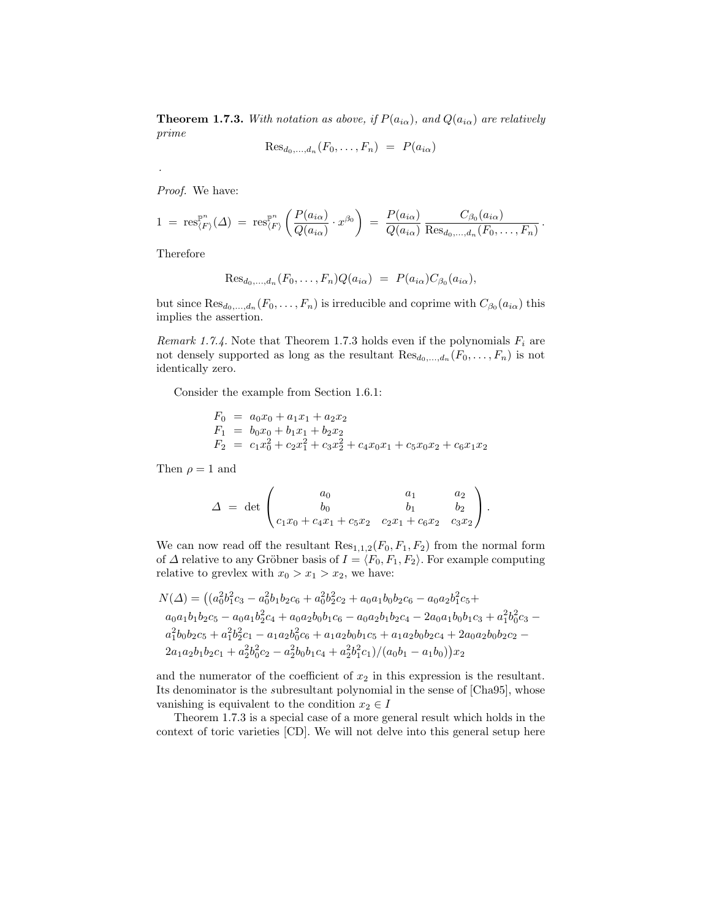**Theorem 1.7.3.** *With notation as above, if $P(a_{i\alpha})$, and $Q(a_{i\alpha})$ are relatively prime*

$$\mathrm{Res}_{d_0,\ldots,d_n}(F_0,\ldots,F_n) \;=\; P(a_{i\alpha})$$

.

*Proof.* We have:

$$1 \;=\; \mathrm{res}^{\mathbb{P}^n}_{\langle F\rangle}(\varDelta) \;=\; \mathrm{res}^{\mathbb{P}^n}_{\langle F\rangle}\left(\frac{P(a_{i\alpha})}{Q(a_{i\alpha})}\cdot x^{\beta_0}\right) \;=\; \frac{P(a_{i\alpha})}{Q(a_{i\alpha})}\,\frac{C_{\beta_0}(a_{i\alpha})}{\mathrm{Res}_{d_0,\ldots,d_n}(F_0,\ldots,F_n)}\,.$$

Therefore

$$\mathrm{Res}_{d_0,\ldots,d_n}(F_0,\ldots,F_n)Q(a_{i\alpha}) \;=\; P(a_{i\alpha})C_{\beta_0}(a_{i\alpha}),$$

but since $\mathrm{Res}_{d_0,\ldots,d_n}(F_0,\ldots,F_n)$ is irreducible and coprime with $C_{\beta_0}(a_{i\alpha})$ this implies the assertion.

*Remark 1.7.4.* Note that Theorem 1.7.3 holds even if the polynomials $F_i$ are not densely supported as long as the resultant $\mathrm{Res}_{d_0,\ldots,d_n}(F_0,\ldots,F_n)$ is not identically zero.

Consider the example from Section 1.6.1:

$$\begin{aligned}
F_0 &= a_0x_0 + a_1x_1 + a_2x_2\\
F_1 &= b_0x_0 + b_1x_1 + b_2x_2\\
F_2 &= c_1x_0^2 + c_2x_1^2 + c_3x_2^2 + c_4x_0x_1 + c_5x_0x_2 + c_6x_1x_2
\end{aligned}$$

Then $\rho = 1$ and

$$\varDelta \;=\; \det\begin{pmatrix} a_0 & a_1 & a_2\\ b_0 & b_1 & b_2\\ c_1x_0+c_4x_1+c_5x_2 & c_2x_1+c_6x_2 & c_3x_2 \end{pmatrix}.$$

We can now read off the resultant $\mathrm{Res}_{1,1,2}(F_0,F_1,F_2)$ from the normal form of $\varDelta$ relative to any Gröbner basis of $I = \langle F_0,F_1,F_2\rangle$. For example computing relative to grevlex with $x_0 > x_1 > x_2$, we have:

$$\begin{aligned}
N(\varDelta) = \big((&a_0^2b_1^2c_3 - a_0^2b_1b_2c_6 + a_0^2b_2^2c_2 + a_0a_1b_0b_2c_6 - a_0a_2b_1^2c_5 +\\
&a_0a_1b_1b_2c_5 - a_0a_1b_2^2c_4 + a_0a_2b_0b_1c_6 - a_0a_2b_1b_2c_4 - 2a_0a_1b_0b_1c_3 + a_1^2b_0^2c_3 -\\
&a_1^2b_0b_2c_5 + a_1^2b_2^2c_1 - a_1a_2b_0^2c_6 + a_1a_2b_0b_1c_5 + a_1a_2b_0b_2c_4 + 2a_0a_2b_0b_2c_2 -\\
&2a_1a_2b_1b_2c_1 + a_2^2b_0^2c_2 - a_2^2b_0b_1c_4 + a_2^2b_1^2c_1)/(a_0b_1 - a_1b_0)\big)x_2
\end{aligned}$$

and the numerator of the coefficient of $x_2$ in this expression is the resultant. Its denominator is the *s*ubresultant polynomial in the sense of [Cha95], whose vanishing is equivalent to the condition $x_2 \in I$

Theorem 1.7.3 is a special case of a more general result which holds in the context of toric varieties [CD]. We will not delve into this general setup here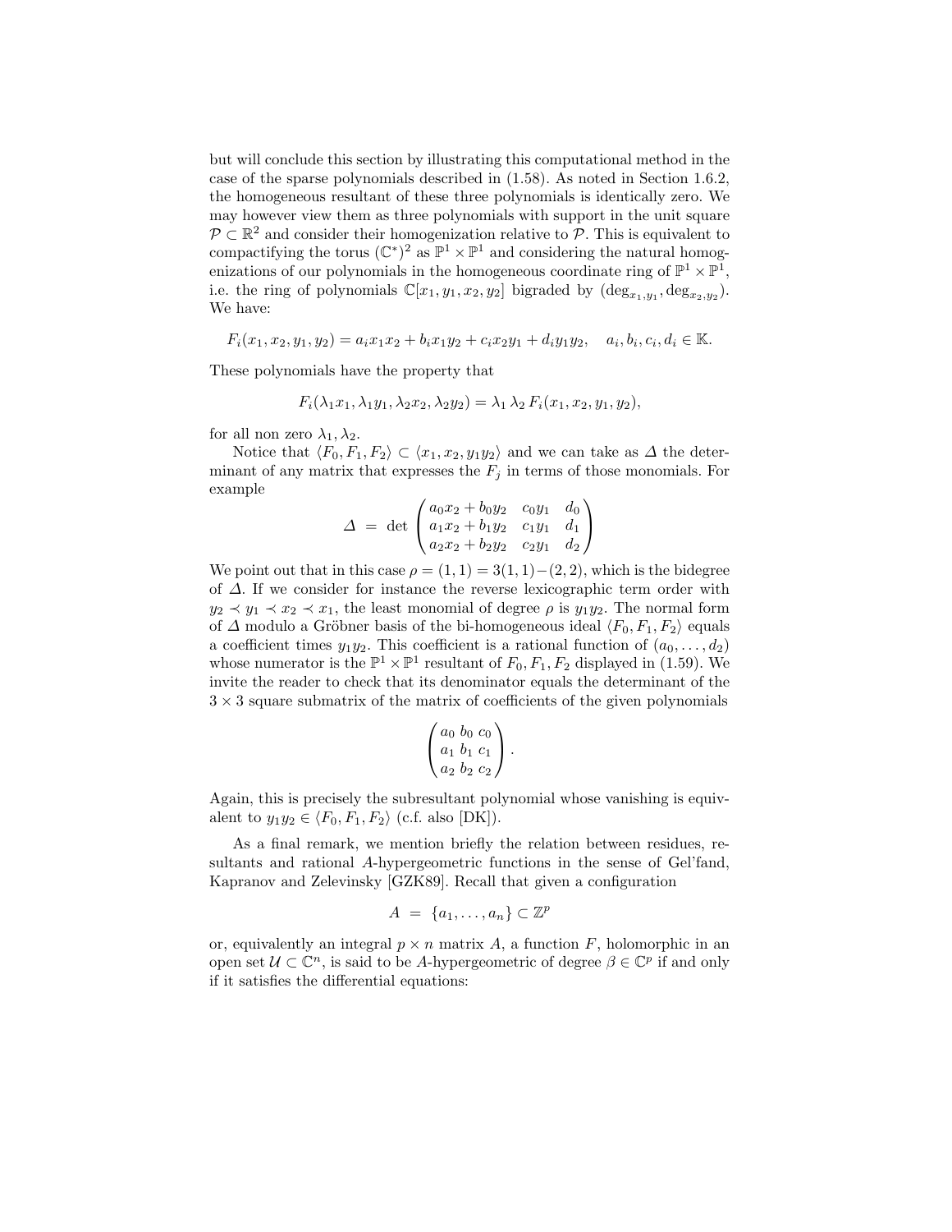but will conclude this section by illustrating this computational method in the case of the sparse polynomials described in (1.58). As noted in Section 1.6.2, the homogeneous resultant of these three polynomials is identically zero. We may however view them as three polynomials with support in the unit square $\mathcal{P} \subset \mathbb{R}^2$ and consider their homogenization relative to $\mathcal{P}$. This is equivalent to compactifying the torus $(\mathbb{C}^*)^2$ as $\mathbb{P}^1 \times \mathbb{P}^1$ and considering the natural homogenizations of our polynomials in the homogeneous coordinate ring of $\mathbb{P}^1 \times \mathbb{P}^1$, i.e. the ring of polynomials $\mathbb{C}[x_1, y_1, x_2, y_2]$ bigraded by $(\deg_{x_1,y_1}, \deg_{x_2,y_2})$. We have:

$$F_i(x_1, x_2, y_1, y_2) = a_i x_1 x_2 + b_i x_1 y_2 + c_i x_2 y_1 + d_i y_1 y_2, \quad a_i, b_i, c_i, d_i \in \mathbb{K}.$$

These polynomials have the property that

$$F_i(\lambda_1 x_1, \lambda_1 y_1, \lambda_2 x_2, \lambda_2 y_2) = \lambda_1 \, \lambda_2 \, F_i(x_1, x_2, y_1, y_2),$$

for all non zero $\lambda_1, \lambda_2$.

Notice that $\langle F_0, F_1, F_2 \rangle \subset \langle x_1, x_2, y_1 y_2 \rangle$ and we can take as $\Delta$ the determinant of any matrix that expresses the $F_j$ in terms of those monomials. For example

$$\Delta \;=\; \det \begin{pmatrix} a_0 x_2 + b_0 y_2 & c_0 y_1 & d_0 \\ a_1 x_2 + b_1 y_2 & c_1 y_1 & d_1 \\ a_2 x_2 + b_2 y_2 & c_2 y_1 & d_2 \end{pmatrix}$$

We point out that in this case $\rho = (1,1) = 3(1,1) - (2,2)$, which is the bidegree of $\Delta$. If we consider for instance the reverse lexicographic term order with $y_2 \prec y_1 \prec x_2 \prec x_1$, the least monomial of degree $\rho$ is $y_1 y_2$. The normal form of $\Delta$ modulo a Gröbner basis of the bi-homogeneous ideal $\langle F_0, F_1, F_2 \rangle$ equals a coefficient times $y_1 y_2$. This coefficient is a rational function of $(a_0, \ldots, d_2)$ whose numerator is the $\mathbb{P}^1 \times \mathbb{P}^1$ resultant of $F_0, F_1, F_2$ displayed in (1.59). We invite the reader to check that its denominator equals the determinant of the $3 \times 3$ square submatrix of the matrix of coefficients of the given polynomials

$$\begin{pmatrix} a_0 & b_0 & c_0 \\ a_1 & b_1 & c_1 \\ a_2 & b_2 & c_2 \end{pmatrix}.$$

Again, this is precisely the subresultant polynomial whose vanishing is equivalent to $y_1 y_2 \in \langle F_0, F_1, F_2 \rangle$ (c.f. also [DK]).

As a final remark, we mention briefly the relation between residues, resultants and rational $A$-hypergeometric functions in the sense of Gel'fand, Kapranov and Zelevinsky [GZK89]. Recall that given a configuration

$$A \;=\; \{a_1, \ldots, a_n\} \subset \mathbb{Z}^p$$

or, equivalently an integral $p \times n$ matrix $A$, a function $F$, holomorphic in an open set $\mathcal{U} \subset \mathbb{C}^n$, is said to be $A$-hypergeometric of degree $\beta \in \mathbb{C}^p$ if and only if it satisfies the differential equations: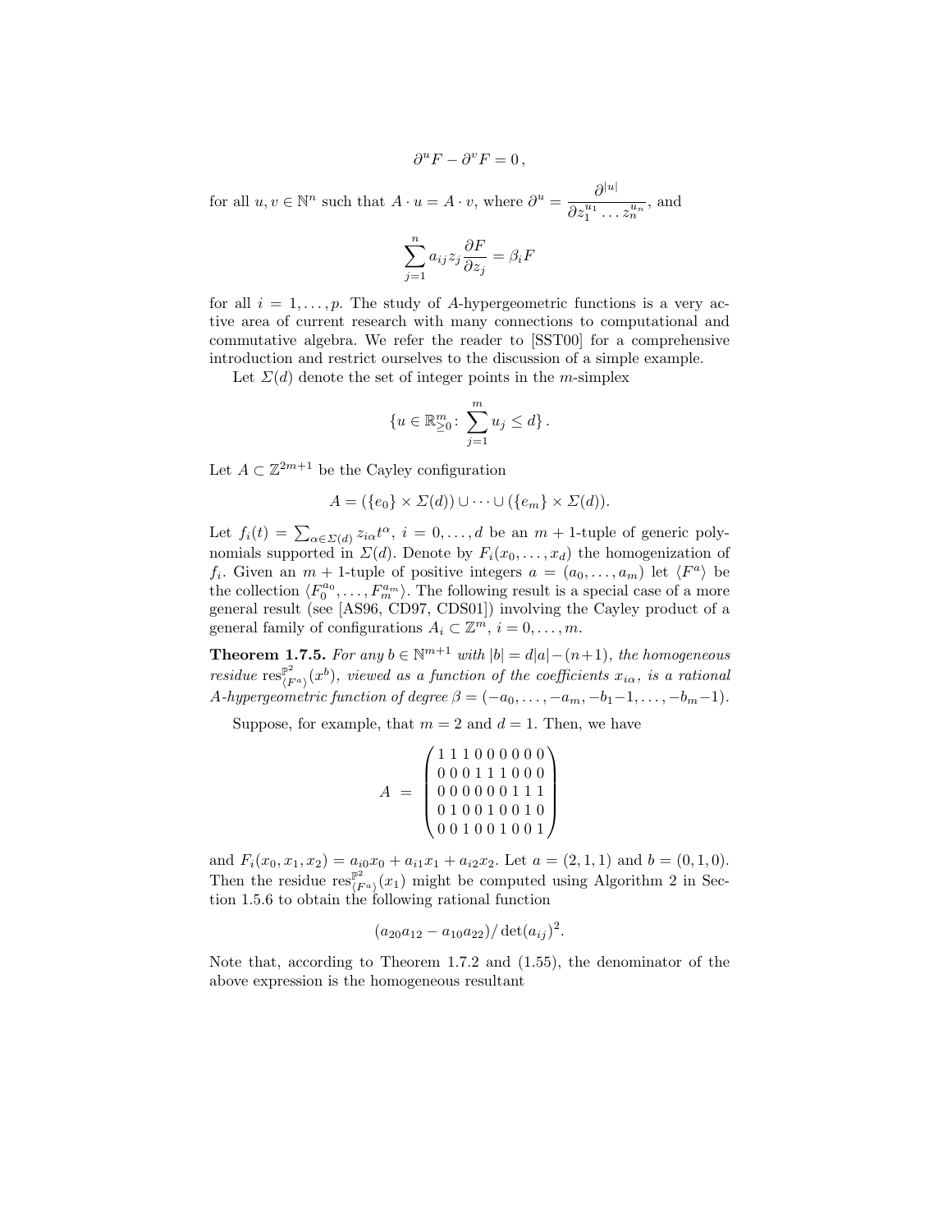$$\partial^u F - \partial^v F = 0\,,$$

for all $u, v \in \mathbb{N}^n$ such that $A \cdot u = A \cdot v$, where $\partial^u = \dfrac{\partial^{|u|}}{\partial z_1^{u_1} \dots z_n^{u_n}}$, and

$$\sum_{j=1}^{n} a_{ij} z_j \frac{\partial F}{\partial z_j} = \beta_i F$$

for all $i = 1, \dots, p$. The study of $A$-hypergeometric functions is a very active area of current research with many connections to computational and commutative algebra. We refer the reader to [SST00] for a comprehensive introduction and restrict ourselves to the discussion of a simple example.

Let $\Sigma(d)$ denote the set of integer points in the $m$-simplex

$$\{u \in \mathbb{R}^m_{\geq 0} \colon \sum_{j=1}^{m} u_j \leq d\}\,.$$

Let $A \subset \mathbb{Z}^{2m+1}$ be the Cayley configuration

$$A = (\{e_0\} \times \Sigma(d)) \cup \cdots \cup (\{e_m\} \times \Sigma(d)).$$

Let $f_i(t) = \sum_{\alpha \in \Sigma(d)} z_{i\alpha} t^\alpha$, $i = 0, \dots, d$ be an $m+1$-tuple of generic polynomials supported in $\Sigma(d)$. Denote by $F_i(x_0, \dots, x_d)$ the homogenization of $f_i$. Given an $m+1$-tuple of positive integers $a = (a_0, \dots, a_m)$ let $\langle F^a \rangle$ be the collection $\langle F_0^{a_0}, \dots, F_m^{a_m} \rangle$. The following result is a special case of a more general result (see [AS96, CD97, CDS01]) involving the Cayley product of a general family of configurations $A_i \subset \mathbb{Z}^m$, $i = 0, \dots, m$.

**Theorem 1.7.5.** *For any $b \in \mathbb{N}^{m+1}$ with $|b| = d|a| - (n+1)$, the homogeneous residue $\mathrm{res}^{\mathbb{P}^2}_{\langle F^a \rangle}(x^b)$, viewed as a function of the coefficients $x_{i\alpha}$, is a rational $A$-hypergeometric function of degree $\beta = (-a_0, \dots, -a_m, -b_1 - 1, \dots, -b_m - 1)$.*

Suppose, for example, that $m = 2$ and $d = 1$. Then, we have

$$A \;=\; \begin{pmatrix} 1\,1\,1\,0\,0\,0\,0\,0\,0 \\ 0\,0\,0\,1\,1\,1\,0\,0\,0 \\ 0\,0\,0\,0\,0\,0\,1\,1\,1 \\ 0\,1\,0\,0\,1\,0\,0\,1\,0 \\ 0\,0\,1\,0\,0\,1\,0\,0\,1 \end{pmatrix}$$

and $F_i(x_0, x_1, x_2) = a_{i0} x_0 + a_{i1} x_1 + a_{i2} x_2$. Let $a = (2, 1, 1)$ and $b = (0, 1, 0)$. Then the residue $\mathrm{res}^{\mathbb{P}^2}_{\langle F^a \rangle}(x_1)$ might be computed using Algorithm 2 in Section 1.5.6 to obtain the following rational function

$$(a_{20} a_{12} - a_{10} a_{22}) / \det(a_{ij})^2.$$

Note that, according to Theorem 1.7.2 and (1.55), the denominator of the above expression is the homogeneous resultant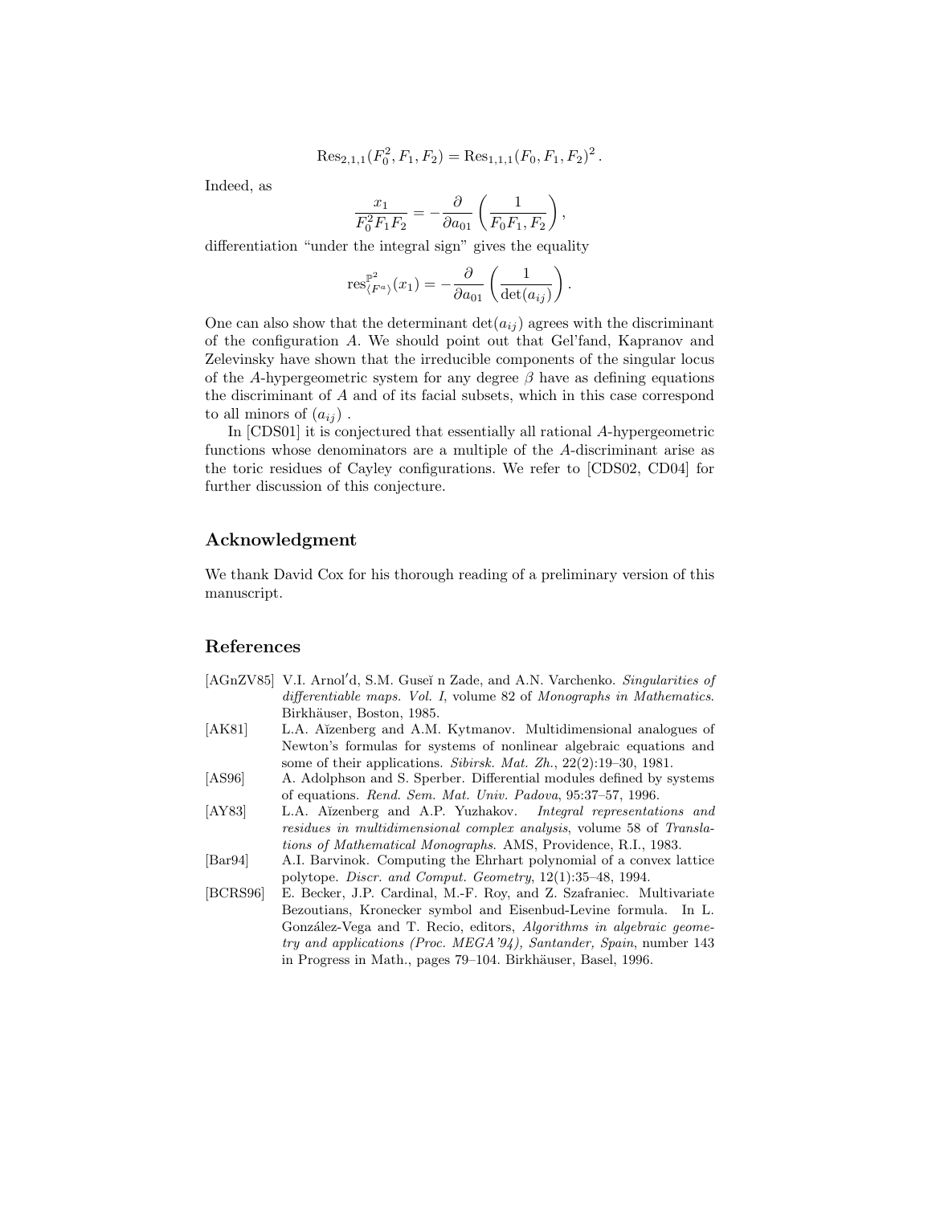$$\mathrm{Res}_{2,1,1}(F_0^2, F_1, F_2) = \mathrm{Res}_{1,1,1}(F_0, F_1, F_2)^2 .$$

Indeed, as

$$\frac{x_1}{F_0^2 F_1 F_2} = -\frac{\partial}{\partial a_{01}}\left(\frac{1}{F_0 F_1, F_2}\right),$$

differentiation "under the integral sign" gives the equality

$$\mathrm{res}^{\mathbb{P}^2}_{\langle F^a \rangle}(x_1) = -\frac{\partial}{\partial a_{01}}\left(\frac{1}{\det(a_{ij})}\right).$$

One can also show that the determinant $\det(a_{ij})$ agrees with the discriminant of the configuration $A$. We should point out that Gel'fand, Kapranov and Zelevinsky have shown that the irreducible components of the singular locus of the $A$-hypergeometric system for any degree $\beta$ have as defining equations the discriminant of $A$ and of its facial subsets, which in this case correspond to all minors of $(a_{ij})$ .

In [CDS01] it is conjectured that essentially all rational $A$-hypergeometric functions whose denominators are a multiple of the $A$-discriminant arise as the toric residues of Cayley configurations. We refer to [CDS02, CD04] for further discussion of this conjecture.

## Acknowledgment

We thank David Cox for his thorough reading of a preliminary version of this manuscript.

## References

[AGnZV85] V.I. Arnol′d, S.M. Guseĭ n Zade, and A.N. Varchenko. *Singularities of differentiable maps. Vol. I*, volume 82 of *Monographs in Mathematics*. Birkhäuser, Boston, 1985.

[AK81] L.A. Aĭzenberg and A.M. Kytmanov. Multidimensional analogues of Newton's formulas for systems of nonlinear algebraic equations and some of their applications. *Sibirsk. Mat. Zh.*, 22(2):19–30, 1981.

[AS96] A. Adolphson and S. Sperber. Differential modules defined by systems of equations. *Rend. Sem. Mat. Univ. Padova*, 95:37–57, 1996.

[AY83] L.A. Aĭzenberg and A.P. Yuzhakov. *Integral representations and residues in multidimensional complex analysis*, volume 58 of *Translations of Mathematical Monographs*. AMS, Providence, R.I., 1983.

[Bar94] A.I. Barvinok. Computing the Ehrhart polynomial of a convex lattice polytope. *Discr. and Comput. Geometry*, 12(1):35–48, 1994.

[BCRS96] E. Becker, J.P. Cardinal, M.-F. Roy, and Z. Szafraniec. Multivariate Bezoutians, Kronecker symbol and Eisenbud-Levine formula. In L. González-Vega and T. Recio, editors, *Algorithms in algebraic geometry and applications (Proc. MEGA'94), Santander, Spain*, number 143 in Progress in Math., pages 79–104. Birkhäuser, Basel, 1996.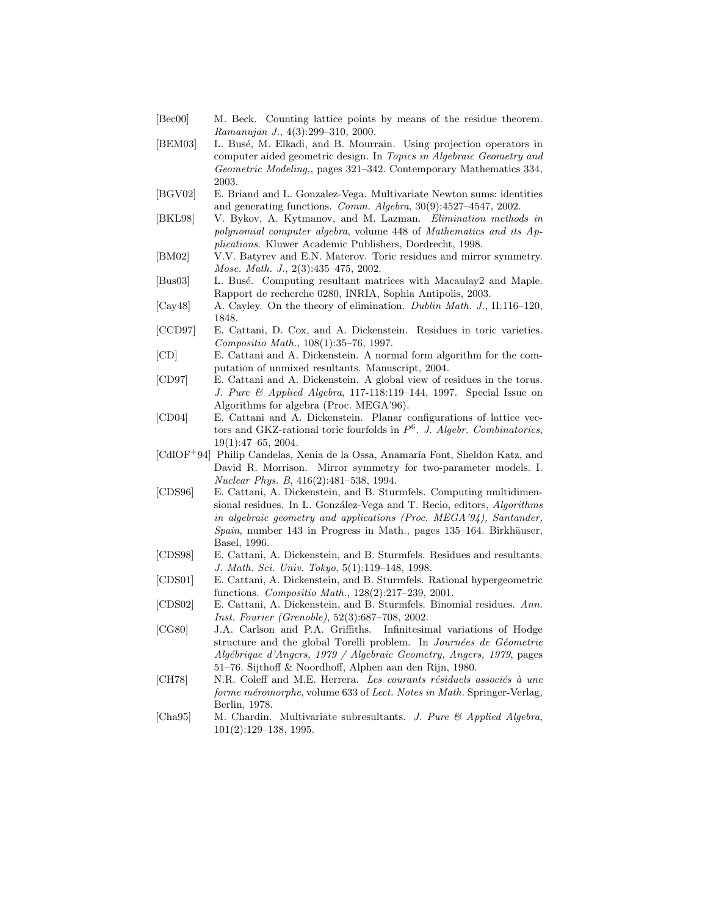[Bec00] M. Beck. Counting lattice points by means of the residue theorem. *Ramanujan J.*, 4(3):299–310, 2000.

[BEM03] L. Busé, M. Elkadi, and B. Mourrain. Using projection operators in computer aided geometric design. In *Topics in Algebraic Geometry and Geometric Modeling,*, pages 321–342. Contemporary Mathematics 334, 2003.

[BGV02] E. Briand and L. Gonzalez-Vega. Multivariate Newton sums: identities and generating functions. *Comm. Algebra*, 30(9):4527–4547, 2002.

[BKL98] V. Bykov, A. Kytmanov, and M. Lazman. *Elimination methods in polynomial computer algebra*, volume 448 of *Mathematics and its Applications*. Kluwer Academic Publishers, Dordrecht, 1998.

[BM02] V.V. Batyrev and E.N. Materov. Toric residues and mirror symmetry. *Mosc. Math. J.*, 2(3):435–475, 2002.

[Bus03] L. Busé. Computing resultant matrices with Macaulay2 and Maple. Rapport de recherche 0280, INRIA, Sophia Antipolis, 2003.

[Cay48] A. Cayley. On the theory of elimination. *Dublin Math. J.*, II:116–120, 1848.

[CCD97] E. Cattani, D. Cox, and A. Dickenstein. Residues in toric varieties. *Compositio Math.*, 108(1):35–76, 1997.

[CD] E. Cattani and A. Dickenstein. A normal form algorithm for the computation of unmixed resultants. Manuscript, 2004.

[CD97] E. Cattani and A. Dickenstein. A global view of residues in the torus. *J. Pure & Applied Algebra*, 117-118:119–144, 1997. Special Issue on Algorithms for algebra (Proc. MEGA'96).

[CD04] E. Cattani and A. Dickenstein. Planar configurations of lattice vectors and GKZ-rational toric fourfolds in $P^6$. *J. Algebr. Combinatorics*, 19(1):47–65, 2004.

[CdlOF+94] Philip Candelas, Xenia de la Ossa, Anamaría Font, Sheldon Katz, and David R. Morrison. Mirror symmetry for two-parameter models. I. *Nuclear Phys. B*, 416(2):481–538, 1994.

[CDS96] E. Cattani, A. Dickenstein, and B. Sturmfels. Computing multidimensional residues. In L. González-Vega and T. Recio, editors, *Algorithms in algebraic geometry and applications (Proc. MEGA'94), Santander, Spain*, number 143 in Progress in Math., pages 135–164. Birkhäuser, Basel, 1996.

[CDS98] E. Cattani, A. Dickenstein, and B. Sturmfels. Residues and resultants. *J. Math. Sci. Univ. Tokyo*, 5(1):119–148, 1998.

[CDS01] E. Cattani, A. Dickenstein, and B. Sturmfels. Rational hypergeometric functions. *Compositio Math.*, 128(2):217–239, 2001.

[CDS02] E. Cattani, A. Dickenstein, and B. Sturmfels. Binomial residues. *Ann. Inst. Fourier (Grenoble)*, 52(3):687–708, 2002.

[CG80] J.A. Carlson and P.A. Griffiths. Infinitesimal variations of Hodge structure and the global Torelli problem. In *Journées de Géometrie Algébrique d'Angers, 1979 / Algebraic Geometry, Angers, 1979*, pages 51–76. Sijthoff & Noordhoff, Alphen aan den Rijn, 1980.

[CH78] N.R. Coleff and M.E. Herrera. *Les courants résiduels associés à une forme méromorphe*, volume 633 of *Lect. Notes in Math.* Springer-Verlag, Berlin, 1978.

[Cha95] M. Chardin. Multivariate subresultants. *J. Pure & Applied Algebra*, 101(2):129–138, 1995.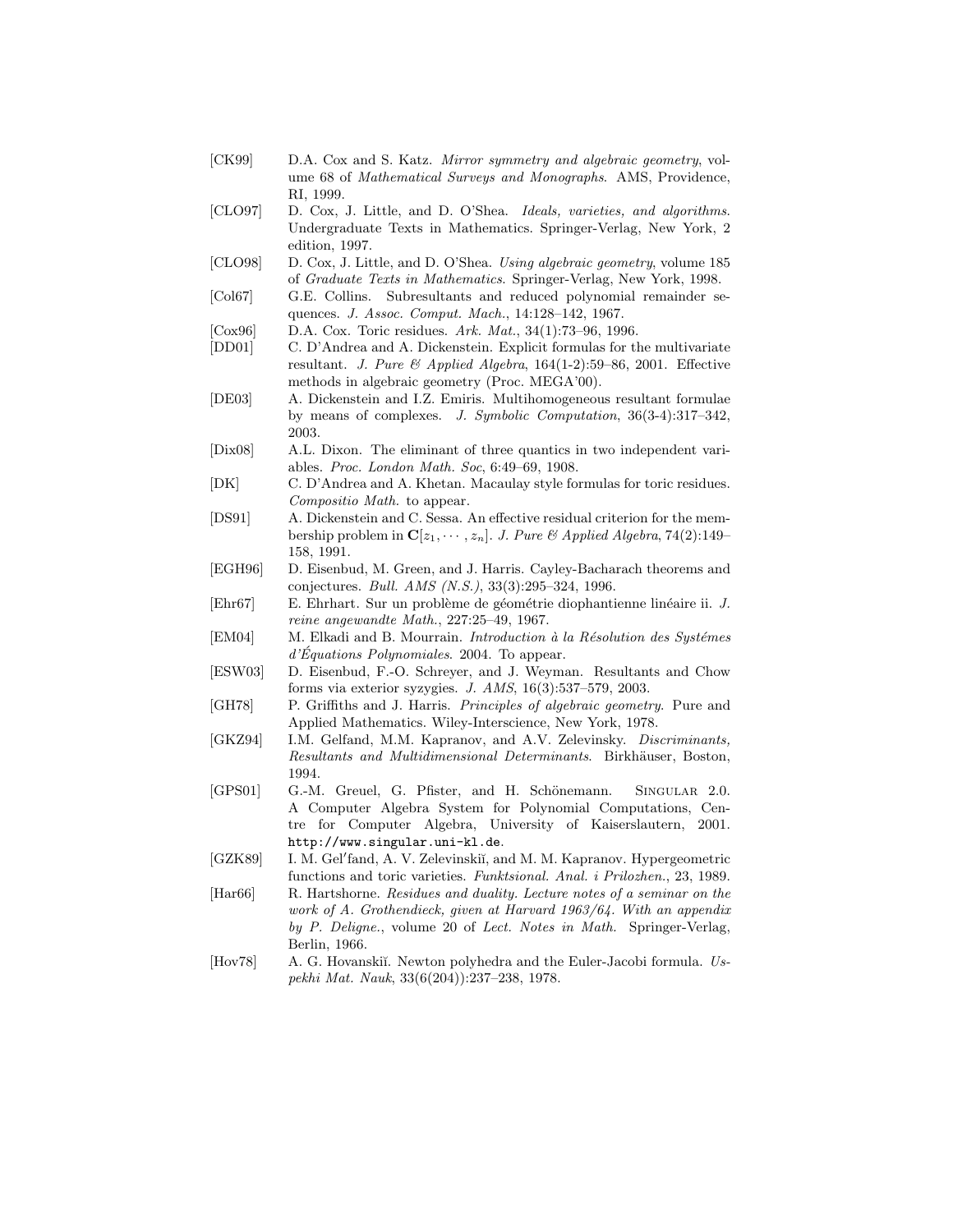[CK99] D.A. Cox and S. Katz. *Mirror symmetry and algebraic geometry*, volume 68 of *Mathematical Surveys and Monographs*. AMS, Providence, RI, 1999.

[CLO97] D. Cox, J. Little, and D. O'Shea. *Ideals, varieties, and algorithms*. Undergraduate Texts in Mathematics. Springer-Verlag, New York, 2 edition, 1997.

[CLO98] D. Cox, J. Little, and D. O'Shea. *Using algebraic geometry*, volume 185 of *Graduate Texts in Mathematics*. Springer-Verlag, New York, 1998.

[Col67] G.E. Collins. Subresultants and reduced polynomial remainder sequences. *J. Assoc. Comput. Mach.*, 14:128–142, 1967.

[Cox96] D.A. Cox. Toric residues. *Ark. Mat.*, 34(1):73–96, 1996.

[DD01] C. D'Andrea and A. Dickenstein. Explicit formulas for the multivariate resultant. *J. Pure & Applied Algebra*, 164(1-2):59–86, 2001. Effective methods in algebraic geometry (Proc. MEGA'00).

[DE03] A. Dickenstein and I.Z. Emiris. Multihomogeneous resultant formulae by means of complexes. *J. Symbolic Computation*, 36(3-4):317–342, 2003.

[Dix08] A.L. Dixon. The eliminant of three quantics in two independent variables. *Proc. London Math. Soc*, 6:49–69, 1908.

[DK] C. D'Andrea and A. Khetan. Macaulay style formulas for toric residues. *Compositio Math.* to appear.

[DS91] A. Dickenstein and C. Sessa. An effective residual criterion for the membership problem in $\mathbf{C}[z_1, \cdots, z_n]$. *J. Pure & Applied Algebra*, 74(2):149–158, 1991.

[EGH96] D. Eisenbud, M. Green, and J. Harris. Cayley-Bacharach theorems and conjectures. *Bull. AMS (N.S.)*, 33(3):295–324, 1996.

[Ehr67] E. Ehrhart. Sur un problème de géométrie diophantienne linéaire ii. *J. reine angewandte Math.*, 227:25–49, 1967.

[EM04] M. Elkadi and B. Mourrain. *Introduction à la Résolution des Systémes d'Équations Polynomiales*. 2004. To appear.

[ESW03] D. Eisenbud, F.-O. Schreyer, and J. Weyman. Resultants and Chow forms via exterior syzygies. *J. AMS*, 16(3):537–579, 2003.

[GH78] P. Griffiths and J. Harris. *Principles of algebraic geometry*. Pure and Applied Mathematics. Wiley-Interscience, New York, 1978.

[GKZ94] I.M. Gelfand, M.M. Kapranov, and A.V. Zelevinsky. *Discriminants, Resultants and Multidimensional Determinants*. Birkhäuser, Boston, 1994.

[GPS01] G.-M. Greuel, G. Pfister, and H. Schönemann. SINGULAR 2.0. A Computer Algebra System for Polynomial Computations, Centre for Computer Algebra, University of Kaiserslautern, 2001. http://www.singular.uni-kl.de.

[GZK89] I. M. Gel′fand, A. V. Zelevinskiĭ, and M. M. Kapranov. Hypergeometric functions and toric varieties. *Funktsional. Anal. i Prilozhen.*, 23, 1989.

[Har66] R. Hartshorne. *Residues and duality. Lecture notes of a seminar on the work of A. Grothendieck, given at Harvard 1963/64. With an appendix by P. Deligne.*, volume 20 of *Lect. Notes in Math.* Springer-Verlag, Berlin, 1966.

[Hov78] A. G. Hovanskiĭ. Newton polyhedra and the Euler-Jacobi formula. *Uspekhi Mat. Nauk*, 33(6(204)):237–238, 1978.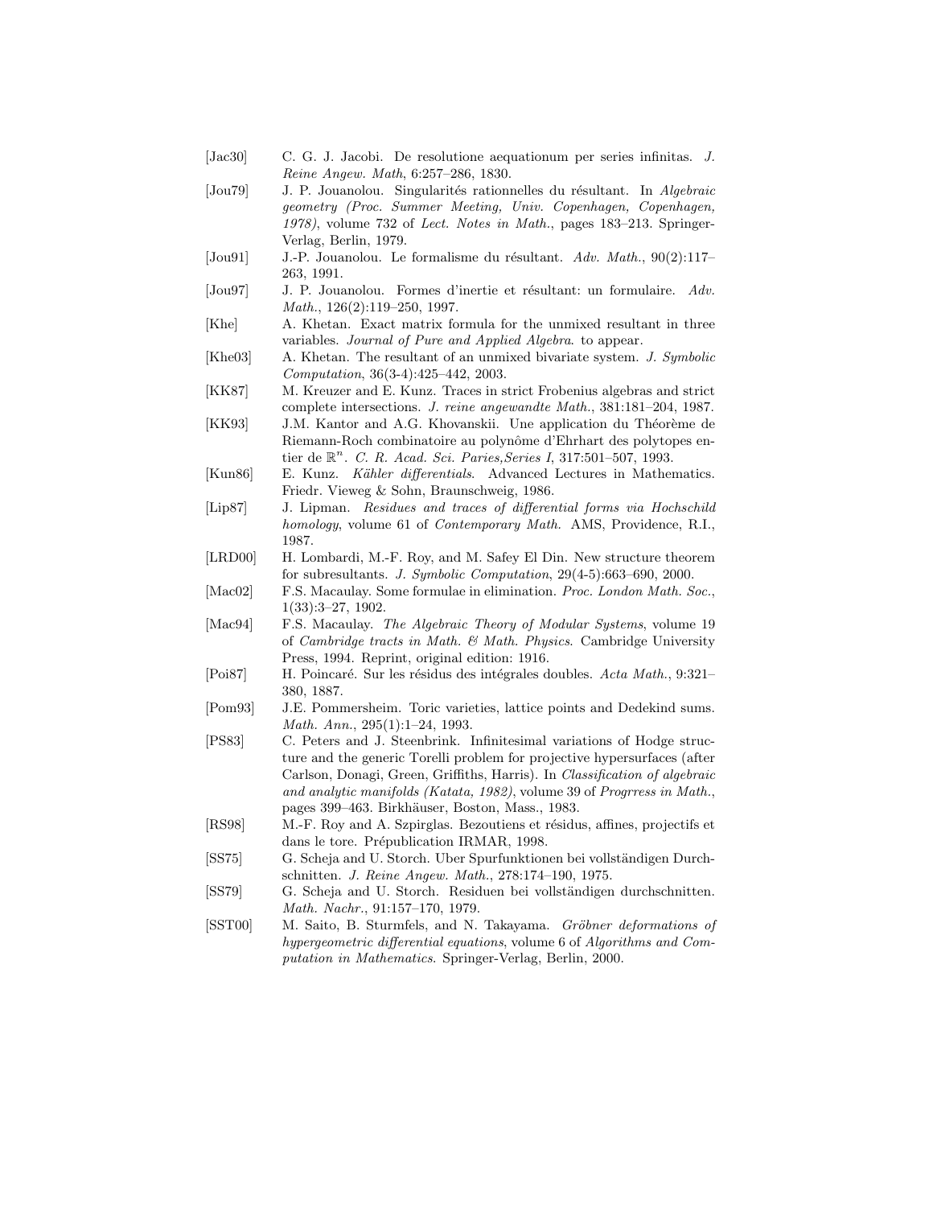[Jac30] C. G. J. Jacobi. De resolutione aequationum per series infinitas. *J. Reine Angew. Math*, 6:257–286, 1830.

[Jou79] J. P. Jouanolou. Singularités rationnelles du résultant. In *Algebraic geometry (Proc. Summer Meeting, Univ. Copenhagen, Copenhagen, 1978)*, volume 732 of *Lect. Notes in Math.*, pages 183–213. Springer-Verlag, Berlin, 1979.

[Jou91] J.-P. Jouanolou. Le formalisme du résultant. *Adv. Math.*, 90(2):117–263, 1991.

[Jou97] J. P. Jouanolou. Formes d'inertie et résultant: un formulaire. *Adv. Math.*, 126(2):119–250, 1997.

[Khe] A. Khetan. Exact matrix formula for the unmixed resultant in three variables. *Journal of Pure and Applied Algebra*. to appear.

[Khe03] A. Khetan. The resultant of an unmixed bivariate system. *J. Symbolic Computation*, 36(3-4):425–442, 2003.

[KK87] M. Kreuzer and E. Kunz. Traces in strict Frobenius algebras and strict complete intersections. *J. reine angewandte Math.*, 381:181–204, 1987.

[KK93] J.M. Kantor and A.G. Khovanskii. Une application du Théorème de Riemann-Roch combinatoire au polynôme d'Ehrhart des polytopes entier de $\mathbb{R}^n$. *C. R. Acad. Sci. Paries,Series I*, 317:501–507, 1993.

[Kun86] E. Kunz. *Kähler differentials*. Advanced Lectures in Mathematics. Friedr. Vieweg & Sohn, Braunschweig, 1986.

[Lip87] J. Lipman. *Residues and traces of differential forms via Hochschild homology*, volume 61 of *Contemporary Math.* AMS, Providence, R.I., 1987.

[LRD00] H. Lombardi, M.-F. Roy, and M. Safey El Din. New structure theorem for subresultants. *J. Symbolic Computation*, 29(4-5):663–690, 2000.

[Mac02] F.S. Macaulay. Some formulae in elimination. *Proc. London Math. Soc.*, 1(33):3–27, 1902.

[Mac94] F.S. Macaulay. *The Algebraic Theory of Modular Systems*, volume 19 of *Cambridge tracts in Math. & Math. Physics*. Cambridge University Press, 1994. Reprint, original edition: 1916.

[Poi87] H. Poincaré. Sur les résidus des intégrales doubles. *Acta Math.*, 9:321–380, 1887.

[Pom93] J.E. Pommersheim. Toric varieties, lattice points and Dedekind sums. *Math. Ann.*, 295(1):1–24, 1993.

[PS83] C. Peters and J. Steenbrink. Infinitesimal variations of Hodge structure and the generic Torelli problem for projective hypersurfaces (after Carlson, Donagi, Green, Griffiths, Harris). In *Classification of algebraic and analytic manifolds (Katata, 1982)*, volume 39 of *Progrress in Math.*, pages 399–463. Birkhäuser, Boston, Mass., 1983.

[RS98] M.-F. Roy and A. Szpirglas. Bezoutiens et résidus, affines, projectifs et dans le tore. Prépublication IRMAR, 1998.

[SS75] G. Scheja and U. Storch. Uber Spurfunktionen bei vollständigen Durchschnitten. *J. Reine Angew. Math.*, 278:174–190, 1975.

[SS79] G. Scheja and U. Storch. Residuen bei vollständigen durchschnitten. *Math. Nachr.*, 91:157–170, 1979.

[SST00] M. Saito, B. Sturmfels, and N. Takayama. *Gröbner deformations of hypergeometric differential equations*, volume 6 of *Algorithms and Computation in Mathematics*. Springer-Verlag, Berlin, 2000.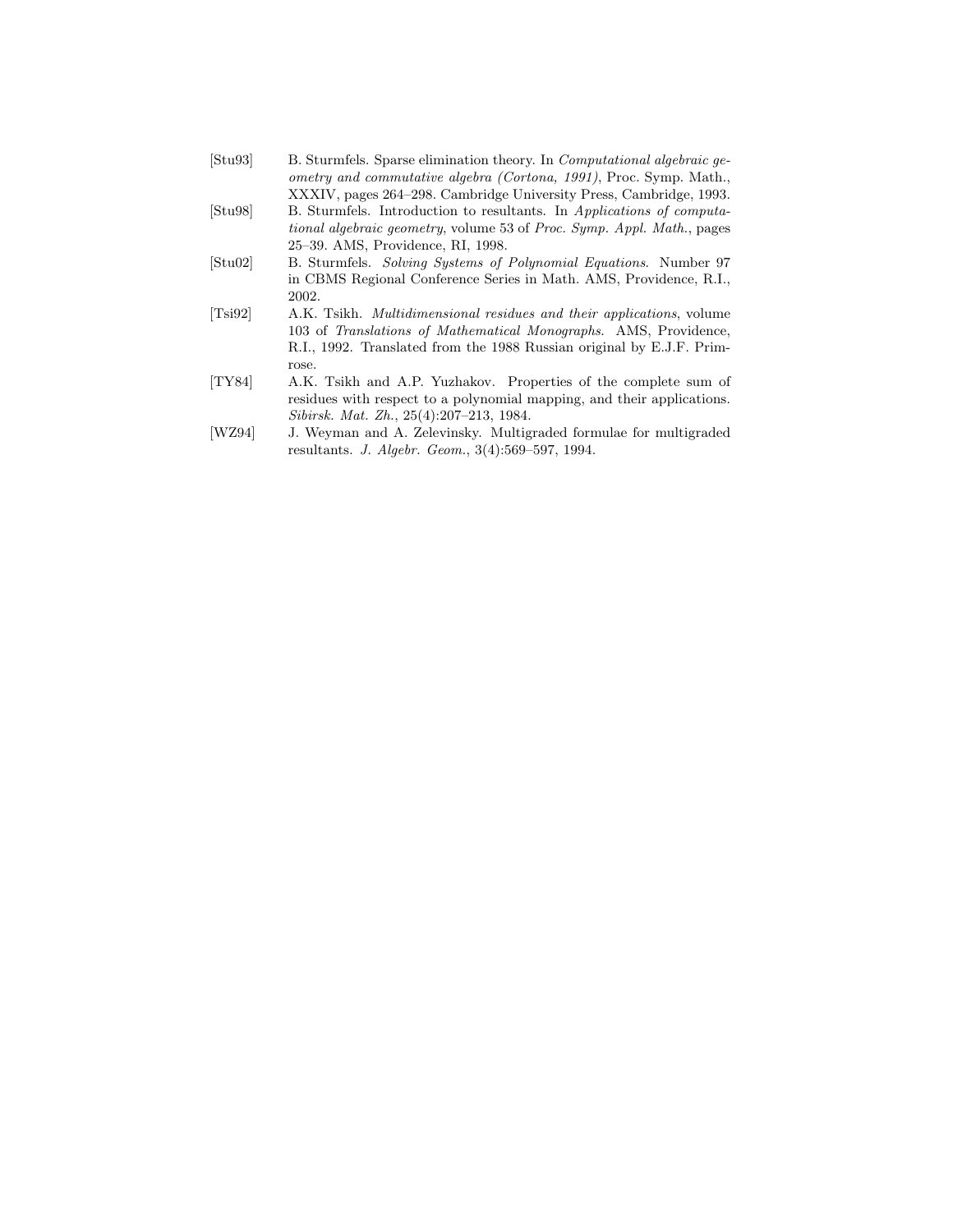[Stu93] B. Sturmfels. Sparse elimination theory. In *Computational algebraic geometry and commutative algebra (Cortona, 1991)*, Proc. Symp. Math., XXXIV, pages 264–298. Cambridge University Press, Cambridge, 1993.

[Stu98] B. Sturmfels. Introduction to resultants. In *Applications of computational algebraic geometry*, volume 53 of *Proc. Symp. Appl. Math.*, pages 25–39. AMS, Providence, RI, 1998.

[Stu02] B. Sturmfels. *Solving Systems of Polynomial Equations*. Number 97 in CBMS Regional Conference Series in Math. AMS, Providence, R.I., 2002.

[Tsi92] A.K. Tsikh. *Multidimensional residues and their applications*, volume 103 of *Translations of Mathematical Monographs*. AMS, Providence, R.I., 1992. Translated from the 1988 Russian original by E.J.F. Primrose.

[TY84] A.K. Tsikh and A.P. Yuzhakov. Properties of the complete sum of residues with respect to a polynomial mapping, and their applications. *Sibirsk. Mat. Zh.*, 25(4):207–213, 1984.

[WZ94] J. Weyman and A. Zelevinsky. Multigraded formulae for multigraded resultants. *J. Algebr. Geom.*, 3(4):569–597, 1994.